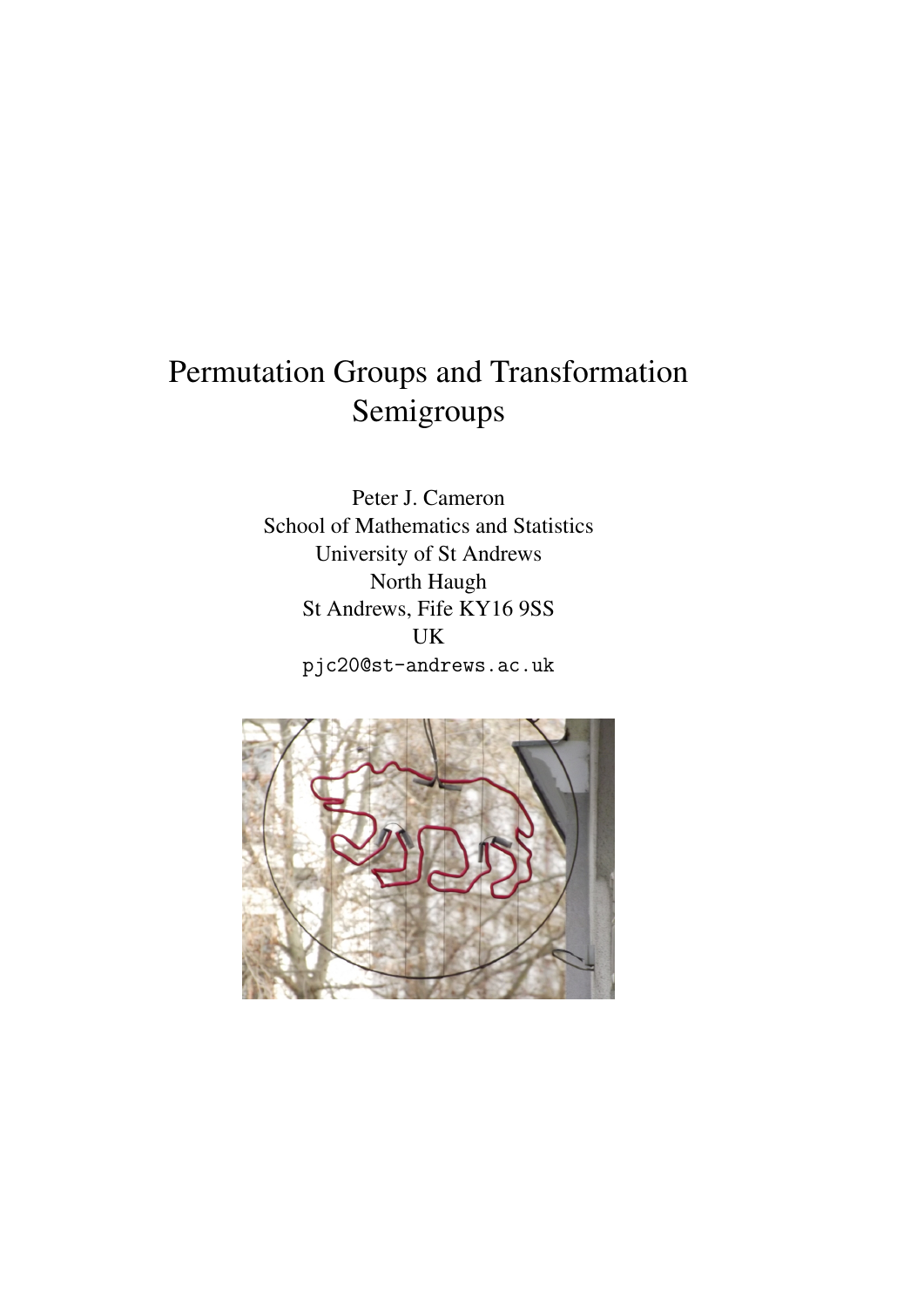# Permutation Groups and Transformation Semigroups

Peter J. Cameron
School of Mathematics and Statistics
University of St Andrews
North Haugh
St Andrews, Fife KY16 9SS
UK
pjc20@st-andrews.ac.uk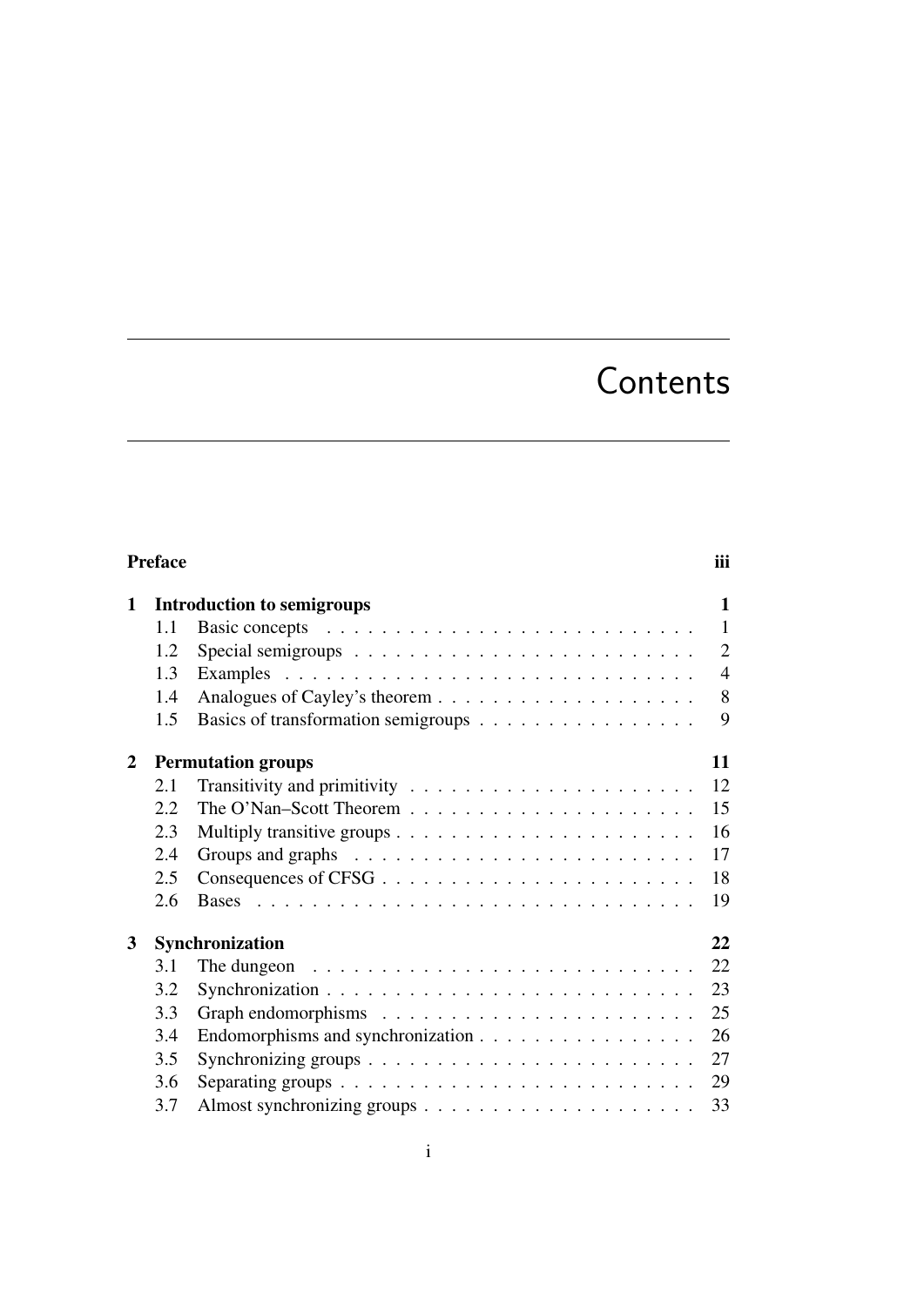# Contents

**Preface** **iii**

**1 Introduction to semigroups** **1**

- 1.1 Basic concepts . . . . . . . . . . . . . . . . . . . . . . . . . . 1
- 1.2 Special semigroups . . . . . . . . . . . . . . . . . . . . . . . . 2
- 1.3 Examples . . . . . . . . . . . . . . . . . . . . . . . . . . . . . 4
- 1.4 Analogues of Cayley's theorem . . . . . . . . . . . . . . . . . . 8
- 1.5 Basics of transformation semigroups . . . . . . . . . . . . . . . 9

**2 Permutation groups** **11**

- 2.1 Transitivity and primitivity . . . . . . . . . . . . . . . . . . . . 12
- 2.2 The O'Nan–Scott Theorem . . . . . . . . . . . . . . . . . . . . 15
- 2.3 Multiply transitive groups . . . . . . . . . . . . . . . . . . . . . 16
- 2.4 Groups and graphs . . . . . . . . . . . . . . . . . . . . . . . . 17
- 2.5 Consequences of CFSG . . . . . . . . . . . . . . . . . . . . . . 18
- 2.6 Bases . . . . . . . . . . . . . . . . . . . . . . . . . . . . . . . 19

**3 Synchronization** **22**

- 3.1 The dungeon . . . . . . . . . . . . . . . . . . . . . . . . . . . 22
- 3.2 Synchronization . . . . . . . . . . . . . . . . . . . . . . . . . . 23
- 3.3 Graph endomorphisms . . . . . . . . . . . . . . . . . . . . . . 25
- 3.4 Endomorphisms and synchronization . . . . . . . . . . . . . . . 26
- 3.5 Synchronizing groups . . . . . . . . . . . . . . . . . . . . . . . 27
- 3.6 Separating groups . . . . . . . . . . . . . . . . . . . . . . . . . 29
- 3.7 Almost synchronizing groups . . . . . . . . . . . . . . . . . . . 33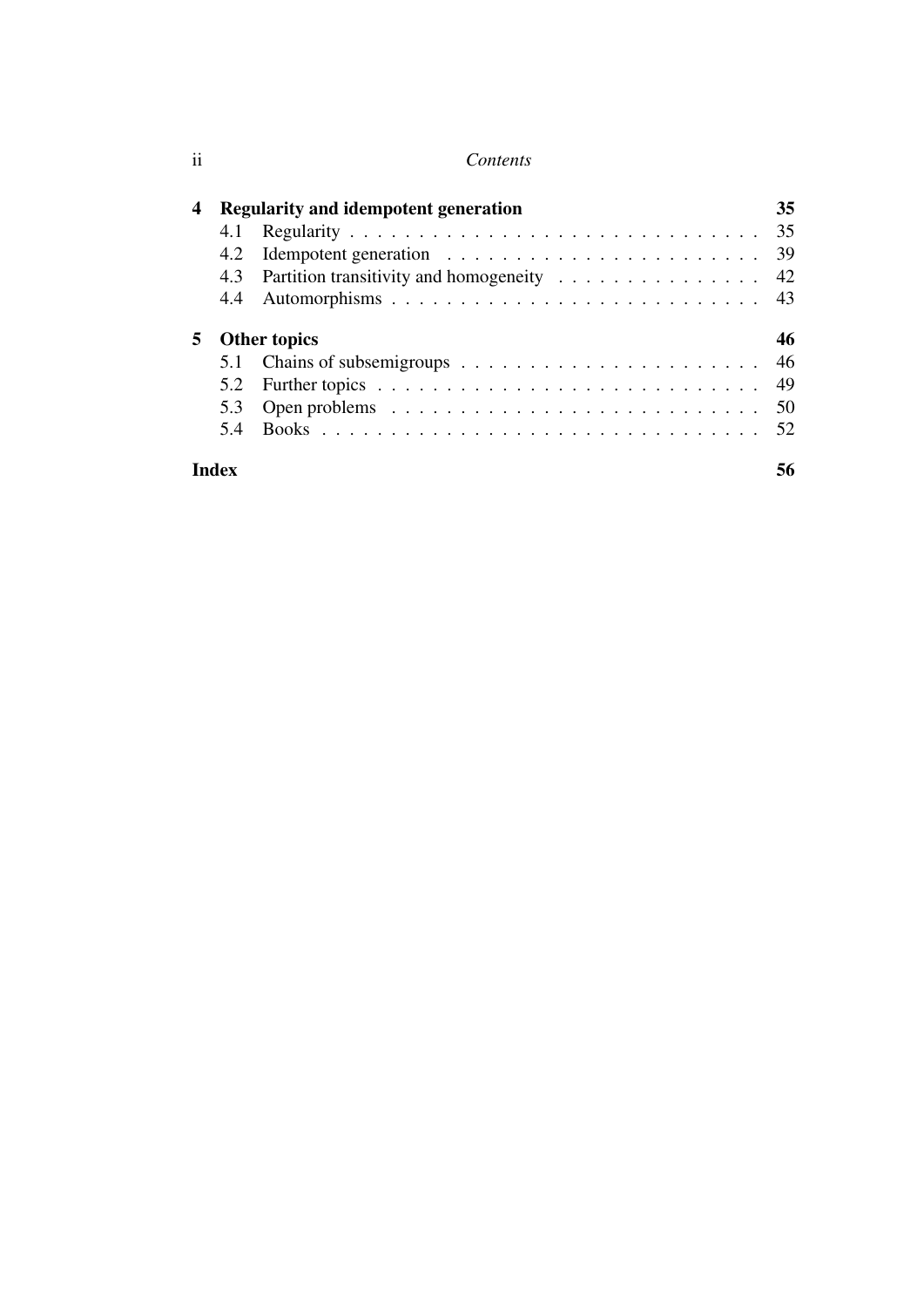**4 Regularity and idempotent generation** — 35

- 4.1 Regularity — 35
- 4.2 Idempotent generation — 39
- 4.3 Partition transitivity and homogeneity — 42
- 4.4 Automorphisms — 43

**5 Other topics** — 46

- 5.1 Chains of subsemigroups — 46
- 5.2 Further topics — 49
- 5.3 Open problems — 50
- 5.4 Books — 52

**Index** — 56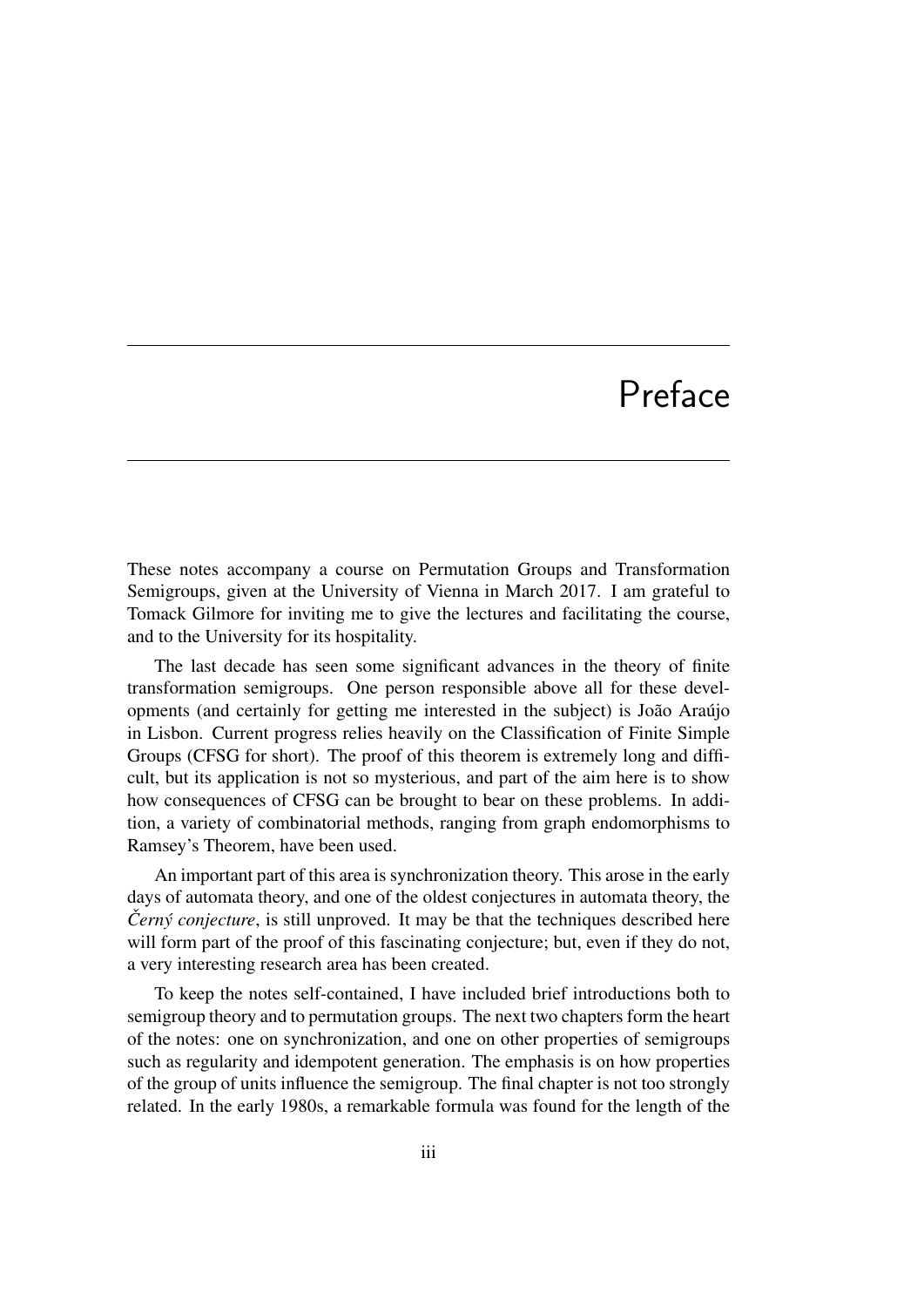# Preface

These notes accompany a course on Permutation Groups and Transformation Semigroups, given at the University of Vienna in March 2017. I am grateful to Tomack Gilmore for inviting me to give the lectures and facilitating the course, and to the University for its hospitality.

The last decade has seen some significant advances in the theory of finite transformation semigroups. One person responsible above all for these developments (and certainly for getting me interested in the subject) is João Araújo in Lisbon. Current progress relies heavily on the Classification of Finite Simple Groups (CFSG for short). The proof of this theorem is extremely long and difficult, but its application is not so mysterious, and part of the aim here is to show how consequences of CFSG can be brought to bear on these problems. In addition, a variety of combinatorial methods, ranging from graph endomorphisms to Ramsey's Theorem, have been used.

An important part of this area is synchronization theory. This arose in the early days of automata theory, and one of the oldest conjectures in automata theory, the *Černý conjecture*, is still unproved. It may be that the techniques described here will form part of the proof of this fascinating conjecture; but, even if they do not, a very interesting research area has been created.

To keep the notes self-contained, I have included brief introductions both to semigroup theory and to permutation groups. The next two chapters form the heart of the notes: one on synchronization, and one on other properties of semigroups such as regularity and idempotent generation. The emphasis is on how properties of the group of units influence the semigroup. The final chapter is not too strongly related. In the early 1980s, a remarkable formula was found for the length of the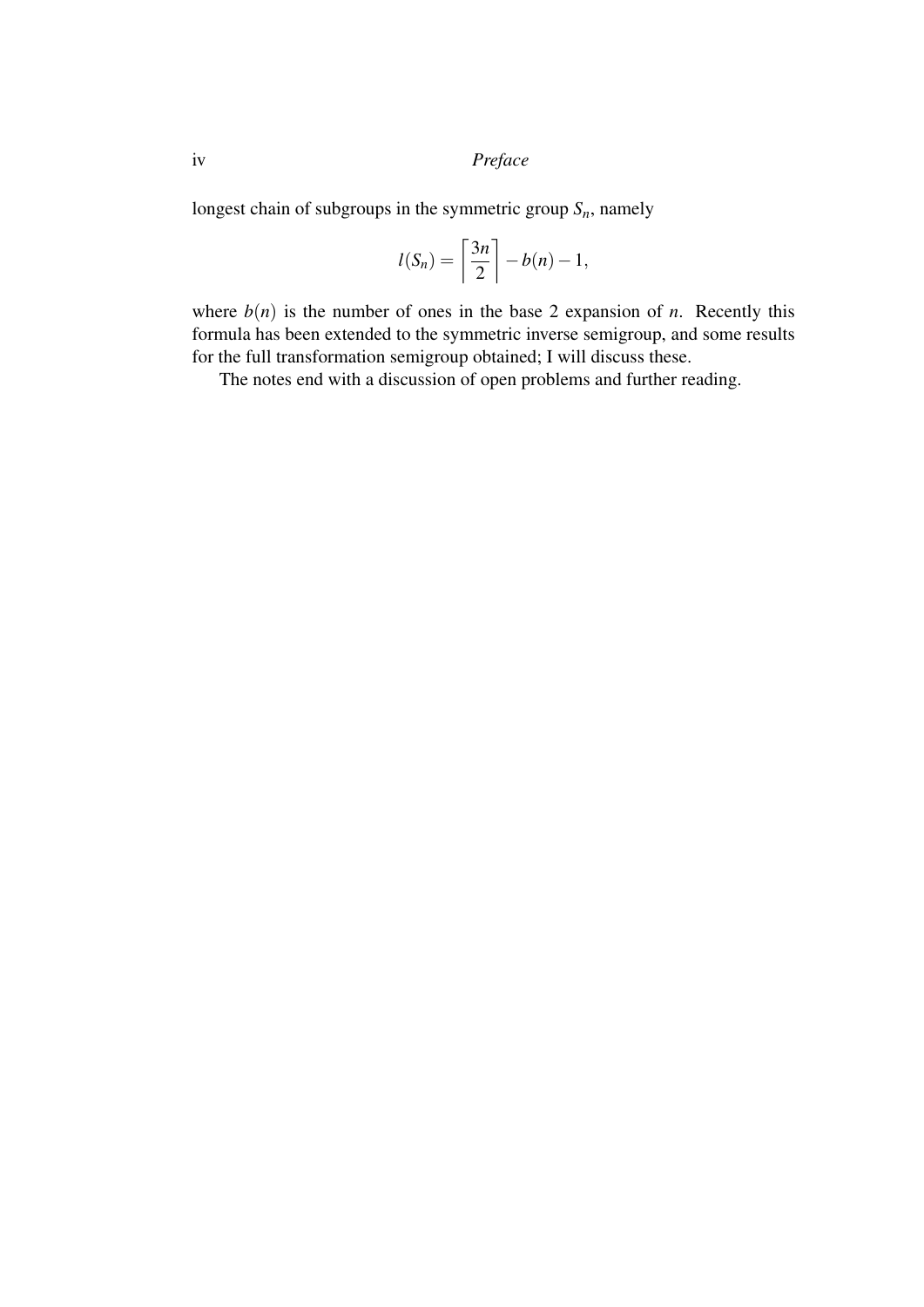longest chain of subgroups in the symmetric group $S_n$, namely

$$l(S_n) = \left\lceil \frac{3n}{2} \right\rceil - b(n) - 1,$$

where $b(n)$ is the number of ones in the base 2 expansion of $n$. Recently this formula has been extended to the symmetric inverse semigroup, and some results for the full transformation semigroup obtained; I will discuss these.

The notes end with a discussion of open problems and further reading.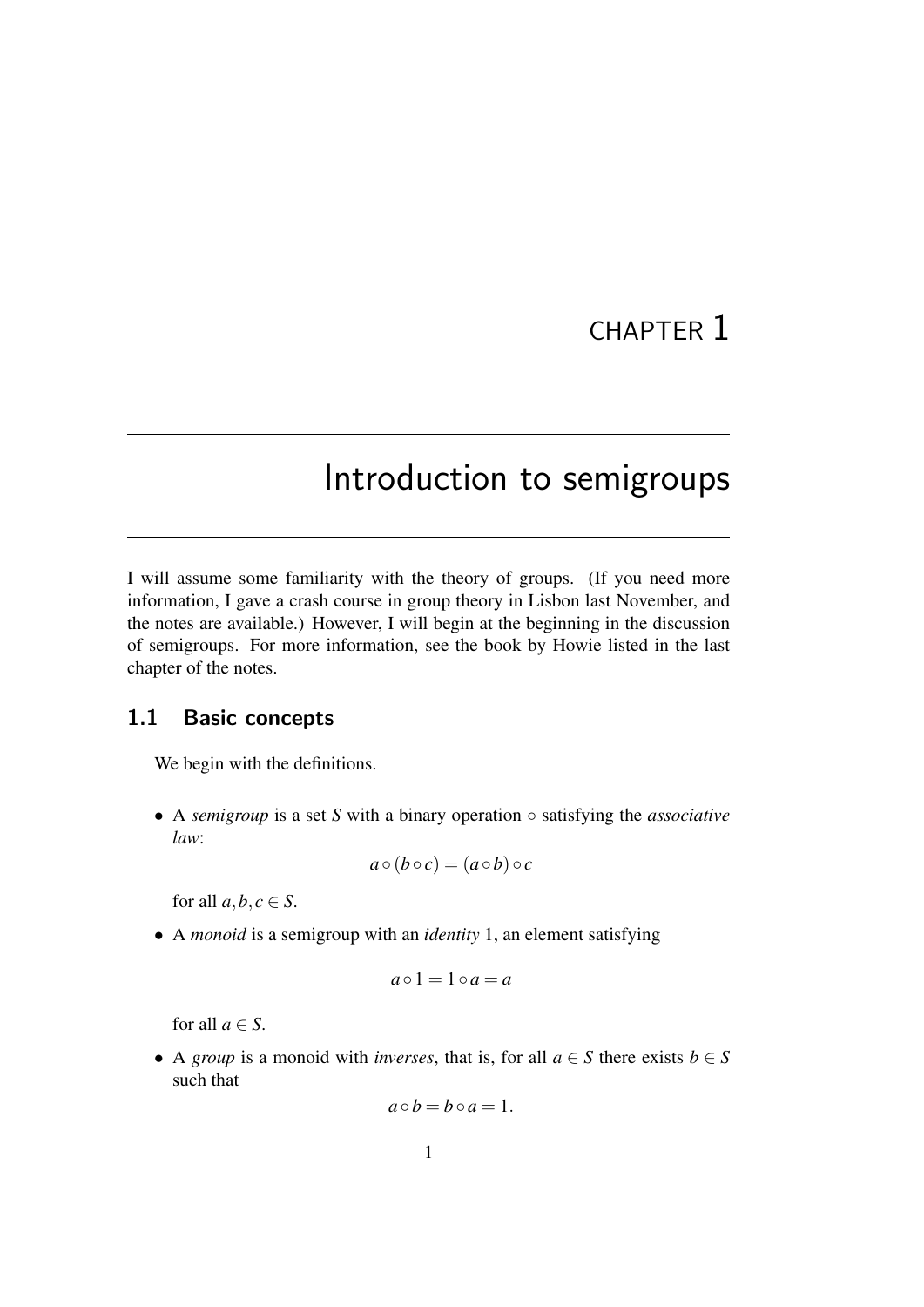# CHAPTER 1

# Introduction to semigroups

I will assume some familiarity with the theory of groups. (If you need more information, I gave a crash course in group theory in Lisbon last November, and the notes are available.) However, I will begin at the beginning in the discussion of semigroups. For more information, see the book by Howie listed in the last chapter of the notes.

## 1.1 Basic concepts

We begin with the definitions.

- A *semigroup* is a set $S$ with a binary operation $\circ$ satisfying the *associative law*:

$$a \circ (b \circ c) = (a \circ b) \circ c$$

  for all $a, b, c \in S$.

- A *monoid* is a semigroup with an *identity* 1, an element satisfying

$$a \circ 1 = 1 \circ a = a$$

  for all $a \in S$.

- A *group* is a monoid with *inverses*, that is, for all $a \in S$ there exists $b \in S$ such that

$$a \circ b = b \circ a = 1.$$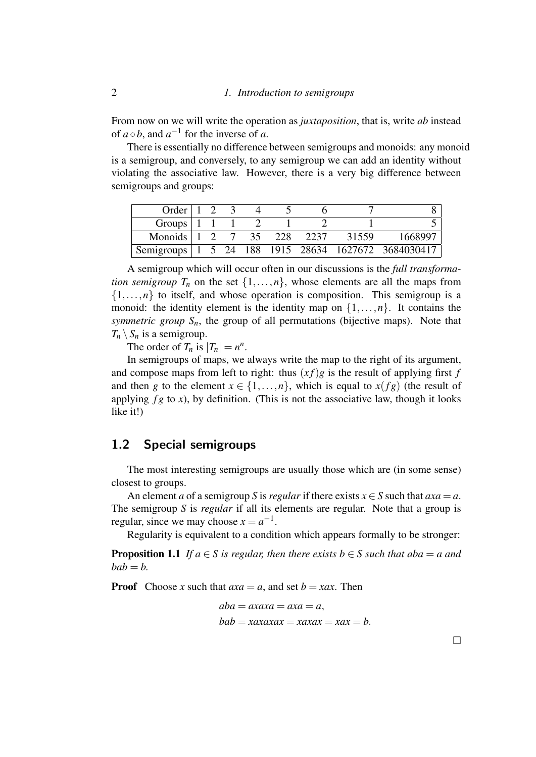From now on we will write the operation as *juxtaposition*, that is, write $ab$ instead of $a \circ b$, and $a^{-1}$ for the inverse of $a$.

There is essentially no difference between semigroups and monoids: any monoid is a semigroup, and conversely, to any semigroup we can add an identity without violating the associative law. However, there is a very big difference between semigroups and groups:

| Order | 1 | 2 | 3 | 4 | 5 | 6 | 7 | 8 |
|---|---|---|---|---|---|---|---|---|
| Groups | 1 | 1 | 1 | 2 | 1 | 2 | 1 | 5 |
| Monoids | 1 | 2 | 7 | 35 | 228 | 2237 | 31559 | 1668997 |
| Semigroups | 1 | 5 | 24 | 188 | 1915 | 28634 | 1627672 | 3684030417 |

A semigroup which will occur often in our discussions is the *full transformation semigroup* $T_n$ on the set $\{1,\ldots,n\}$, whose elements are all the maps from $\{1,\ldots,n\}$ to itself, and whose operation is composition. This semigroup is a monoid: the identity element is the identity map on $\{1,\ldots,n\}$. It contains the *symmetric group* $S_n$, the group of all permutations (bijective maps). Note that $T_n \setminus S_n$ is a semigroup.

The order of $T_n$ is $|T_n| = n^n$.

In semigroups of maps, we always write the map to the right of its argument, and compose maps from left to right: thus $(xf)g$ is the result of applying first $f$ and then $g$ to the element $x \in \{1,\ldots,n\}$, which is equal to $x(fg)$ (the result of applying $fg$ to $x$), by definition. (This is not the associative law, though it looks like it!)

## 1.2 Special semigroups

The most interesting semigroups are usually those which are (in some sense) closest to groups.

An element $a$ of a semigroup $S$ is *regular* if there exists $x \in S$ such that $axa = a$. The semigroup $S$ is *regular* if all its elements are regular. Note that a group is regular, since we may choose $x = a^{-1}$.

Regularity is equivalent to a condition which appears formally to be stronger:

**Proposition 1.1** *If $a \in S$ is regular, then there exists $b \in S$ such that $aba = a$ and $bab = b$.*

**Proof** Choose $x$ such that $axa = a$, and set $b = xax$. Then

$$aba = axaxa = axa = a,$$
$$bab = xaxaxax = xaxax = xax = b.$$

□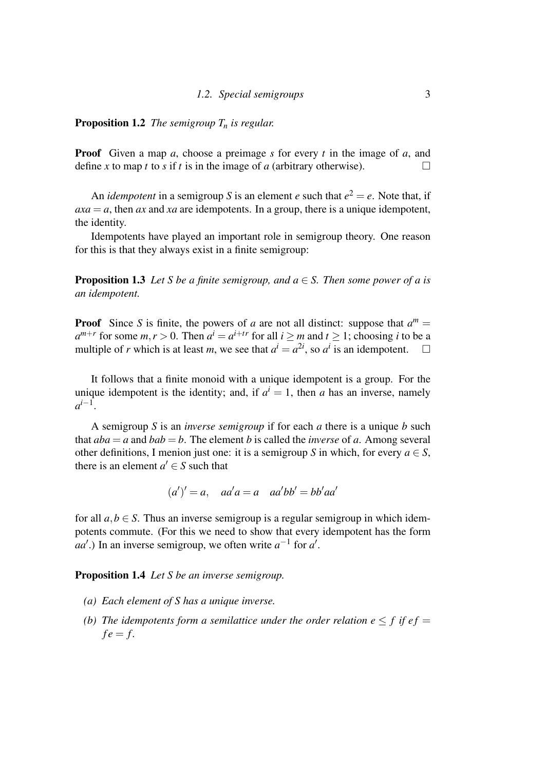**Proposition 1.2** *The semigroup $T_n$ is regular.*

**Proof** Given a map $a$, choose a preimage $s$ for every $t$ in the image of $a$, and define $x$ to map $t$ to $s$ if $t$ is in the image of $a$ (arbitrary otherwise). $\square$

An *idempotent* in a semigroup $S$ is an element $e$ such that $e^2 = e$. Note that, if $axa = a$, then $ax$ and $xa$ are idempotents. In a group, there is a unique idempotent, the identity.

Idempotents have played an important role in semigroup theory. One reason for this is that they always exist in a finite semigroup:

**Proposition 1.3** *Let $S$ be a finite semigroup, and $a \in S$. Then some power of $a$ is an idempotent.*

**Proof** Since $S$ is finite, the powers of $a$ are not all distinct: suppose that $a^m = a^{m+r}$ for some $m, r > 0$. Then $a^i = a^{i+tr}$ for all $i \geq m$ and $t \geq 1$; choosing $i$ to be a multiple of $r$ which is at least $m$, we see that $a^i = a^{2i}$, so $a^i$ is an idempotent. $\square$

It follows that a finite monoid with a unique idempotent is a group. For the unique idempotent is the identity; and, if $a^i = 1$, then $a$ has an inverse, namely $a^{i-1}$.

A semigroup $S$ is an *inverse semigroup* if for each $a$ there is a unique $b$ such that $aba = a$ and $bab = b$. The element $b$ is called the *inverse* of $a$. Among several other definitions, I menion just one: it is a semigroup $S$ in which, for every $a \in S$, there is an element $a' \in S$ such that

$$(a')' = a, \quad aa'a = a \quad aa'bb' = bb'aa'$$

for all $a, b \in S$. Thus an inverse semigroup is a regular semigroup in which idempotents commute. (For this we need to show that every idempotent has the form $aa'$.) In an inverse semigroup, we often write $a^{-1}$ for $a'$.

**Proposition 1.4** *Let $S$ be an inverse semigroup.*

*(a) Each element of $S$ has a unique inverse.*

*(b) The idempotents form a semilattice under the order relation $e \leq f$ if $ef = fe = f$.*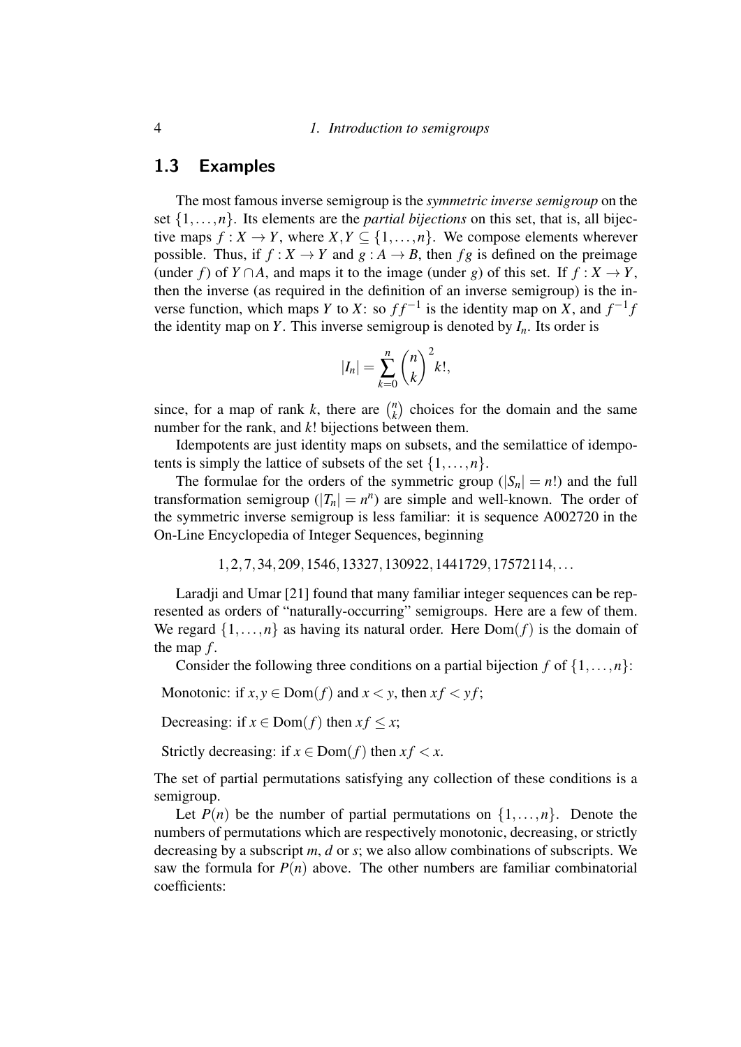## 1.3 Examples

The most famous inverse semigroup is the *symmetric inverse semigroup* on the set $\{1,\ldots,n\}$. Its elements are the *partial bijections* on this set, that is, all bijective maps $f : X \to Y$, where $X,Y \subseteq \{1,\ldots,n\}$. We compose elements wherever possible. Thus, if $f : X \to Y$ and $g : A \to B$, then $fg$ is defined on the preimage (under $f$) of $Y \cap A$, and maps it to the image (under $g$) of this set. If $f : X \to Y$, then the inverse (as required in the definition of an inverse semigroup) is the inverse function, which maps $Y$ to $X$: so $ff^{-1}$ is the identity map on $X$, and $f^{-1}f$ the identity map on $Y$. This inverse semigroup is denoted by $I_n$. Its order is

$$|I_n| = \sum_{k=0}^{n} \binom{n}{k}^2 k!,$$

since, for a map of rank $k$, there are $\binom{n}{k}$ choices for the domain and the same number for the rank, and $k!$ bijections between them.

Idempotents are just identity maps on subsets, and the semilattice of idempotents is simply the lattice of subsets of the set $\{1,\ldots,n\}$.

The formulae for the orders of the symmetric group ($|S_n| = n!$) and the full transformation semigroup ($|T_n| = n^n$) are simple and well-known. The order of the symmetric inverse semigroup is less familiar: it is sequence A002720 in the On-Line Encyclopedia of Integer Sequences, beginning

$$1, 2, 7, 34, 209, 1546, 13327, 130922, 1441729, 17572114, \ldots$$

Laradji and Umar [21] found that many familiar integer sequences can be represented as orders of "naturally-occurring" semigroups. Here are a few of them. We regard $\{1,\ldots,n\}$ as having its natural order. Here $\mathrm{Dom}(f)$ is the domain of the map $f$.

Consider the following three conditions on a partial bijection $f$ of $\{1,\ldots,n\}$:

Monotonic: if $x, y \in \mathrm{Dom}(f)$ and $x < y$, then $xf < yf$;

Decreasing: if $x \in \mathrm{Dom}(f)$ then $xf \leq x$;

Strictly decreasing: if $x \in \mathrm{Dom}(f)$ then $xf < x$.

The set of partial permutations satisfying any collection of these conditions is a semigroup.

Let $P(n)$ be the number of partial permutations on $\{1,\ldots,n\}$. Denote the numbers of permutations which are respectively monotonic, decreasing, or strictly decreasing by a subscript $m$, $d$ or $s$; we also allow combinations of subscripts. We saw the formula for $P(n)$ above. The other numbers are familiar combinatorial coefficients: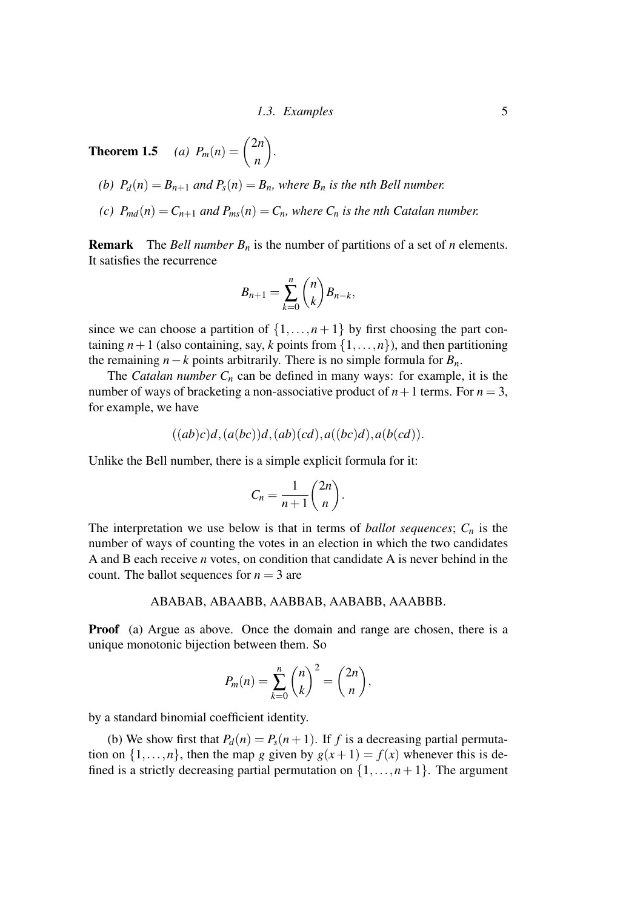**Theorem 1.5** *(a)* $P_m(n) = \binom{2n}{n}$.

*(b)* $P_d(n) = B_{n+1}$ *and* $P_s(n) = B_n$*, where* $B_n$ *is the nth Bell number.*

*(c)* $P_{md}(n) = C_{n+1}$ *and* $P_{ms}(n) = C_n$*, where* $C_n$ *is the nth Catalan number.*

**Remark** The *Bell number* $B_n$ is the number of partitions of a set of $n$ elements. It satisfies the recurrence

$$B_{n+1} = \sum_{k=0}^{n} \binom{n}{k} B_{n-k},$$

since we can choose a partition of $\{1, \dots, n+1\}$ by first choosing the part containing $n+1$ (also containing, say, $k$ points from $\{1, \dots, n\}$), and then partitioning the remaining $n-k$ points arbitrarily. There is no simple formula for $B_n$.

The *Catalan number* $C_n$ can be defined in many ways: for example, it is the number of ways of bracketing a non-associative product of $n+1$ terms. For $n = 3$, for example, we have

$$((ab)c)d, (a(bc))d, (ab)(cd), a((bc)d), a(b(cd)).$$

Unlike the Bell number, there is a simple explicit formula for it:

$$C_n = \frac{1}{n+1}\binom{2n}{n}.$$

The interpretation we use below is that in terms of *ballot sequences*; $C_n$ is the number of ways of counting the votes in an election in which the two candidates A and B each receive $n$ votes, on condition that candidate A is never behind in the count. The ballot sequences for $n = 3$ are

ABABAB, ABAABB, AABBAB, AABABB, AAABBB.

**Proof** (a) Argue as above. Once the domain and range are chosen, there is a unique monotonic bijection between them. So

$$P_m(n) = \sum_{k=0}^{n} \binom{n}{k}^2 = \binom{2n}{n},$$

by a standard binomial coefficient identity.

(b) We show first that $P_d(n) = P_s(n+1)$. If $f$ is a decreasing partial permutation on $\{1, \dots, n\}$, then the map $g$ given by $g(x+1) = f(x)$ whenever this is defined is a strictly decreasing partial permutation on $\{1, \dots, n+1\}$. The argument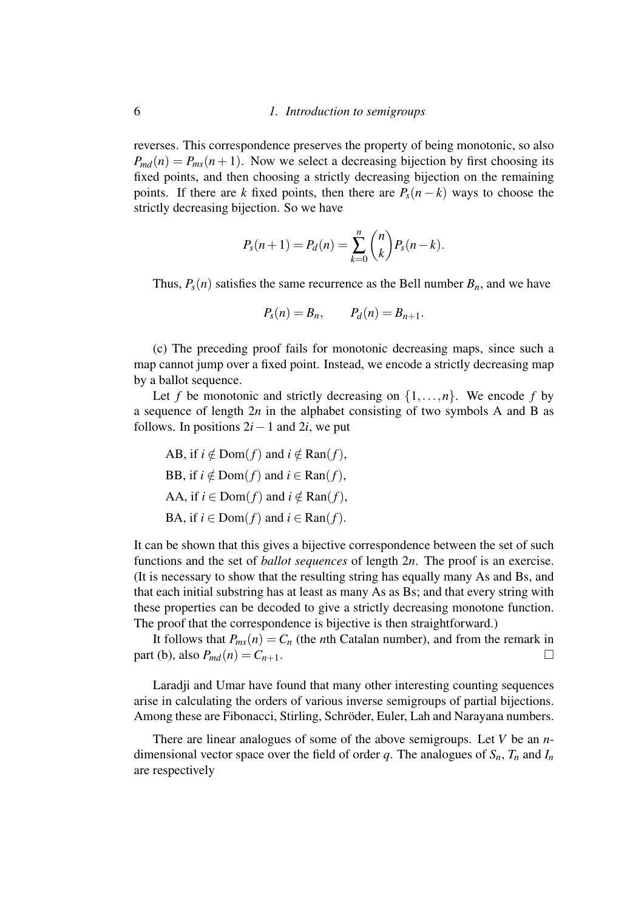reverses. This correspondence preserves the property of being monotonic, so also $P_{md}(n) = P_{ms}(n+1)$. Now we select a decreasing bijection by first choosing its fixed points, and then choosing a strictly decreasing bijection on the remaining points. If there are $k$ fixed points, then there are $P_s(n-k)$ ways to choose the strictly decreasing bijection. So we have

$$P_s(n+1) = P_d(n) = \sum_{k=0}^{n} \binom{n}{k} P_s(n-k).$$

Thus, $P_s(n)$ satisfies the same recurrence as the Bell number $B_n$, and we have

$$P_s(n) = B_n, \qquad P_d(n) = B_{n+1}.$$

(c) The preceding proof fails for monotonic decreasing maps, since such a map cannot jump over a fixed point. Instead, we encode a strictly decreasing map by a ballot sequence.

Let $f$ be monotonic and strictly decreasing on $\{1,\ldots,n\}$. We encode $f$ by a sequence of length $2n$ in the alphabet consisting of two symbols A and B as follows. In positions $2i-1$ and $2i$, we put

AB, if $i \notin \mathrm{Dom}(f)$ and $i \notin \mathrm{Ran}(f)$,

BB, if $i \notin \mathrm{Dom}(f)$ and $i \in \mathrm{Ran}(f)$,

AA, if $i \in \mathrm{Dom}(f)$ and $i \notin \mathrm{Ran}(f)$,

BA, if $i \in \mathrm{Dom}(f)$ and $i \in \mathrm{Ran}(f)$.

It can be shown that this gives a bijective correspondence between the set of such functions and the set of *ballot sequences* of length $2n$. The proof is an exercise. (It is necessary to show that the resulting string has equally many As and Bs, and that each initial substring has at least as many As as Bs; and that every string with these properties can be decoded to give a strictly decreasing monotone function. The proof that the correspondence is bijective is then straightforward.)

It follows that $P_{ms}(n) = C_n$ (the $n$th Catalan number), and from the remark in part (b), also $P_{md}(n) = C_{n+1}$. □

Laradji and Umar have found that many other interesting counting sequences arise in calculating the orders of various inverse semigroups of partial bijections. Among these are Fibonacci, Stirling, Schröder, Euler, Lah and Narayana numbers.

There are linear analogues of some of the above semigroups. Let $V$ be an $n$-dimensional vector space over the field of order $q$. The analogues of $S_n$, $T_n$ and $I_n$ are respectively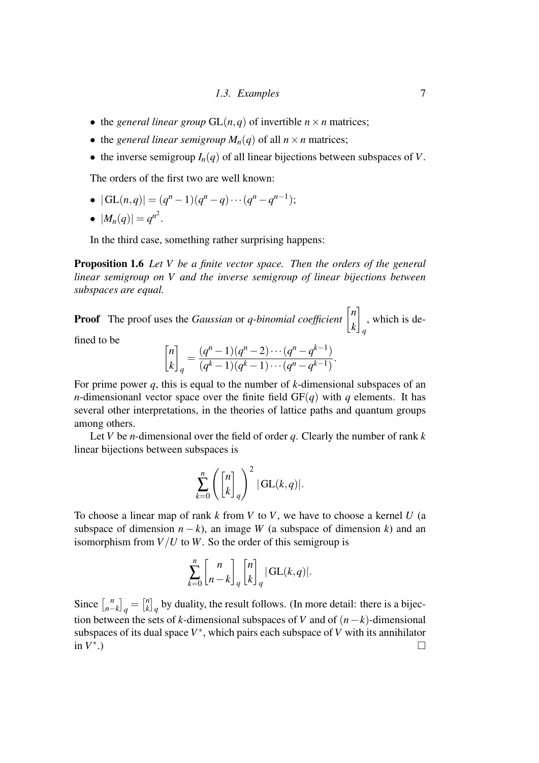- the *general linear group* $\mathrm{GL}(n,q)$ of invertible $n \times n$ matrices;
- the *general linear semigroup* $M_n(q)$ of all $n \times n$ matrices;
- the inverse semigroup $I_n(q)$ of all linear bijections between subspaces of $V$.

The orders of the first two are well known:

- $|\mathrm{GL}(n,q)| = (q^n - 1)(q^n - q)\cdots(q^n - q^{n-1})$;
- $|M_n(q)| = q^{n^2}$.

In the third case, something rather surprising happens:

**Proposition 1.6** *Let $V$ be a finite vector space. Then the orders of the general linear semigroup on $V$ and the inverse semigroup of linear bijections between subspaces are equal.*

**Proof** The proof uses the *Gaussian* or *q-binomial coefficient* $\begin{bmatrix} n \\ k \end{bmatrix}_q$, which is defined to be

$$\begin{bmatrix} n \\ k \end{bmatrix}_q = \frac{(q^n - 1)(q^n - 2)\cdots(q^n - q^{k-1})}{(q^k - 1)(q^k - 1)\cdots(q^n - q^{k-1})}.$$

For prime power $q$, this is equal to the number of $k$-dimensional subspaces of an $n$-dimensionanl vector space over the finite field $\mathrm{GF}(q)$ with $q$ elements. It has several other interpretations, in the theories of lattice paths and quantum groups among others.

Let $V$ be $n$-dimensional over the field of order $q$. Clearly the number of rank $k$ linear bijections between subspaces is

$$\sum_{k=0}^{n} \left( \begin{bmatrix} n \\ k \end{bmatrix}_q \right)^2 |\mathrm{GL}(k,q)|.$$

To choose a linear map of rank $k$ from $V$ to $V$, we have to choose a kernel $U$ (a subspace of dimension $n-k$), an image $W$ (a subspace of dimension $k$) and an isomorphism from $V/U$ to $W$. So the order of this semigroup is

$$\sum_{k=0}^{n} \begin{bmatrix} n \\ n-k \end{bmatrix}_q \begin{bmatrix} n \\ k \end{bmatrix}_q |\mathrm{GL}(k,q)|.$$

Since $\begin{bmatrix} n \\ n-k \end{bmatrix}_q = \begin{bmatrix} n \\ k \end{bmatrix}_q$ by duality, the result follows. (In more detail: there is a bijection between the sets of $k$-dimensional subspaces of $V$ and of $(n-k)$-dimensional subspaces of its dual space $V^*$, which pairs each subspace of $V$ with its annihilator in $V^*$.) □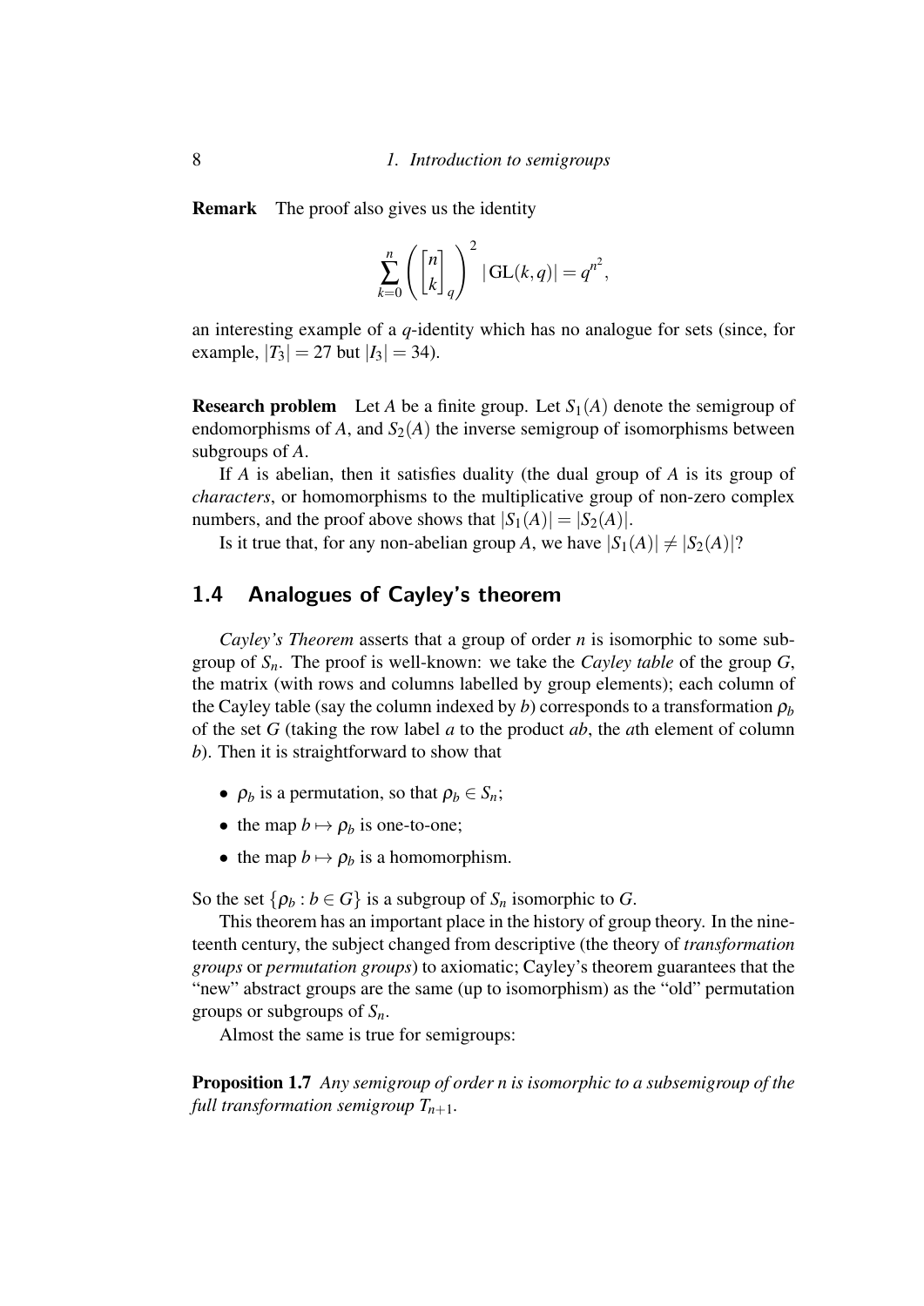**Remark** The proof also gives us the identity

$$\sum_{k=0}^{n} \left( \begin{bmatrix} n \\ k \end{bmatrix}_q \right)^2 |\mathrm{GL}(k,q)| = q^{n^2},$$

an interesting example of a $q$-identity which has no analogue for sets (since, for example, $|T_3| = 27$ but $|I_3| = 34$).

**Research problem** Let $A$ be a finite group. Let $S_1(A)$ denote the semigroup of endomorphisms of $A$, and $S_2(A)$ the inverse semigroup of isomorphisms between subgroups of $A$.

If $A$ is abelian, then it satisfies duality (the dual group of $A$ is its group of *characters*, or homomorphisms to the multiplicative group of non-zero complex numbers, and the proof above shows that $|S_1(A)| = |S_2(A)|$.

Is it true that, for any non-abelian group $A$, we have $|S_1(A)| \neq |S_2(A)|$?

## 1.4 Analogues of Cayley's theorem

*Cayley's Theorem* asserts that a group of order $n$ is isomorphic to some subgroup of $S_n$. The proof is well-known: we take the *Cayley table* of the group $G$, the matrix (with rows and columns labelled by group elements); each column of the Cayley table (say the column indexed by $b$) corresponds to a transformation $\rho_b$ of the set $G$ (taking the row label $a$ to the product $ab$, the $a$th element of column $b$). Then it is straightforward to show that

- $\rho_b$ is a permutation, so that $\rho_b \in S_n$;
- the map $b \mapsto \rho_b$ is one-to-one;
- the map $b \mapsto \rho_b$ is a homomorphism.

So the set $\{\rho_b : b \in G\}$ is a subgroup of $S_n$ isomorphic to $G$.

This theorem has an important place in the history of group theory. In the nineteenth century, the subject changed from descriptive (the theory of *transformation groups* or *permutation groups*) to axiomatic; Cayley's theorem guarantees that the "new" abstract groups are the same (up to isomorphism) as the "old" permutation groups or subgroups of $S_n$.

Almost the same is true for semigroups:

**Proposition 1.7** *Any semigroup of order $n$ is isomorphic to a subsemigroup of the full transformation semigroup $T_{n+1}$.*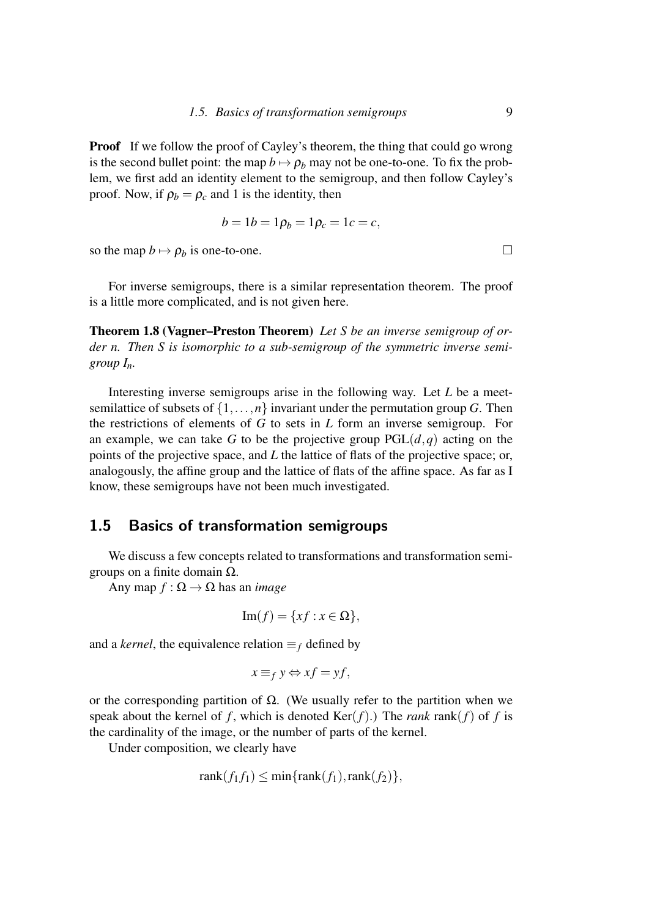**Proof** If we follow the proof of Cayley's theorem, the thing that could go wrong is the second bullet point: the map $b \mapsto \rho_b$ may not be one-to-one. To fix the problem, we first add an identity element to the semigroup, and then follow Cayley's proof. Now, if $\rho_b = \rho_c$ and 1 is the identity, then

$$b = 1b = 1\rho_b = 1\rho_c = 1c = c,$$

so the map $b \mapsto \rho_b$ is one-to-one. □

For inverse semigroups, there is a similar representation theorem. The proof is a little more complicated, and is not given here.

**Theorem 1.8 (Vagner–Preston Theorem)** *Let $S$ be an inverse semigroup of order $n$. Then $S$ is isomorphic to a sub-semigroup of the symmetric inverse semigroup $I_n$.*

Interesting inverse semigroups arise in the following way. Let $L$ be a meet-semilattice of subsets of $\{1, \dots, n\}$ invariant under the permutation group $G$. Then the restrictions of elements of $G$ to sets in $L$ form an inverse semigroup. For an example, we can take $G$ to be the projective group $\mathrm{PGL}(d, q)$ acting on the points of the projective space, and $L$ the lattice of flats of the projective space; or, analogously, the affine group and the lattice of flats of the affine space. As far as I know, these semigroups have not been much investigated.

## 1.5 Basics of transformation semigroups

We discuss a few concepts related to transformations and transformation semigroups on a finite domain $\Omega$.

Any map $f : \Omega \to \Omega$ has an *image*

$$\mathrm{Im}(f) = \{xf : x \in \Omega\},$$

and a *kernel*, the equivalence relation $\equiv_f$ defined by

$$x \equiv_f y \Leftrightarrow xf = yf,$$

or the corresponding partition of $\Omega$. (We usually refer to the partition when we speak about the kernel of $f$, which is denoted $\mathrm{Ker}(f)$.) The *rank* $\mathrm{rank}(f)$ of $f$ is the cardinality of the image, or the number of parts of the kernel.

Under composition, we clearly have

$$\mathrm{rank}(f_1 f_1) \le \min\{\mathrm{rank}(f_1), \mathrm{rank}(f_2)\},$$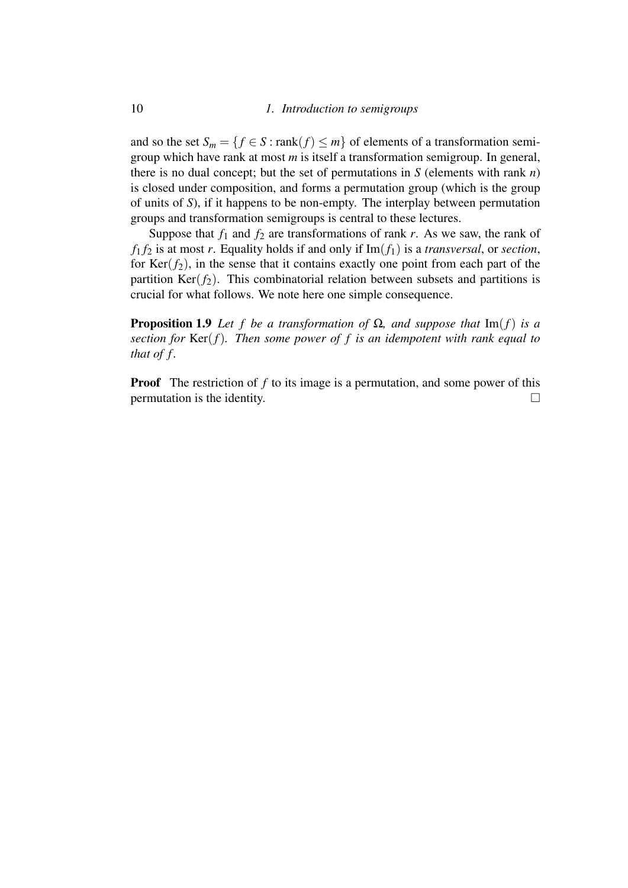and so the set $S_m = \{f \in S : \mathrm{rank}(f) \leq m\}$ of elements of a transformation semigroup which have rank at most $m$ is itself a transformation semigroup. In general, there is no dual concept; but the set of permutations in $S$ (elements with rank $n$) is closed under composition, and forms a permutation group (which is the group of units of $S$), if it happens to be non-empty. The interplay between permutation groups and transformation semigroups is central to these lectures.

Suppose that $f_1$ and $f_2$ are transformations of rank $r$. As we saw, the rank of $f_1 f_2$ is at most $r$. Equality holds if and only if $\mathrm{Im}(f_1)$ is a *transversal*, or *section*, for $\mathrm{Ker}(f_2)$, in the sense that it contains exactly one point from each part of the partition $\mathrm{Ker}(f_2)$. This combinatorial relation between subsets and partitions is crucial for what follows. We note here one simple consequence.

**Proposition 1.9** *Let $f$ be a transformation of $\Omega$, and suppose that $\mathrm{Im}(f)$ is a section for $\mathrm{Ker}(f)$. Then some power of $f$ is an idempotent with rank equal to that of $f$.*

**Proof** The restriction of $f$ to its image is a permutation, and some power of this permutation is the identity. □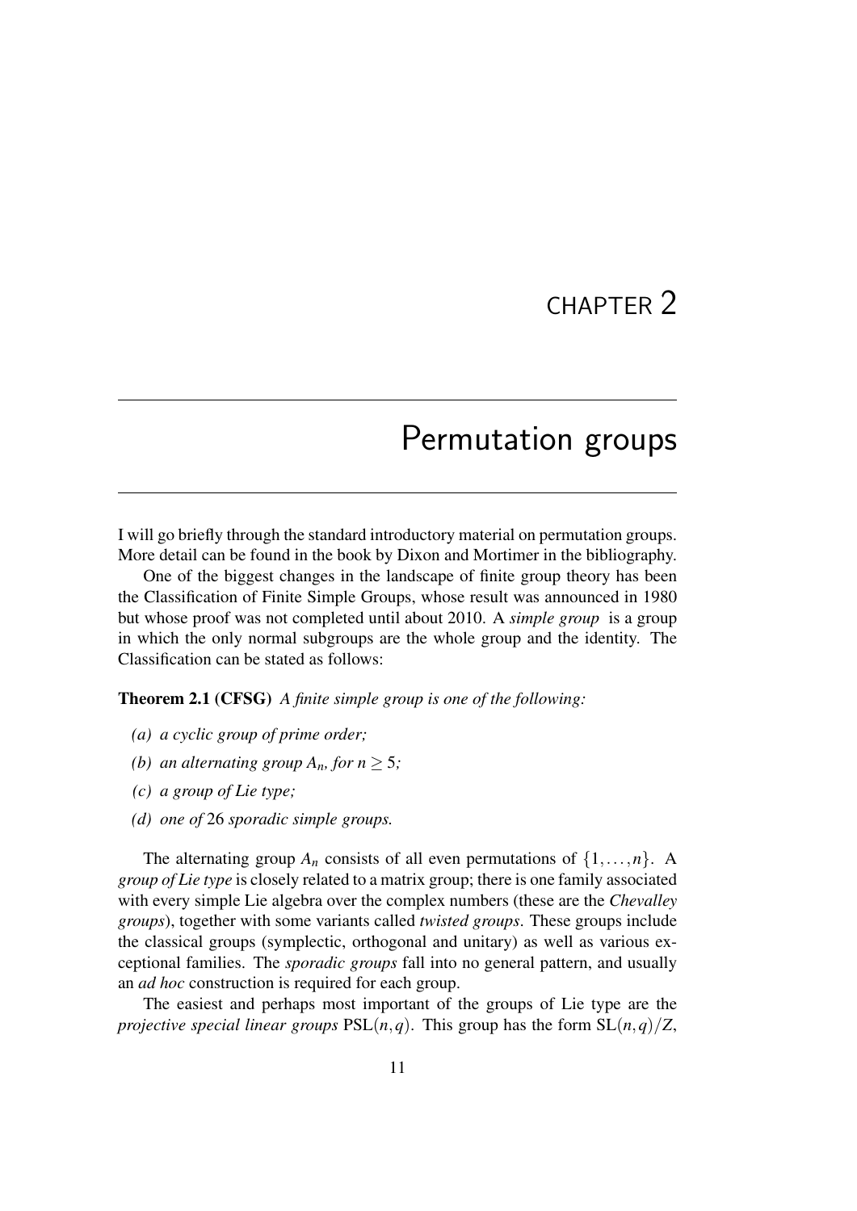# CHAPTER 2

# Permutation groups

I will go briefly through the standard introductory material on permutation groups. More detail can be found in the book by Dixon and Mortimer in the bibliography.

One of the biggest changes in the landscape of finite group theory has been the Classification of Finite Simple Groups, whose result was announced in 1980 but whose proof was not completed until about 2010. A *simple group* is a group in which the only normal subgroups are the whole group and the identity. The Classification can be stated as follows:

**Theorem 2.1 (CFSG)** *A finite simple group is one of the following:*

- *(a) a cyclic group of prime order;*
- *(b) an alternating group $A_n$, for $n \geq 5$;*
- *(c) a group of Lie type;*
- *(d) one of 26 sporadic simple groups.*

The alternating group $A_n$ consists of all even permutations of $\{1,\ldots,n\}$. A *group of Lie type* is closely related to a matrix group; there is one family associated with every simple Lie algebra over the complex numbers (these are the *Chevalley groups*), together with some variants called *twisted groups*. These groups include the classical groups (symplectic, orthogonal and unitary) as well as various exceptional families. The *sporadic groups* fall into no general pattern, and usually an *ad hoc* construction is required for each group.

The easiest and perhaps most important of the groups of Lie type are the *projective special linear groups* $\mathrm{PSL}(n,q)$. This group has the form $\mathrm{SL}(n,q)/Z$,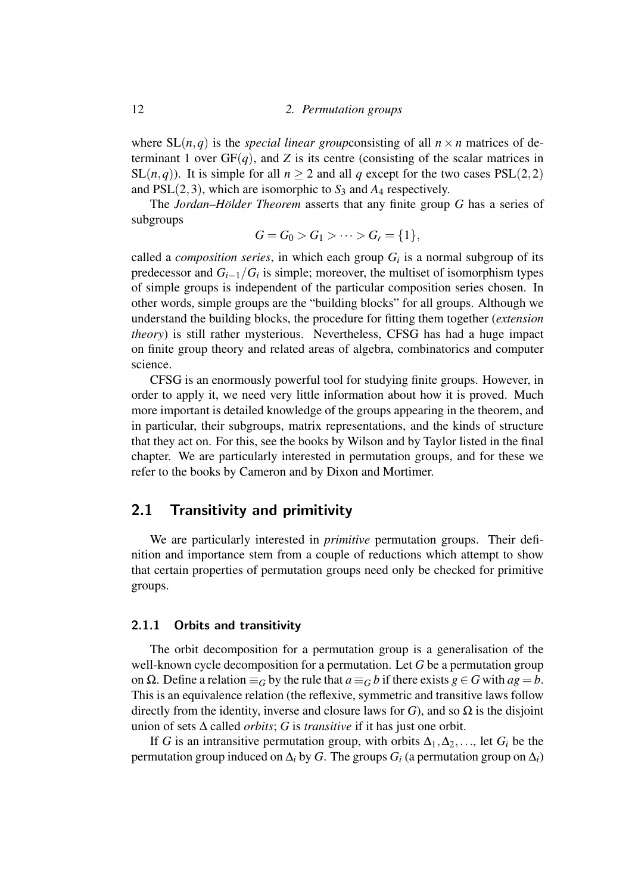where $\mathrm{SL}(n,q)$ is the *special linear group*consisting of all $n \times n$ matrices of determinant 1 over $\mathrm{GF}(q)$, and $Z$ is its centre (consisting of the scalar matrices in $\mathrm{SL}(n,q)$). It is simple for all $n \geq 2$ and all $q$ except for the two cases $\mathrm{PSL}(2,2)$ and $\mathrm{PSL}(2,3)$, which are isomorphic to $S_3$ and $A_4$ respectively.

The *Jordan–Hölder Theorem* asserts that any finite group $G$ has a series of subgroups

$$G = G_0 > G_1 > \cdots > G_r = \{1\},$$

called a *composition series*, in which each group $G_i$ is a normal subgroup of its predecessor and $G_{i-1}/G_i$ is simple; moreover, the multiset of isomorphism types of simple groups is independent of the particular composition series chosen. In other words, simple groups are the "building blocks" for all groups. Although we understand the building blocks, the procedure for fitting them together (*extension theory*) is still rather mysterious. Nevertheless, CFSG has had a huge impact on finite group theory and related areas of algebra, combinatorics and computer science.

CFSG is an enormously powerful tool for studying finite groups. However, in order to apply it, we need very little information about how it is proved. Much more important is detailed knowledge of the groups appearing in the theorem, and in particular, their subgroups, matrix representations, and the kinds of structure that they act on. For this, see the books by Wilson and by Taylor listed in the final chapter. We are particularly interested in permutation groups, and for these we refer to the books by Cameron and by Dixon and Mortimer.

## 2.1 Transitivity and primitivity

We are particularly interested in *primitive* permutation groups. Their definition and importance stem from a couple of reductions which attempt to show that certain properties of permutation groups need only be checked for primitive groups.

### 2.1.1 Orbits and transitivity

The orbit decomposition for a permutation group is a generalisation of the well-known cycle decomposition for a permutation. Let $G$ be a permutation group on $\Omega$. Define a relation $\equiv_G$ by the rule that $a \equiv_G b$ if there exists $g \in G$ with $ag = b$. This is an equivalence relation (the reflexive, symmetric and transitive laws follow directly from the identity, inverse and closure laws for $G$), and so $\Omega$ is the disjoint union of sets $\Delta$ called *orbits*; $G$ is *transitive* if it has just one orbit.

If $G$ is an intransitive permutation group, with orbits $\Delta_1, \Delta_2, \ldots$, let $G_i$ be the permutation group induced on $\Delta_i$ by $G$. The groups $G_i$ (a permutation group on $\Delta_i$)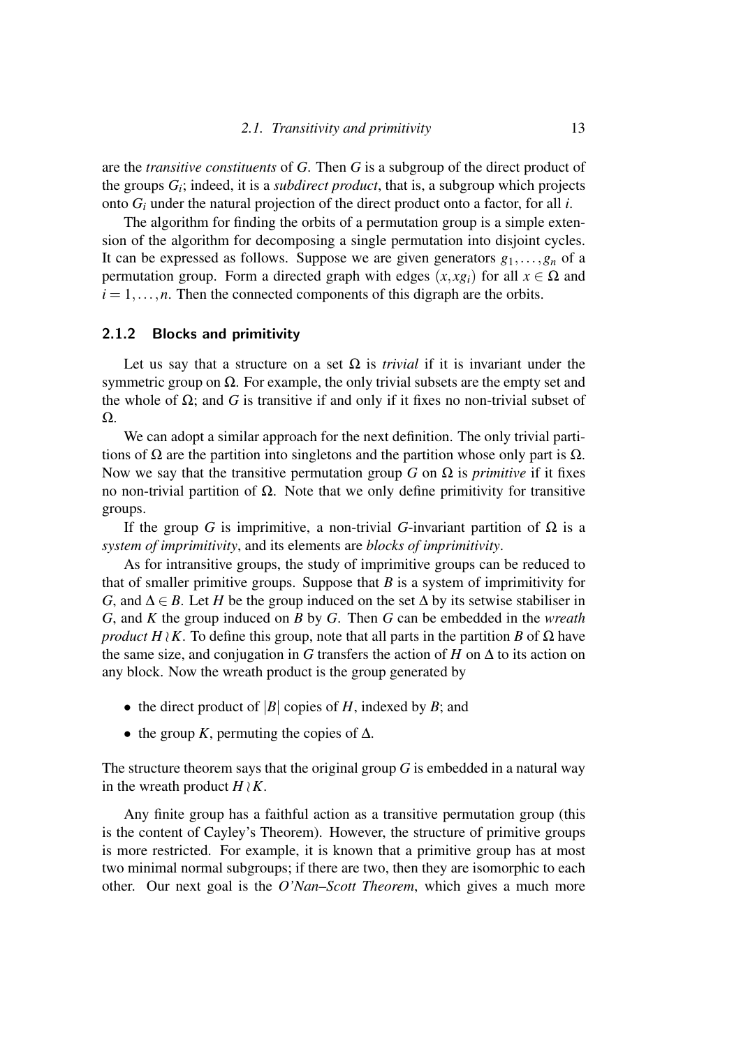are the *transitive constituents* of $G$. Then $G$ is a subgroup of the direct product of the groups $G_i$; indeed, it is a *subdirect product*, that is, a subgroup which projects onto $G_i$ under the natural projection of the direct product onto a factor, for all $i$.

The algorithm for finding the orbits of a permutation group is a simple extension of the algorithm for decomposing a single permutation into disjoint cycles. It can be expressed as follows. Suppose we are given generators $g_1, \ldots, g_n$ of a permutation group. Form a directed graph with edges $(x, xg_i)$ for all $x \in \Omega$ and $i = 1, \ldots, n$. Then the connected components of this digraph are the orbits.

### 2.1.2 Blocks and primitivity

Let us say that a structure on a set $\Omega$ is *trivial* if it is invariant under the symmetric group on $\Omega$. For example, the only trivial subsets are the empty set and the whole of $\Omega$; and $G$ is transitive if and only if it fixes no non-trivial subset of $\Omega$.

We can adopt a similar approach for the next definition. The only trivial partitions of $\Omega$ are the partition into singletons and the partition whose only part is $\Omega$. Now we say that the transitive permutation group $G$ on $\Omega$ is *primitive* if it fixes no non-trivial partition of $\Omega$. Note that we only define primitivity for transitive groups.

If the group $G$ is imprimitive, a non-trivial $G$-invariant partition of $\Omega$ is a *system of imprimitivity*, and its elements are *blocks of imprimitivity*.

As for intransitive groups, the study of imprimitive groups can be reduced to that of smaller primitive groups. Suppose that $B$ is a system of imprimitivity for $G$, and $\Delta \in B$. Let $H$ be the group induced on the set $\Delta$ by its setwise stabiliser in $G$, and $K$ the group induced on $B$ by $G$. Then $G$ can be embedded in the *wreath product* $H \wr K$. To define this group, note that all parts in the partition $B$ of $\Omega$ have the same size, and conjugation in $G$ transfers the action of $H$ on $\Delta$ to its action on any block. Now the wreath product is the group generated by

- the direct product of $|B|$ copies of $H$, indexed by $B$; and
- the group $K$, permuting the copies of $\Delta$.

The structure theorem says that the original group $G$ is embedded in a natural way in the wreath product $H \wr K$.

Any finite group has a faithful action as a transitive permutation group (this is the content of Cayley's Theorem). However, the structure of primitive groups is more restricted. For example, it is known that a primitive group has at most two minimal normal subgroups; if there are two, then they are isomorphic to each other. Our next goal is the *O'Nan–Scott Theorem*, which gives a much more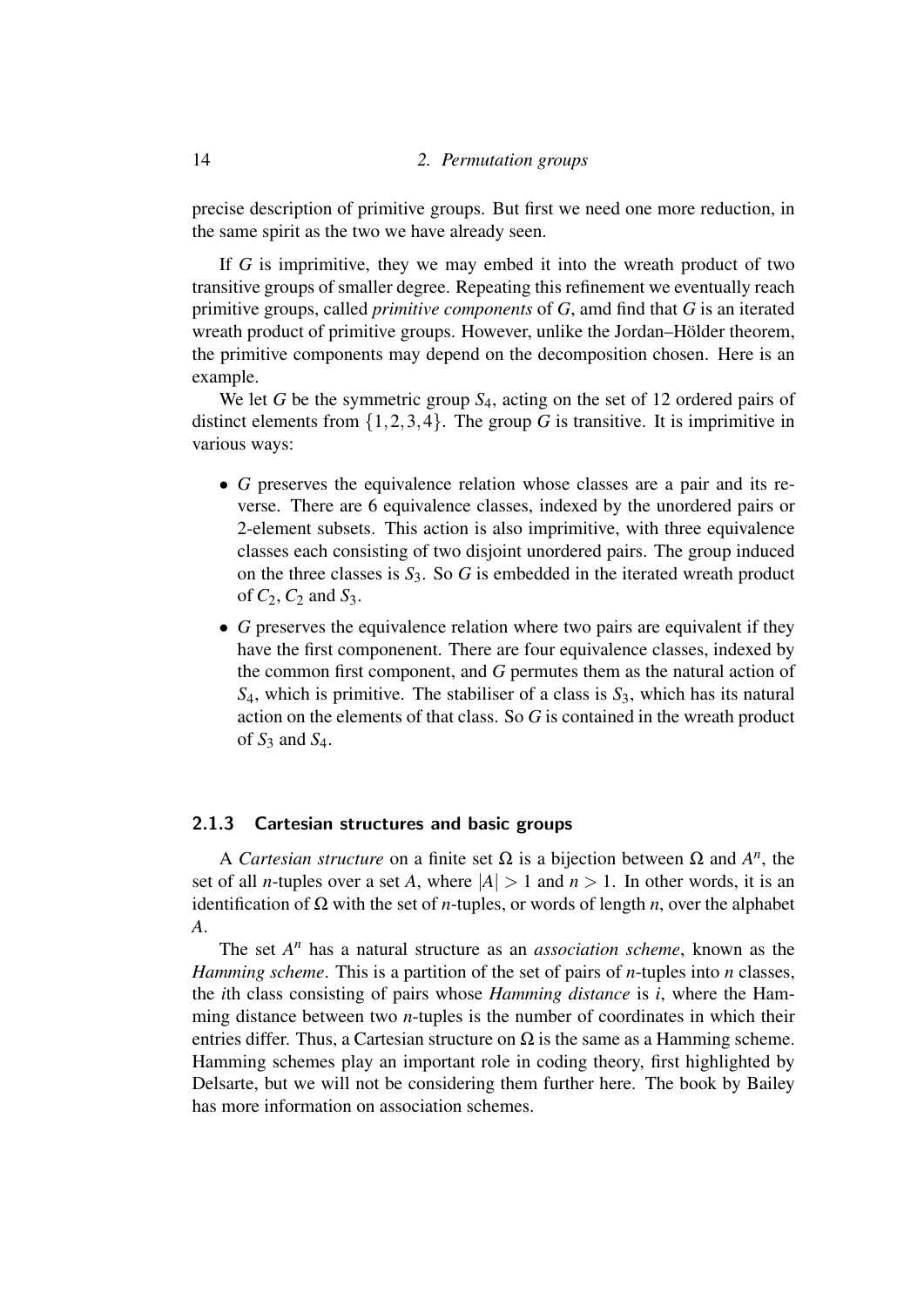precise description of primitive groups. But first we need one more reduction, in the same spirit as the two we have already seen.

If $G$ is imprimitive, they we may embed it into the wreath product of two transitive groups of smaller degree. Repeating this refinement we eventually reach primitive groups, called *primitive components* of $G$, amd find that $G$ is an iterated wreath product of primitive groups. However, unlike the Jordan–Hölder theorem, the primitive components may depend on the decomposition chosen. Here is an example.

We let $G$ be the symmetric group $S_4$, acting on the set of 12 ordered pairs of distinct elements from $\{1,2,3,4\}$. The group $G$ is transitive. It is imprimitive in various ways:

- $G$ preserves the equivalence relation whose classes are a pair and its reverse. There are 6 equivalence classes, indexed by the unordered pairs or 2-element subsets. This action is also imprimitive, with three equivalence classes each consisting of two disjoint unordered pairs. The group induced on the three classes is $S_3$. So $G$ is embedded in the iterated wreath product of $C_2$, $C_2$ and $S_3$.
- $G$ preserves the equivalence relation where two pairs are equivalent if they have the first componenent. There are four equivalence classes, indexed by the common first component, and $G$ permutes them as the natural action of $S_4$, which is primitive. The stabiliser of a class is $S_3$, which has its natural action on the elements of that class. So $G$ is contained in the wreath product of $S_3$ and $S_4$.

### 2.1.3 Cartesian structures and basic groups

A *Cartesian structure* on a finite set $\Omega$ is a bijection between $\Omega$ and $A^n$, the set of all $n$-tuples over a set $A$, where $|A| > 1$ and $n > 1$. In other words, it is an identification of $\Omega$ with the set of $n$-tuples, or words of length $n$, over the alphabet $A$.

The set $A^n$ has a natural structure as an *association scheme*, known as the *Hamming scheme*. This is a partition of the set of pairs of $n$-tuples into $n$ classes, the $i$th class consisting of pairs whose *Hamming distance* is $i$, where the Hamming distance between two $n$-tuples is the number of coordinates in which their entries differ. Thus, a Cartesian structure on $\Omega$ is the same as a Hamming scheme. Hamming schemes play an important role in coding theory, first highlighted by Delsarte, but we will not be considering them further here. The book by Bailey has more information on association schemes.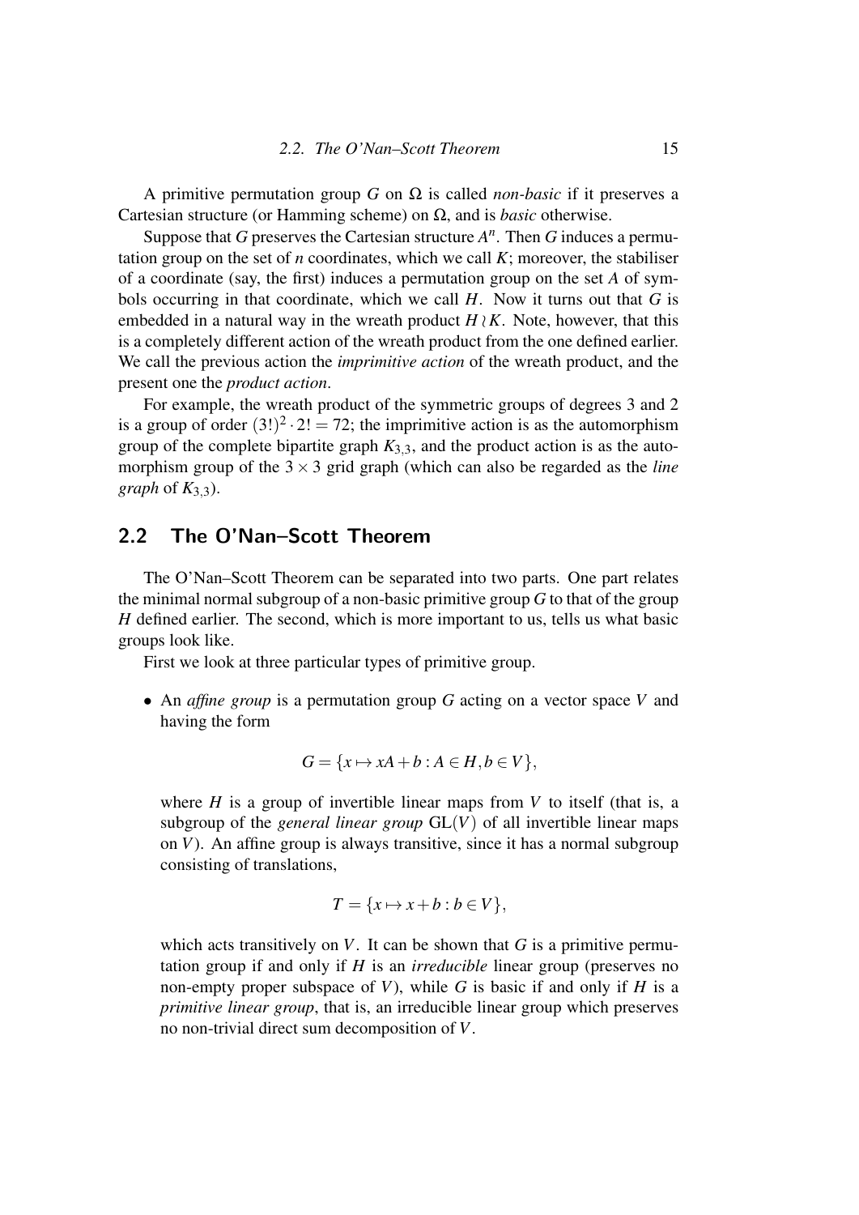A primitive permutation group $G$ on $\Omega$ is called *non-basic* if it preserves a Cartesian structure (or Hamming scheme) on $\Omega$, and is *basic* otherwise.

Suppose that $G$ preserves the Cartesian structure $A^n$. Then $G$ induces a permutation group on the set of $n$ coordinates, which we call $K$; moreover, the stabiliser of a coordinate (say, the first) induces a permutation group on the set $A$ of symbols occurring in that coordinate, which we call $H$. Now it turns out that $G$ is embedded in a natural way in the wreath product $H \wr K$. Note, however, that this is a completely different action of the wreath product from the one defined earlier. We call the previous action the *imprimitive action* of the wreath product, and the present one the *product action*.

For example, the wreath product of the symmetric groups of degrees 3 and 2 is a group of order $(3!)^2 \cdot 2! = 72$; the imprimitive action is as the automorphism group of the complete bipartite graph $K_{3,3}$, and the product action is as the automorphism group of the $3 \times 3$ grid graph (which can also be regarded as the *line graph* of $K_{3,3}$).

## 2.2 The O'Nan–Scott Theorem

The O'Nan–Scott Theorem can be separated into two parts. One part relates the minimal normal subgroup of a non-basic primitive group $G$ to that of the group $H$ defined earlier. The second, which is more important to us, tells us what basic groups look like.

First we look at three particular types of primitive group.

- An *affine group* is a permutation group $G$ acting on a vector space $V$ and having the form

$$G = \{x \mapsto xA + b : A \in H, b \in V\},$$

  where $H$ is a group of invertible linear maps from $V$ to itself (that is, a subgroup of the *general linear group* $\mathrm{GL}(V)$ of all invertible linear maps on $V$). An affine group is always transitive, since it has a normal subgroup consisting of translations,

$$T = \{x \mapsto x + b : b \in V\},$$

  which acts transitively on $V$. It can be shown that $G$ is a primitive permutation group if and only if $H$ is an *irreducible* linear group (preserves no non-empty proper subspace of $V$), while $G$ is basic if and only if $H$ is a *primitive linear group*, that is, an irreducible linear group which preserves no non-trivial direct sum decomposition of $V$.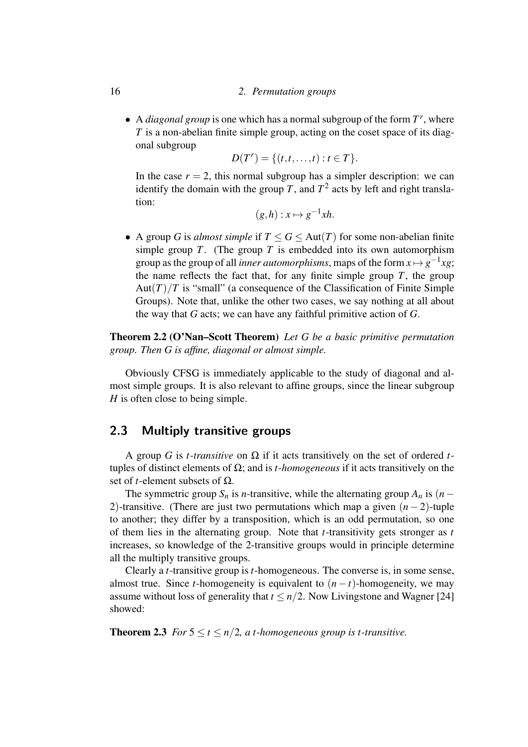- A *diagonal group* is one which has a normal subgroup of the form $T^r$, where $T$ is a non-abelian finite simple group, acting on the coset space of its diagonal subgroup

$$D(T^r) = \{(t, t, \ldots, t) : t \in T\}.$$

  In the case $r = 2$, this normal subgroup has a simpler description: we can identify the domain with the group $T$, and $T^2$ acts by left and right translation:

$$(g, h) : x \mapsto g^{-1}xh.$$

- A group $G$ is *almost simple* if $T \leq G \leq \text{Aut}(T)$ for some non-abelian finite simple group $T$. (The group $T$ is embedded into its own automorphism group as the group of all *inner automorphisms*, maps of the form $x \mapsto g^{-1}xg$; the name reflects the fact that, for any finite simple group $T$, the group $\text{Aut}(T)/T$ is "small" (a consequence of the Classification of Finite Simple Groups). Note that, unlike the other two cases, we say nothing at all about the way that $G$ acts; we can have any faithful primitive action of $G$.

**Theorem 2.2 (O'Nan–Scott Theorem)** *Let $G$ be a basic primitive permutation group. Then $G$ is affine, diagonal or almost simple.*

Obviously CFSG is immediately applicable to the study of diagonal and almost simple groups. It is also relevant to affine groups, since the linear subgroup $H$ is often close to being simple.

## 2.3 Multiply transitive groups

A group $G$ is *$t$-transitive* on $\Omega$ if it acts transitively on the set of ordered $t$-tuples of distinct elements of $\Omega$; and is *$t$-homogeneous* if it acts transitively on the set of $t$-element subsets of $\Omega$.

The symmetric group $S_n$ is $n$-transitive, while the alternating group $A_n$ is $(n-2)$-transitive. (There are just two permutations which map a given $(n-2)$-tuple to another; they differ by a transposition, which is an odd permutation, so one of them lies in the alternating group. Note that $t$-transitivity gets stronger as $t$ increases, so knowledge of the 2-transitive groups would in principle determine all the multiply transitive groups.

Clearly a $t$-transitive group is $t$-homogeneous. The converse is, in some sense, almost true. Since $t$-homogeneity is equivalent to $(n-t)$-homogeneity, we may assume without loss of generality that $t \leq n/2$. Now Livingstone and Wagner [24] showed:

**Theorem 2.3** *For $5 \leq t \leq n/2$, a $t$-homogeneous group is $t$-transitive.*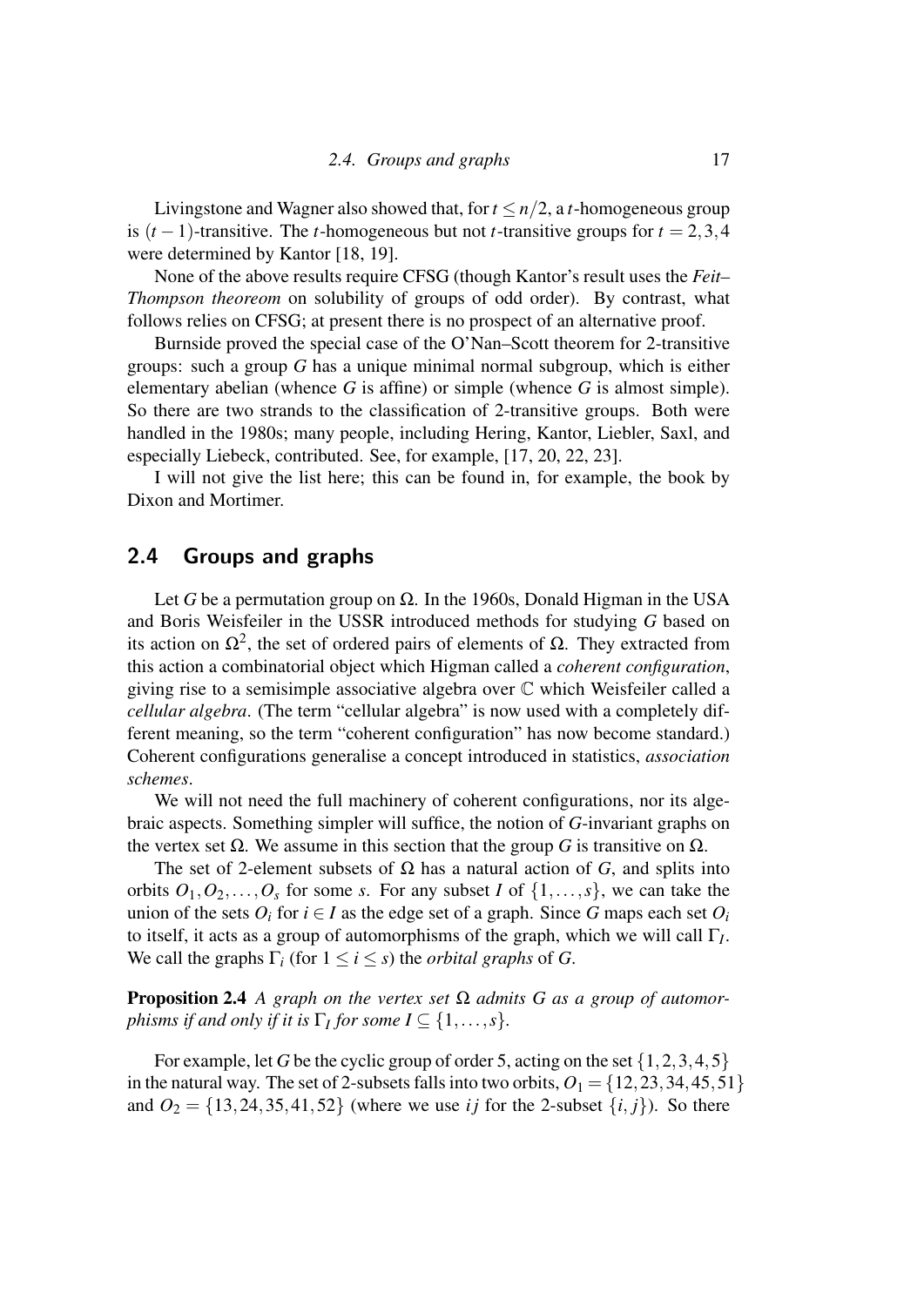Livingstone and Wagner also showed that, for $t \leq n/2$, a $t$-homogeneous group is $(t-1)$-transitive. The $t$-homogeneous but not $t$-transitive groups for $t = 2, 3, 4$ were determined by Kantor [18, 19].

None of the above results require CFSG (though Kantor's result uses the *Feit–Thompson theoreom* on solubility of groups of odd order). By contrast, what follows relies on CFSG; at present there is no prospect of an alternative proof.

Burnside proved the special case of the O'Nan–Scott theorem for 2-transitive groups: such a group $G$ has a unique minimal normal subgroup, which is either elementary abelian (whence $G$ is affine) or simple (whence $G$ is almost simple). So there are two strands to the classification of 2-transitive groups. Both were handled in the 1980s; many people, including Hering, Kantor, Liebler, Saxl, and especially Liebeck, contributed. See, for example, [17, 20, 22, 23].

I will not give the list here; this can be found in, for example, the book by Dixon and Mortimer.

## 2.4 Groups and graphs

Let $G$ be a permutation group on $\Omega$. In the 1960s, Donald Higman in the USA and Boris Weisfeiler in the USSR introduced methods for studying $G$ based on its action on $\Omega^2$, the set of ordered pairs of elements of $\Omega$. They extracted from this action a combinatorial object which Higman called a *coherent configuration*, giving rise to a semisimple associative algebra over $\mathbb{C}$ which Weisfeiler called a *cellular algebra*. (The term "cellular algebra" is now used with a completely different meaning, so the term "coherent configuration" has now become standard.) Coherent configurations generalise a concept introduced in statistics, *association schemes*.

We will not need the full machinery of coherent configurations, nor its algebraic aspects. Something simpler will suffice, the notion of $G$-invariant graphs on the vertex set $\Omega$. We assume in this section that the group $G$ is transitive on $\Omega$.

The set of 2-element subsets of $\Omega$ has a natural action of $G$, and splits into orbits $O_1, O_2, \ldots, O_s$ for some $s$. For any subset $I$ of $\{1, \ldots, s\}$, we can take the union of the sets $O_i$ for $i \in I$ as the edge set of a graph. Since $G$ maps each set $O_i$ to itself, it acts as a group of automorphisms of the graph, which we will call $\Gamma_I$. We call the graphs $\Gamma_i$ (for $1 \leq i \leq s$) the *orbital graphs* of $G$.

**Proposition 2.4** *A graph on the vertex set $\Omega$ admits $G$ as a group of automorphisms if and only if it is $\Gamma_I$ for some $I \subseteq \{1, \ldots, s\}$.*

For example, let $G$ be the cyclic group of order 5, acting on the set $\{1, 2, 3, 4, 5\}$ in the natural way. The set of 2-subsets falls into two orbits, $O_1 = \{12, 23, 34, 45, 51\}$ and $O_2 = \{13, 24, 35, 41, 52\}$ (where we use $ij$ for the 2-subset $\{i, j\}$). So there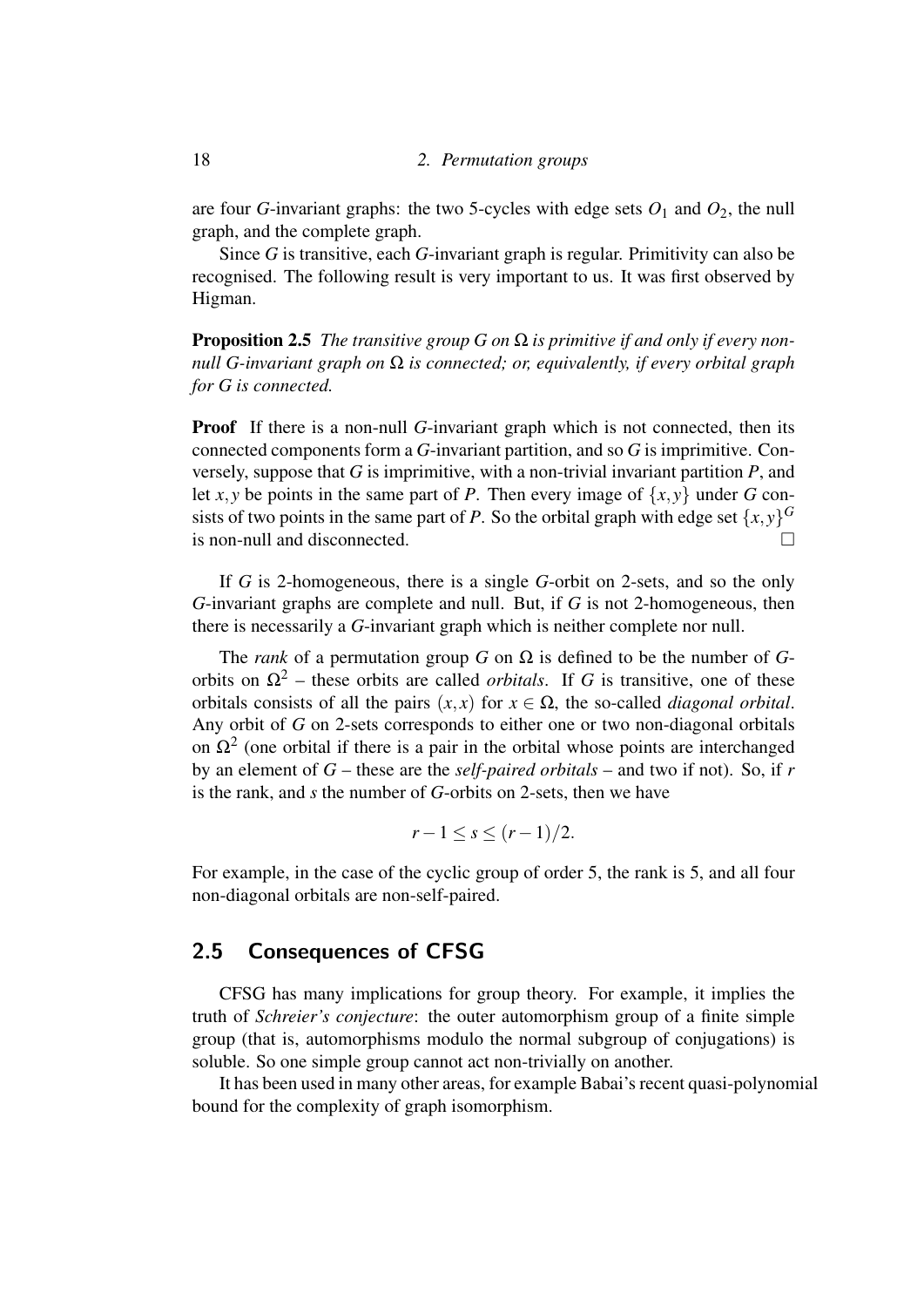are four $G$-invariant graphs: the two 5-cycles with edge sets $O_1$ and $O_2$, the null graph, and the complete graph.

Since $G$ is transitive, each $G$-invariant graph is regular. Primitivity can also be recognised. The following result is very important to us. It was first observed by Higman.

**Proposition 2.5** *The transitive group $G$ on $\Omega$ is primitive if and only if every non-null $G$-invariant graph on $\Omega$ is connected; or, equivalently, if every orbital graph for $G$ is connected.*

**Proof** If there is a non-null $G$-invariant graph which is not connected, then its connected components form a $G$-invariant partition, and so $G$ is imprimitive. Conversely, suppose that $G$ is imprimitive, with a non-trivial invariant partition $P$, and let $x, y$ be points in the same part of $P$. Then every image of $\{x, y\}$ under $G$ consists of two points in the same part of $P$. So the orbital graph with edge set $\{x, y\}^G$ is non-null and disconnected. □

If $G$ is 2-homogeneous, there is a single $G$-orbit on 2-sets, and so the only $G$-invariant graphs are complete and null. But, if $G$ is not 2-homogeneous, then there is necessarily a $G$-invariant graph which is neither complete nor null.

The *rank* of a permutation group $G$ on $\Omega$ is defined to be the number of $G$-orbits on $\Omega^2$ – these orbits are called *orbitals*. If $G$ is transitive, one of these orbitals consists of all the pairs $(x, x)$ for $x \in \Omega$, the so-called *diagonal orbital*. Any orbit of $G$ on 2-sets corresponds to either one or two non-diagonal orbitals on $\Omega^2$ (one orbital if there is a pair in the orbital whose points are interchanged by an element of $G$ – these are the *self-paired orbitals* – and two if not). So, if $r$ is the rank, and $s$ the number of $G$-orbits on 2-sets, then we have

$$r - 1 \leq s \leq (r - 1)/2.$$

For example, in the case of the cyclic group of order 5, the rank is 5, and all four non-diagonal orbitals are non-self-paired.

## 2.5 Consequences of CFSG

CFSG has many implications for group theory. For example, it implies the truth of *Schreier's conjecture*: the outer automorphism group of a finite simple group (that is, automorphisms modulo the normal subgroup of conjugations) is soluble. So one simple group cannot act non-trivially on another.

It has been used in many other areas, for example Babai's recent quasi-polynomial bound for the complexity of graph isomorphism.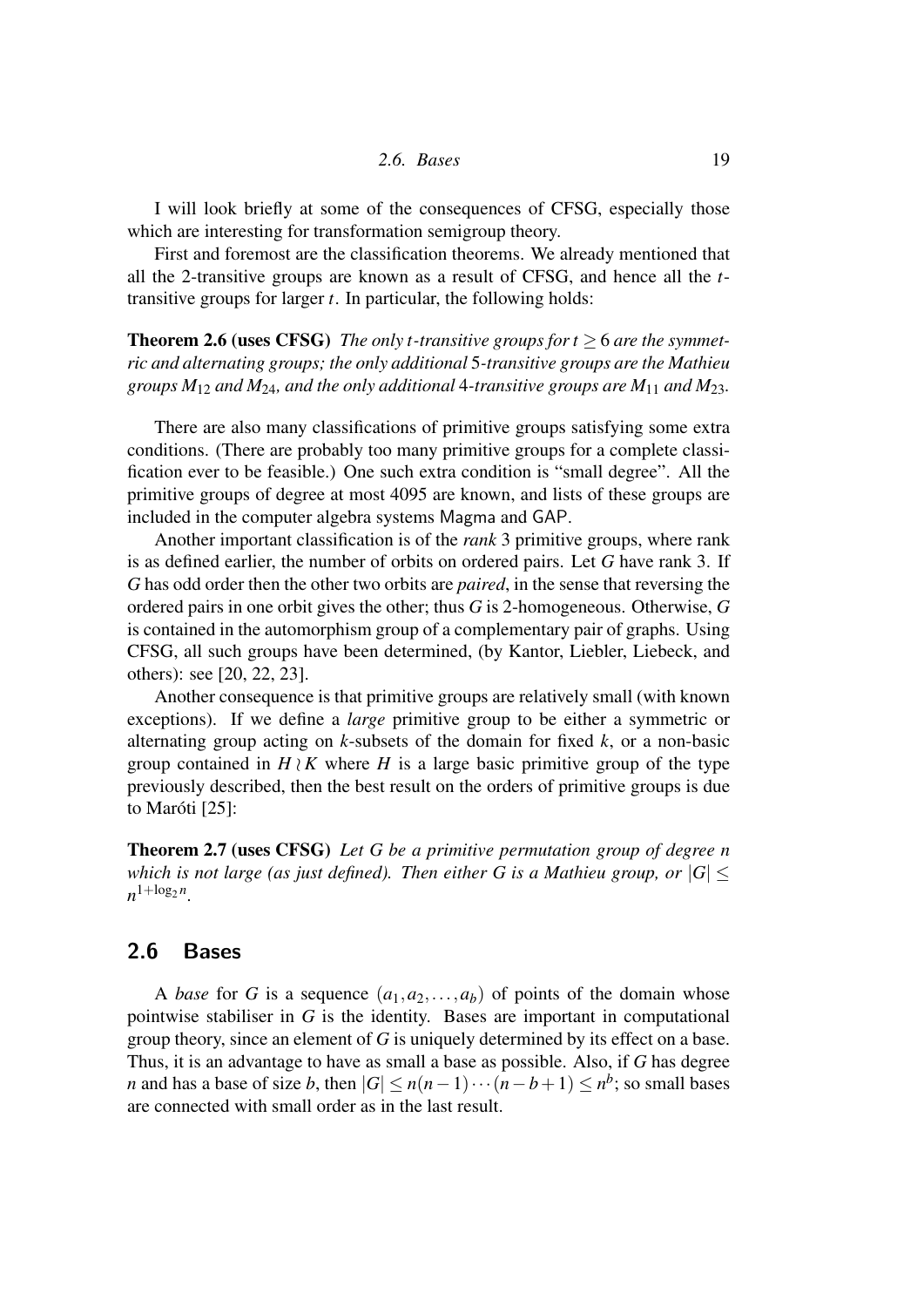I will look briefly at some of the consequences of CFSG, especially those which are interesting for transformation semigroup theory.

First and foremost are the classification theorems. We already mentioned that all the 2-transitive groups are known as a result of CFSG, and hence all the $t$-transitive groups for larger $t$. In particular, the following holds:

**Theorem 2.6 (uses CFSG)** *The only $t$-transitive groups for $t \geq 6$ are the symmetric and alternating groups; the only additional 5-transitive groups are the Mathieu groups $M_{12}$ and $M_{24}$, and the only additional 4-transitive groups are $M_{11}$ and $M_{23}$.*

There are also many classifications of primitive groups satisfying some extra conditions. (There are probably too many primitive groups for a complete classification ever to be feasible.) One such extra condition is "small degree". All the primitive groups of degree at most 4095 are known, and lists of these groups are included in the computer algebra systems Magma and GAP.

Another important classification is of the *rank* 3 primitive groups, where rank is as defined earlier, the number of orbits on ordered pairs. Let $G$ have rank 3. If $G$ has odd order then the other two orbits are *paired*, in the sense that reversing the ordered pairs in one orbit gives the other; thus $G$ is 2-homogeneous. Otherwise, $G$ is contained in the automorphism group of a complementary pair of graphs. Using CFSG, all such groups have been determined, (by Kantor, Liebler, Liebeck, and others): see [20, 22, 23].

Another consequence is that primitive groups are relatively small (with known exceptions). If we define a *large* primitive group to be either a symmetric or alternating group acting on $k$-subsets of the domain for fixed $k$, or a non-basic group contained in $H \wr K$ where $H$ is a large basic primitive group of the type previously described, then the best result on the orders of primitive groups is due to Maróti [25]:

**Theorem 2.7 (uses CFSG)** *Let $G$ be a primitive permutation group of degree $n$ which is not large (as just defined). Then either $G$ is a Mathieu group, or $|G| \leq n^{1+\log_2 n}$.*

## 2.6 Bases

A *base* for $G$ is a sequence $(a_1, a_2, \ldots, a_b)$ of points of the domain whose pointwise stabiliser in $G$ is the identity. Bases are important in computational group theory, since an element of $G$ is uniquely determined by its effect on a base. Thus, it is an advantage to have as small a base as possible. Also, if $G$ has degree $n$ and has a base of size $b$, then $|G| \leq n(n-1)\cdots(n-b+1) \leq n^b$; so small bases are connected with small order as in the last result.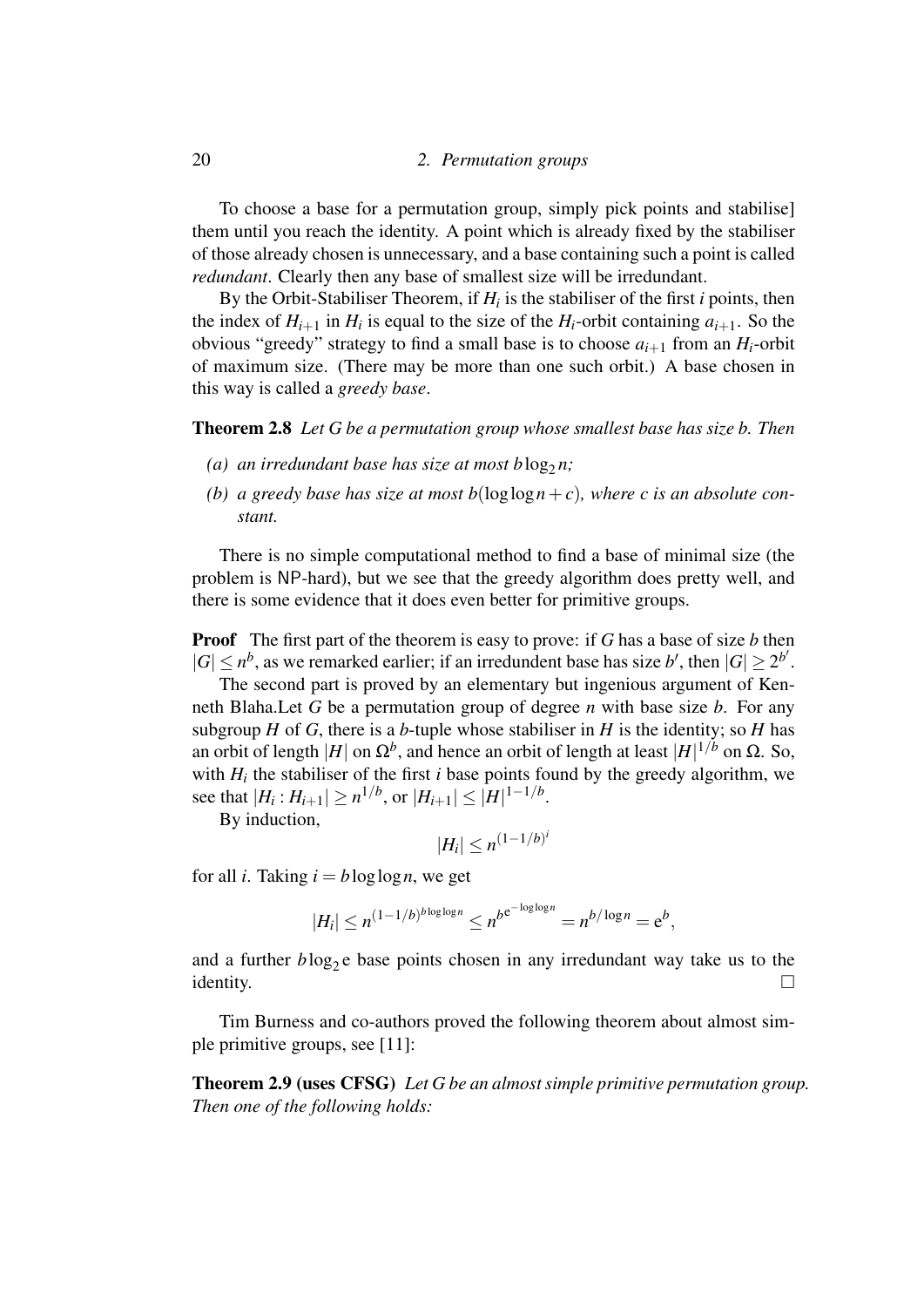To choose a base for a permutation group, simply pick points and stabilise] them until you reach the identity. A point which is already fixed by the stabiliser of those already chosen is unnecessary, and a base containing such a point is called *redundant*. Clearly then any base of smallest size will be irredundant.

By the Orbit-Stabiliser Theorem, if $H_i$ is the stabiliser of the first $i$ points, then the index of $H_{i+1}$ in $H_i$ is equal to the size of the $H_i$-orbit containing $a_{i+1}$. So the obvious "greedy" strategy to find a small base is to choose $a_{i+1}$ from an $H_i$-orbit of maximum size. (There may be more than one such orbit.) A base chosen in this way is called a *greedy base*.

**Theorem 2.8** *Let G be a permutation group whose smallest base has size b. Then*

*(a) an irredundant base has size at most $b\log_2 n$;*

*(b) a greedy base has size at most $b(\log\log n + c)$, where c is an absolute constant.*

There is no simple computational method to find a base of minimal size (the problem is NP-hard), but we see that the greedy algorithm does pretty well, and there is some evidence that it does even better for primitive groups.

**Proof** The first part of the theorem is easy to prove: if $G$ has a base of size $b$ then $|G| \le n^b$, as we remarked earlier; if an irredundent base has size $b'$, then $|G| \ge 2^{b'}$.

The second part is proved by an elementary but ingenious argument of Kenneth Blaha.Let $G$ be a permutation group of degree $n$ with base size $b$. For any subgroup $H$ of $G$, there is a $b$-tuple whose stabiliser in $H$ is the identity; so $H$ has an orbit of length $|H|$ on $\Omega^b$, and hence an orbit of length at least $|H|^{1/b}$ on $\Omega$. So, with $H_i$ the stabiliser of the first $i$ base points found by the greedy algorithm, we see that $|H_i : H_{i+1}| \ge n^{1/b}$, or $|H_{i+1}| \le |H|^{1-1/b}$.

By induction,

$$|H_i| \le n^{(1-1/b)^i}$$

for all $i$. Taking $i = b\log\log n$, we get

$$|H_i| \le n^{(1-1/b)^{b\log\log n}} \le n^{b\mathrm{e}^{-\log\log n}} = n^{b/\log n} = \mathrm{e}^b,$$

and a further $b\log_2 \mathrm{e}$ base points chosen in any irredundant way take us to the identity. $\square$

Tim Burness and co-authors proved the following theorem about almost simple primitive groups, see [11]:

**Theorem 2.9 (uses CFSG)** *Let G be an almost simple primitive permutation group. Then one of the following holds:*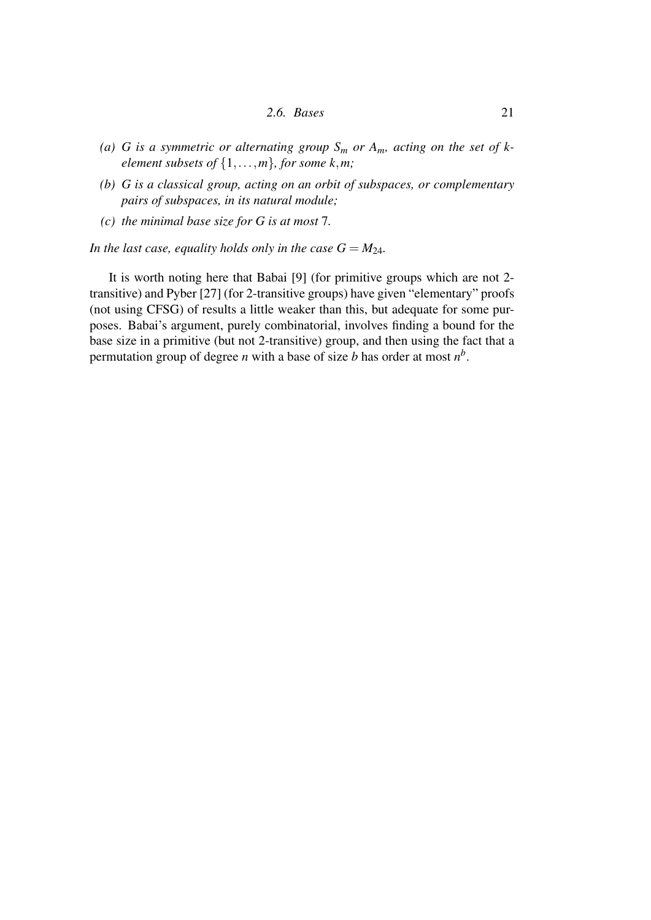*(a) $G$ is a symmetric or alternating group $S_m$ or $A_m$, acting on the set of $k$-element subsets of $\{1,\ldots,m\}$, for some $k,m$;*

*(b) $G$ is a classical group, acting on an orbit of subspaces, or complementary pairs of subspaces, in its natural module;*

*(c) the minimal base size for $G$ is at most 7.*

*In the last case, equality holds only in the case $G = M_{24}$.*

It is worth noting here that Babai [9] (for primitive groups which are not 2-transitive) and Pyber [27] (for 2-transitive groups) have given "elementary" proofs (not using CFSG) of results a little weaker than this, but adequate for some purposes. Babai's argument, purely combinatorial, involves finding a bound for the base size in a primitive (but not 2-transitive) group, and then using the fact that a permutation group of degree $n$ with a base of size $b$ has order at most $n^b$.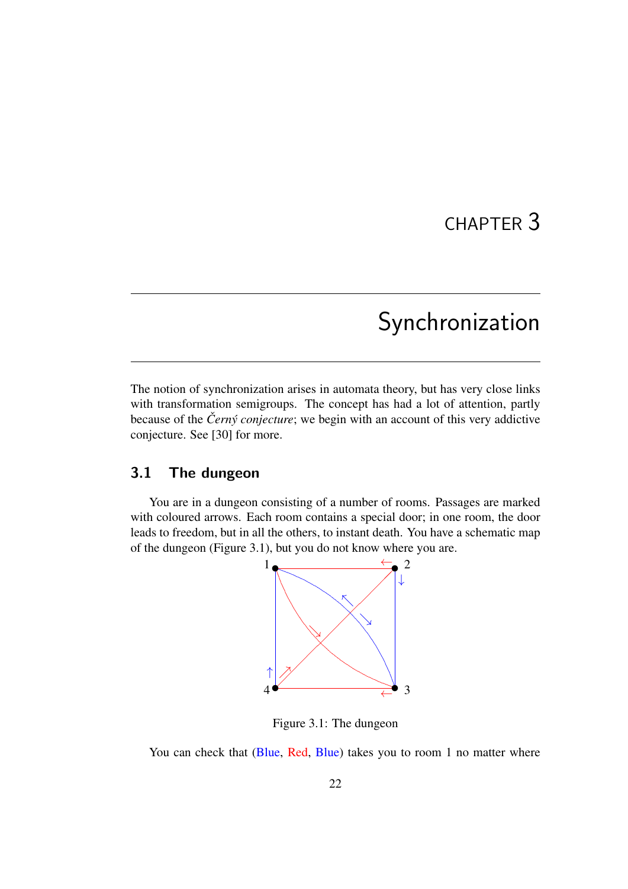# CHAPTER 3

# Synchronization

The notion of synchronization arises in automata theory, but has very close links with transformation semigroups. The concept has had a lot of attention, partly because of the *Černý conjecture*; we begin with an account of this very addictive conjecture. See [30] for more.

## 3.1 The dungeon

You are in a dungeon consisting of a number of rooms. Passages are marked with coloured arrows. Each room contains a special door; in one room, the door leads to freedom, but in all the others, to instant death. You have a schematic map of the dungeon (Figure 3.1), but you do not know where you are.

Figure 3.1: The dungeon

You can check that (Blue, Red, Blue) takes you to room 1 no matter where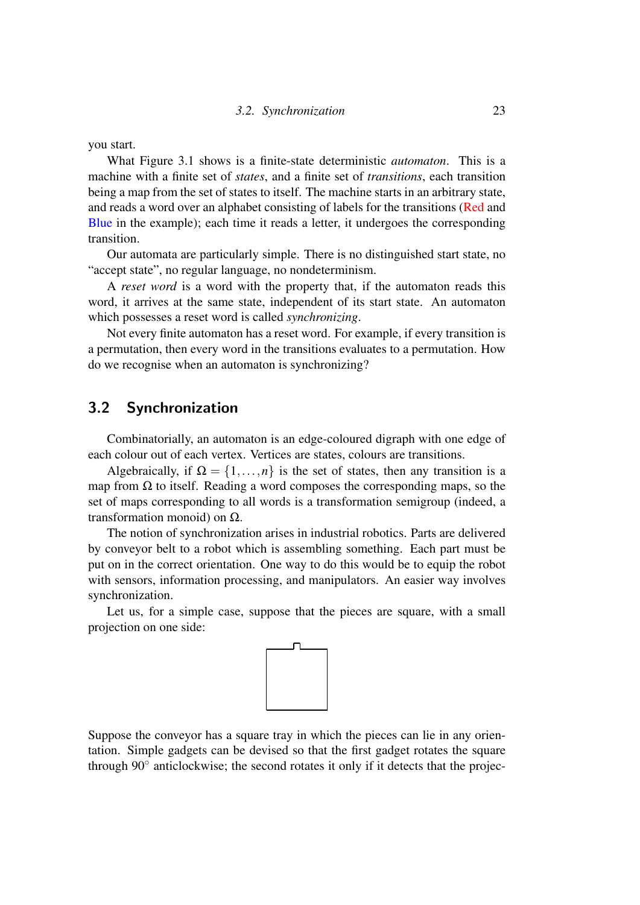you start.

What Figure 3.1 shows is a finite-state deterministic *automaton*. This is a machine with a finite set of *states*, and a finite set of *transitions*, each transition being a map from the set of states to itself. The machine starts in an arbitrary state, and reads a word over an alphabet consisting of labels for the transitions (Red and Blue in the example); each time it reads a letter, it undergoes the corresponding transition.

Our automata are particularly simple. There is no distinguished start state, no "accept state", no regular language, no nondeterminism.

A *reset word* is a word with the property that, if the automaton reads this word, it arrives at the same state, independent of its start state. An automaton which possesses a reset word is called *synchronizing*.

Not every finite automaton has a reset word. For example, if every transition is a permutation, then every word in the transitions evaluates to a permutation. How do we recognise when an automaton is synchronizing?

## 3.2 Synchronization

Combinatorially, an automaton is an edge-coloured digraph with one edge of each colour out of each vertex. Vertices are states, colours are transitions.

Algebraically, if $\Omega = \{1, \ldots, n\}$ is the set of states, then any transition is a map from $\Omega$ to itself. Reading a word composes the corresponding maps, so the set of maps corresponding to all words is a transformation semigroup (indeed, a transformation monoid) on $\Omega$.

The notion of synchronization arises in industrial robotics. Parts are delivered by conveyor belt to a robot which is assembling something. Each part must be put on in the correct orientation. One way to do this would be to equip the robot with sensors, information processing, and manipulators. An easier way involves synchronization.

Let us, for a simple case, suppose that the pieces are square, with a small projection on one side:

Suppose the conveyor has a square tray in which the pieces can lie in any orientation. Simple gadgets can be devised so that the first gadget rotates the square through $90^\circ$ anticlockwise; the second rotates it only if it detects that the projec-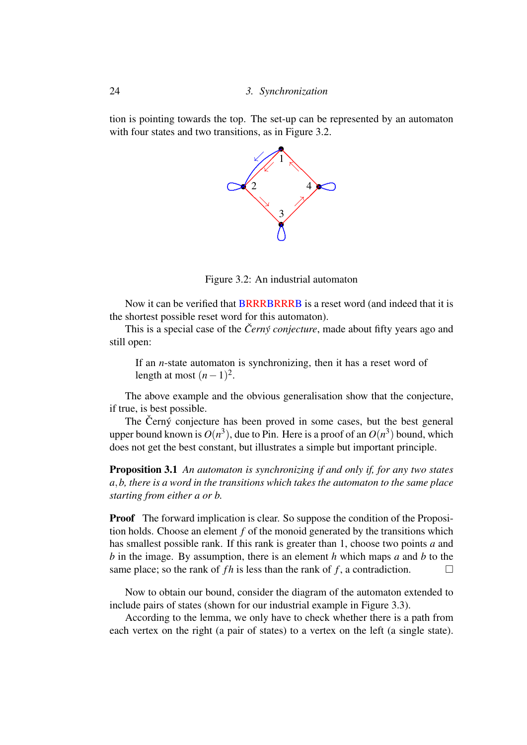tion is pointing towards the top. The set-up can be represented by an automaton with four states and two transitions, as in Figure 3.2.

Figure 3.2: An industrial automaton

Now it can be verified that BRRRBRRRB is a reset word (and indeed that it is the shortest possible reset word for this automaton).

This is a special case of the *Černý conjecture*, made about fifty years ago and still open:

> If an $n$-state automaton is synchronizing, then it has a reset word of length at most $(n-1)^2$.

The above example and the obvious generalisation show that the conjecture, if true, is best possible.

The Černý conjecture has been proved in some cases, but the best general upper bound known is $O(n^3)$, due to Pin. Here is a proof of an $O(n^3)$ bound, which does not get the best constant, but illustrates a simple but important principle.

**Proposition 3.1** *An automaton is synchronizing if and only if, for any two states $a, b$, there is a word in the transitions which takes the automaton to the same place starting from either $a$ or $b$.*

**Proof** The forward implication is clear. So suppose the condition of the Proposition holds. Choose an element $f$ of the monoid generated by the transitions which has smallest possible rank. If this rank is greater than 1, choose two points $a$ and $b$ in the image. By assumption, there is an element $h$ which maps $a$ and $b$ to the same place; so the rank of $fh$ is less than the rank of $f$, a contradiction. □

Now to obtain our bound, consider the diagram of the automaton extended to include pairs of states (shown for our industrial example in Figure 3.3).

According to the lemma, we only have to check whether there is a path from each vertex on the right (a pair of states) to a vertex on the left (a single state).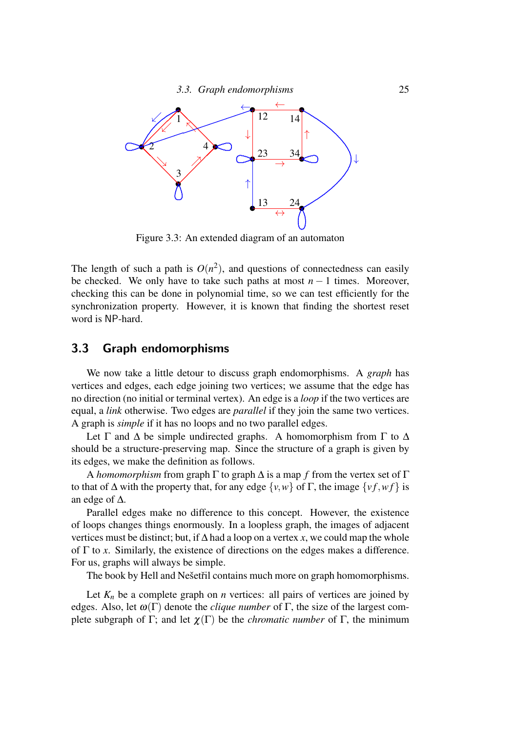Figure 3.3: An extended diagram of an automaton

The length of such a path is $O(n^2)$, and questions of connectedness can easily be checked. We only have to take such paths at most $n-1$ times. Moreover, checking this can be done in polynomial time, so we can test efficiently for the synchronization property. However, it is known that finding the shortest reset word is NP-hard.

## 3.3 Graph endomorphisms

We now take a little detour to discuss graph endomorphisms. A *graph* has vertices and edges, each edge joining two vertices; we assume that the edge has no direction (no initial or terminal vertex). An edge is a *loop* if the two vertices are equal, a *link* otherwise. Two edges are *parallel* if they join the same two vertices. A graph is *simple* if it has no loops and no two parallel edges.

Let $\Gamma$ and $\Delta$ be simple undirected graphs. A homomorphism from $\Gamma$ to $\Delta$ should be a structure-preserving map. Since the structure of a graph is given by its edges, we make the definition as follows.

A *homomorphism* from graph $\Gamma$ to graph $\Delta$ is a map $f$ from the vertex set of $\Gamma$ to that of $\Delta$ with the property that, for any edge $\{v,w\}$ of $\Gamma$, the image $\{vf, wf\}$ is an edge of $\Delta$.

Parallel edges make no difference to this concept. However, the existence of loops changes things enormously. In a loopless graph, the images of adjacent vertices must be distinct; but, if $\Delta$ had a loop on a vertex $x$, we could map the whole of $\Gamma$ to $x$. Similarly, the existence of directions on the edges makes a difference. For us, graphs will always be simple.

The book by Hell and Nešetřil contains much more on graph homomorphisms.

Let $K_n$ be a complete graph on $n$ vertices: all pairs of vertices are joined by edges. Also, let $\omega(\Gamma)$ denote the *clique number* of $\Gamma$, the size of the largest complete subgraph of $\Gamma$; and let $\chi(\Gamma)$ be the *chromatic number* of $\Gamma$, the minimum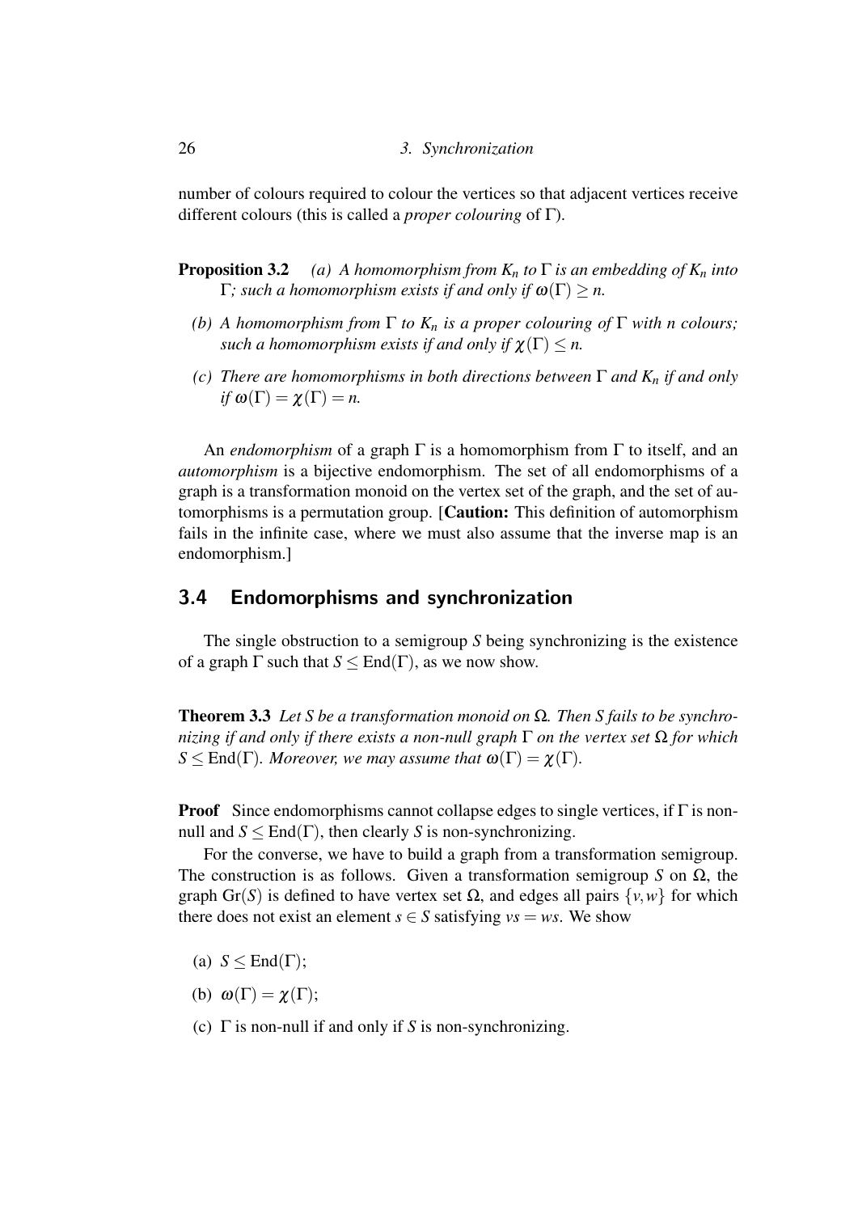number of colours required to colour the vertices so that adjacent vertices receive different colours (this is called a *proper colouring* of $\Gamma$).

**Proposition 3.2** *(a) A homomorphism from $K_n$ to $\Gamma$ is an embedding of $K_n$ into $\Gamma$; such a homomorphism exists if and only if $\omega(\Gamma) \geq n$.*

*(b) A homomorphism from $\Gamma$ to $K_n$ is a proper colouring of $\Gamma$ with $n$ colours; such a homomorphism exists if and only if $\chi(\Gamma) \leq n$.*

*(c) There are homomorphisms in both directions between $\Gamma$ and $K_n$ if and only if $\omega(\Gamma) = \chi(\Gamma) = n$.*

An *endomorphism* of a graph $\Gamma$ is a homomorphism from $\Gamma$ to itself, and an *automorphism* is a bijective endomorphism. The set of all endomorphisms of a graph is a transformation monoid on the vertex set of the graph, and the set of automorphisms is a permutation group. [**Caution:** This definition of automorphism fails in the infinite case, where we must also assume that the inverse map is an endomorphism.]

## 3.4 Endomorphisms and synchronization

The single obstruction to a semigroup $S$ being synchronizing is the existence of a graph $\Gamma$ such that $S \leq \mathrm{End}(\Gamma)$, as we now show.

**Theorem 3.3** *Let $S$ be a transformation monoid on $\Omega$. Then $S$ fails to be synchronizing if and only if there exists a non-null graph $\Gamma$ on the vertex set $\Omega$ for which $S \leq \mathrm{End}(\Gamma)$. Moreover, we may assume that $\omega(\Gamma) = \chi(\Gamma)$.*

**Proof** Since endomorphisms cannot collapse edges to single vertices, if $\Gamma$ is non-null and $S \leq \mathrm{End}(\Gamma)$, then clearly $S$ is non-synchronizing.

For the converse, we have to build a graph from a transformation semigroup. The construction is as follows. Given a transformation semigroup $S$ on $\Omega$, the graph $\mathrm{Gr}(S)$ is defined to have vertex set $\Omega$, and edges all pairs $\{v, w\}$ for which there does not exist an element $s \in S$ satisfying $vs = ws$. We show

(a) $S \leq \mathrm{End}(\Gamma)$;

(b) $\omega(\Gamma) = \chi(\Gamma)$;

(c) $\Gamma$ is non-null if and only if $S$ is non-synchronizing.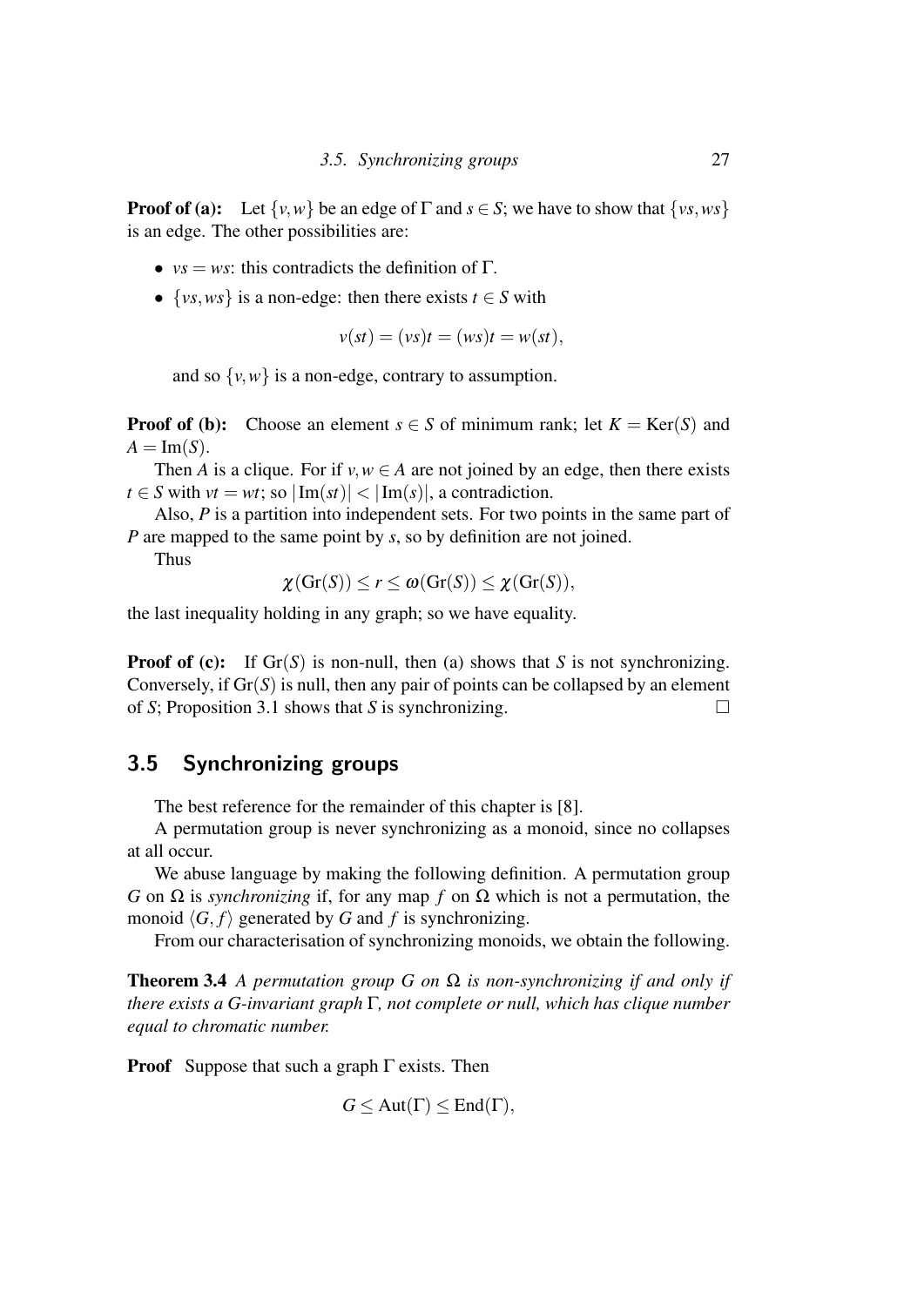**Proof of (a):** Let $\{v,w\}$ be an edge of $\Gamma$ and $s \in S$; we have to show that $\{vs, ws\}$ is an edge. The other possibilities are:

- $vs = ws$: this contradicts the definition of $\Gamma$.
- $\{vs, ws\}$ is a non-edge: then there exists $t \in S$ with

$$v(st) = (vs)t = (ws)t = w(st),$$

  and so $\{v,w\}$ is a non-edge, contrary to assumption.

**Proof of (b):** Choose an element $s \in S$ of minimum rank; let $K = \mathrm{Ker}(S)$ and $A = \mathrm{Im}(S)$.

Then $A$ is a clique. For if $v, w \in A$ are not joined by an edge, then there exists $t \in S$ with $vt = wt$; so $|\mathrm{Im}(st)| < |\mathrm{Im}(s)|$, a contradiction.

Also, $P$ is a partition into independent sets. For two points in the same part of $P$ are mapped to the same point by $s$, so by definition are not joined.

Thus

$$\chi(\mathrm{Gr}(S)) \leq r \leq \omega(\mathrm{Gr}(S)) \leq \chi(\mathrm{Gr}(S)),$$

the last inequality holding in any graph; so we have equality.

**Proof of (c):** If $\mathrm{Gr}(S)$ is non-null, then (a) shows that $S$ is not synchronizing. Conversely, if $\mathrm{Gr}(S)$ is null, then any pair of points can be collapsed by an element of $S$; Proposition 3.1 shows that $S$ is synchronizing. □

## 3.5 Synchronizing groups

The best reference for the remainder of this chapter is [8].

A permutation group is never synchronizing as a monoid, since no collapses at all occur.

We abuse language by making the following definition. A permutation group $G$ on $\Omega$ is *synchronizing* if, for any map $f$ on $\Omega$ which is not a permutation, the monoid $\langle G, f \rangle$ generated by $G$ and $f$ is synchronizing.

From our characterisation of synchronizing monoids, we obtain the following.

**Theorem 3.4** *A permutation group $G$ on $\Omega$ is non-synchronizing if and only if there exists a $G$-invariant graph $\Gamma$, not complete or null, which has clique number equal to chromatic number.*

**Proof** Suppose that such a graph $\Gamma$ exists. Then

$$G \leq \mathrm{Aut}(\Gamma) \leq \mathrm{End}(\Gamma),$$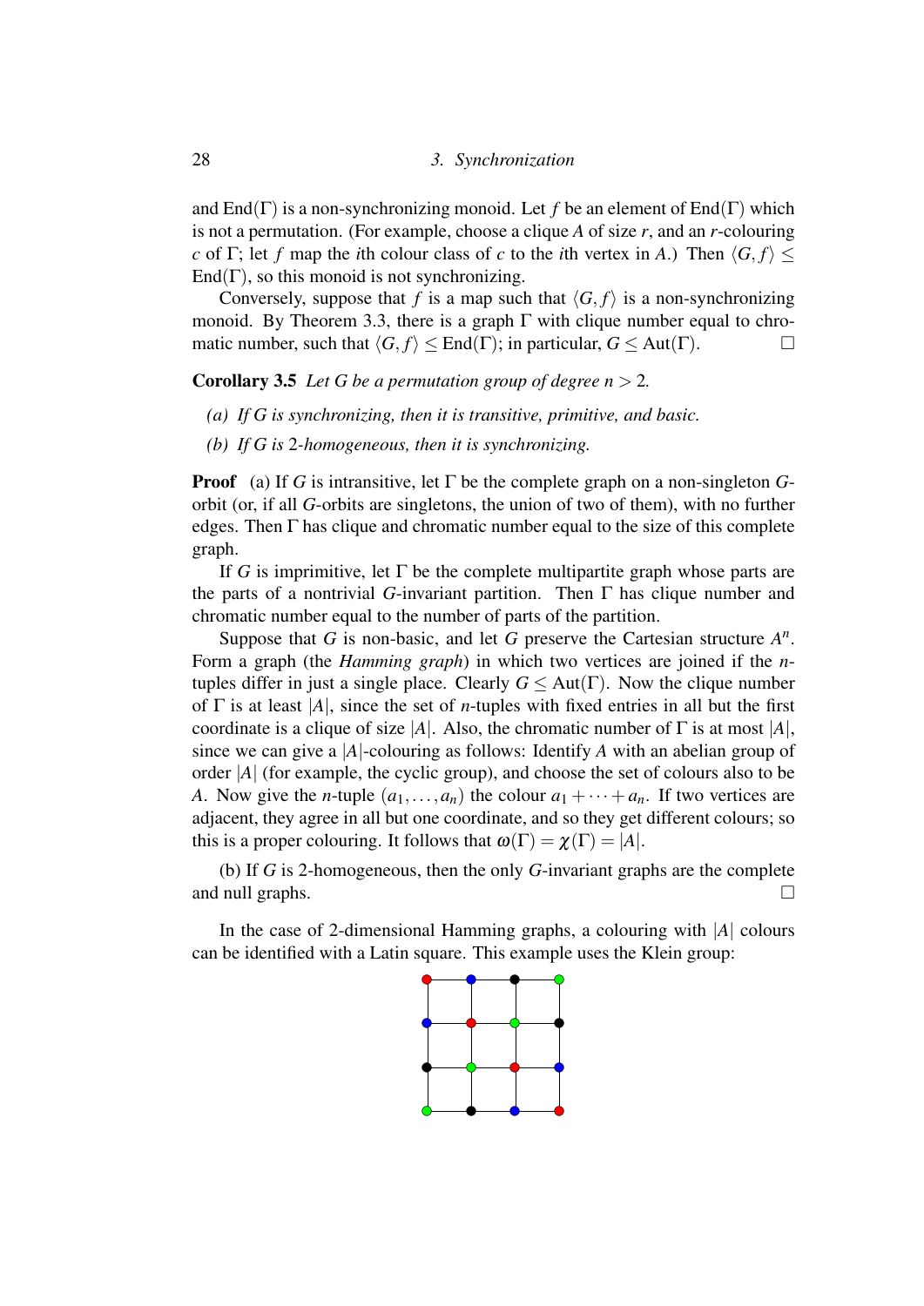and End(Γ) is a non-synchronizing monoid. Let $f$ be an element of End(Γ) which is not a permutation. (For example, choose a clique $A$ of size $r$, and an $r$-colouring $c$ of Γ; let $f$ map the $i$th colour class of $c$ to the $i$th vertex in $A$.) Then $\langle G, f\rangle \leq \mathrm{End}(\Gamma)$, so this monoid is not synchronizing.

Conversely, suppose that $f$ is a map such that $\langle G, f\rangle$ is a non-synchronizing monoid. By Theorem 3.3, there is a graph Γ with clique number equal to chromatic number, such that $\langle G, f\rangle \leq \mathrm{End}(\Gamma)$; in particular, $G \leq \mathrm{Aut}(\Gamma)$. □

**Corollary 3.5** *Let $G$ be a permutation group of degree $n > 2$.*

*(a) If $G$ is synchronizing, then it is transitive, primitive, and basic.*

*(b) If $G$ is 2-homogeneous, then it is synchronizing.*

**Proof** (a) If $G$ is intransitive, let Γ be the complete graph on a non-singleton $G$-orbit (or, if all $G$-orbits are singletons, the union of two of them), with no further edges. Then Γ has clique and chromatic number equal to the size of this complete graph.

If $G$ is imprimitive, let Γ be the complete multipartite graph whose parts are the parts of a nontrivial $G$-invariant partition. Then Γ has clique number and chromatic number equal to the number of parts of the partition.

Suppose that $G$ is non-basic, and let $G$ preserve the Cartesian structure $A^n$. Form a graph (the *Hamming graph*) in which two vertices are joined if the $n$-tuples differ in just a single place. Clearly $G \leq \mathrm{Aut}(\Gamma)$. Now the clique number of Γ is at least $|A|$, since the set of $n$-tuples with fixed entries in all but the first coordinate is a clique of size $|A|$. Also, the chromatic number of Γ is at most $|A|$, since we can give a $|A|$-colouring as follows: Identify $A$ with an abelian group of order $|A|$ (for example, the cyclic group), and choose the set of colours also to be $A$. Now give the $n$-tuple $(a_1, \ldots, a_n)$ the colour $a_1 + \cdots + a_n$. If two vertices are adjacent, they agree in all but one coordinate, and so they get different colours; so this is a proper colouring. It follows that $\omega(\Gamma) = \chi(\Gamma) = |A|$.

(b) If $G$ is 2-homogeneous, then the only $G$-invariant graphs are the complete and null graphs. □

In the case of 2-dimensional Hamming graphs, a colouring with $|A|$ colours can be identified with a Latin square. This example uses the Klein group: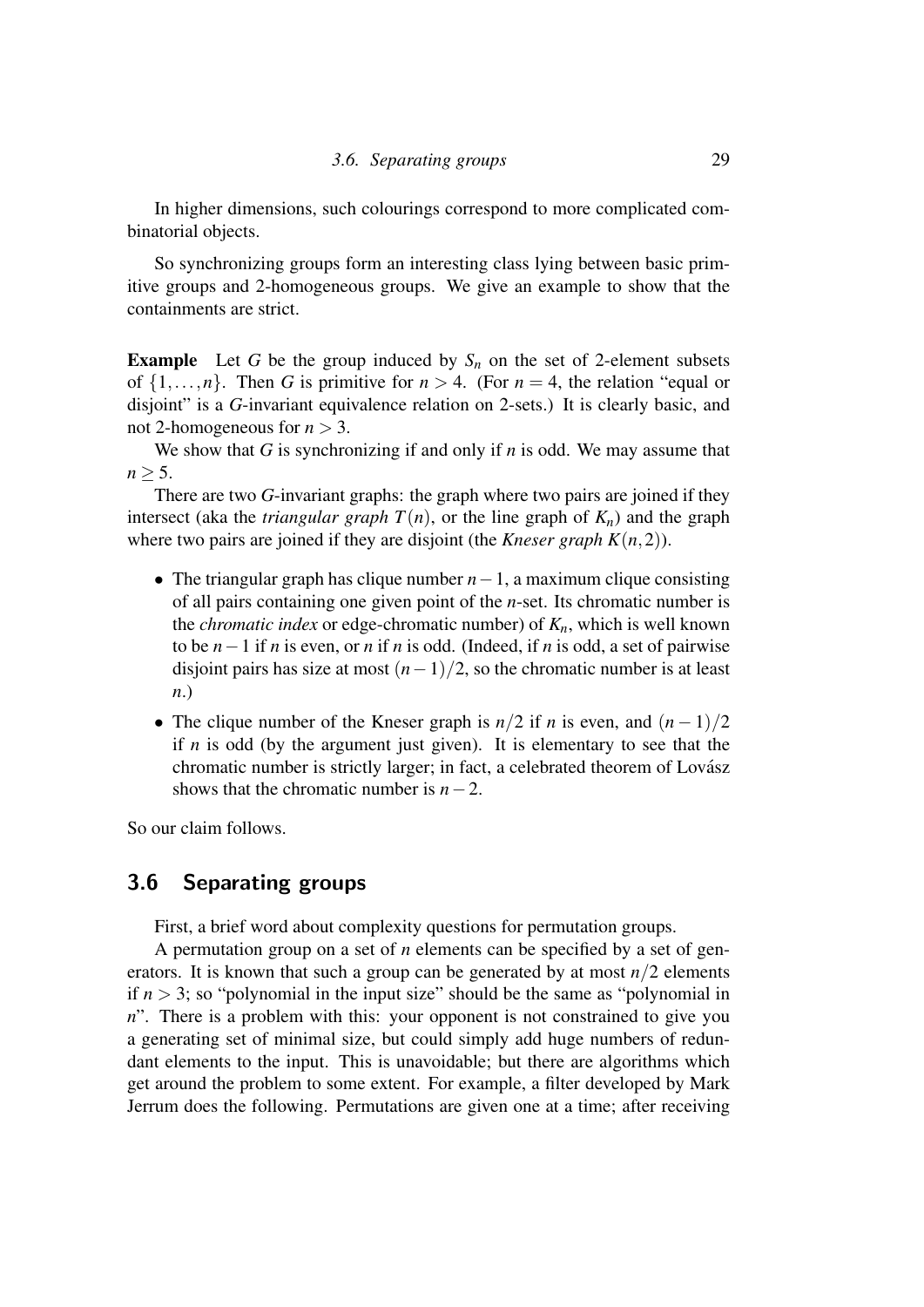In higher dimensions, such colourings correspond to more complicated combinatorial objects.

So synchronizing groups form an interesting class lying between basic primitive groups and 2-homogeneous groups. We give an example to show that the containments are strict.

**Example** Let $G$ be the group induced by $S_n$ on the set of 2-element subsets of $\{1,\ldots,n\}$. Then $G$ is primitive for $n > 4$. (For $n = 4$, the relation "equal or disjoint" is a $G$-invariant equivalence relation on 2-sets.) It is clearly basic, and not 2-homogeneous for $n > 3$.

We show that $G$ is synchronizing if and only if $n$ is odd. We may assume that $n \geq 5$.

There are two $G$-invariant graphs: the graph where two pairs are joined if they intersect (aka the *triangular graph* $T(n)$, or the line graph of $K_n$) and the graph where two pairs are joined if they are disjoint (the *Kneser graph* $K(n,2)$).

- The triangular graph has clique number $n-1$, a maximum clique consisting of all pairs containing one given point of the $n$-set. Its chromatic number is the *chromatic index* or edge-chromatic number) of $K_n$, which is well known to be $n-1$ if $n$ is even, or $n$ if $n$ is odd. (Indeed, if $n$ is odd, a set of pairwise disjoint pairs has size at most $(n-1)/2$, so the chromatic number is at least $n$.)
- The clique number of the Kneser graph is $n/2$ if $n$ is even, and $(n-1)/2$ if $n$ is odd (by the argument just given). It is elementary to see that the chromatic number is strictly larger; in fact, a celebrated theorem of Lovász shows that the chromatic number is $n-2$.

So our claim follows.

## 3.6 Separating groups

First, a brief word about complexity questions for permutation groups.

A permutation group on a set of $n$ elements can be specified by a set of generators. It is known that such a group can be generated by at most $n/2$ elements if $n > 3$; so "polynomial in the input size" should be the same as "polynomial in $n$". There is a problem with this: your opponent is not constrained to give you a generating set of minimal size, but could simply add huge numbers of redundant elements to the input. This is unavoidable; but there are algorithms which get around the problem to some extent. For example, a filter developed by Mark Jerrum does the following. Permutations are given one at a time; after receiving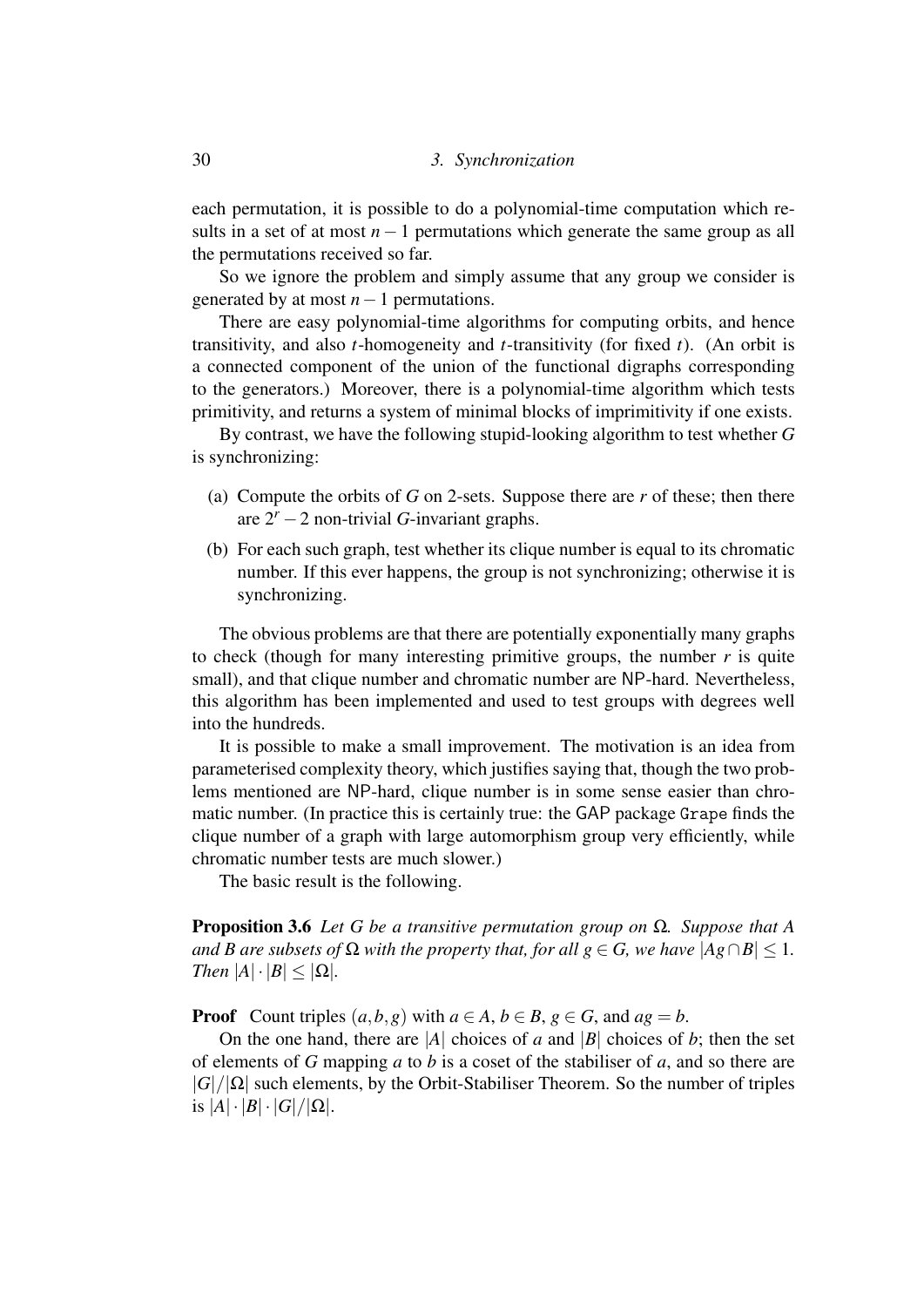each permutation, it is possible to do a polynomial-time computation which results in a set of at most $n-1$ permutations which generate the same group as all the permutations received so far.

So we ignore the problem and simply assume that any group we consider is generated by at most $n-1$ permutations.

There are easy polynomial-time algorithms for computing orbits, and hence transitivity, and also $t$-homogeneity and $t$-transitivity (for fixed $t$). (An orbit is a connected component of the union of the functional digraphs corresponding to the generators.) Moreover, there is a polynomial-time algorithm which tests primitivity, and returns a system of minimal blocks of imprimitivity if one exists.

By contrast, we have the following stupid-looking algorithm to test whether $G$ is synchronizing:

(a) Compute the orbits of $G$ on 2-sets. Suppose there are $r$ of these; then there are $2^r - 2$ non-trivial $G$-invariant graphs.

(b) For each such graph, test whether its clique number is equal to its chromatic number. If this ever happens, the group is not synchronizing; otherwise it is synchronizing.

The obvious problems are that there are potentially exponentially many graphs to check (though for many interesting primitive groups, the number $r$ is quite small), and that clique number and chromatic number are NP-hard. Nevertheless, this algorithm has been implemented and used to test groups with degrees well into the hundreds.

It is possible to make a small improvement. The motivation is an idea from parameterised complexity theory, which justifies saying that, though the two problems mentioned are NP-hard, clique number is in some sense easier than chromatic number. (In practice this is certainly true: the GAP package `Grape` finds the clique number of a graph with large automorphism group very efficiently, while chromatic number tests are much slower.)

The basic result is the following.

**Proposition 3.6** *Let $G$ be a transitive permutation group on $\Omega$. Suppose that $A$ and $B$ are subsets of $\Omega$ with the property that, for all $g \in G$, we have $|Ag \cap B| \leq 1$. Then $|A| \cdot |B| \leq |\Omega|$.*

**Proof** Count triples $(a, b, g)$ with $a \in A$, $b \in B$, $g \in G$, and $ag = b$.

On the one hand, there are $|A|$ choices of $a$ and $|B|$ choices of $b$; then the set of elements of $G$ mapping $a$ to $b$ is a coset of the stabiliser of $a$, and so there are $|G|/|\Omega|$ such elements, by the Orbit-Stabiliser Theorem. So the number of triples is $|A| \cdot |B| \cdot |G|/|\Omega|$.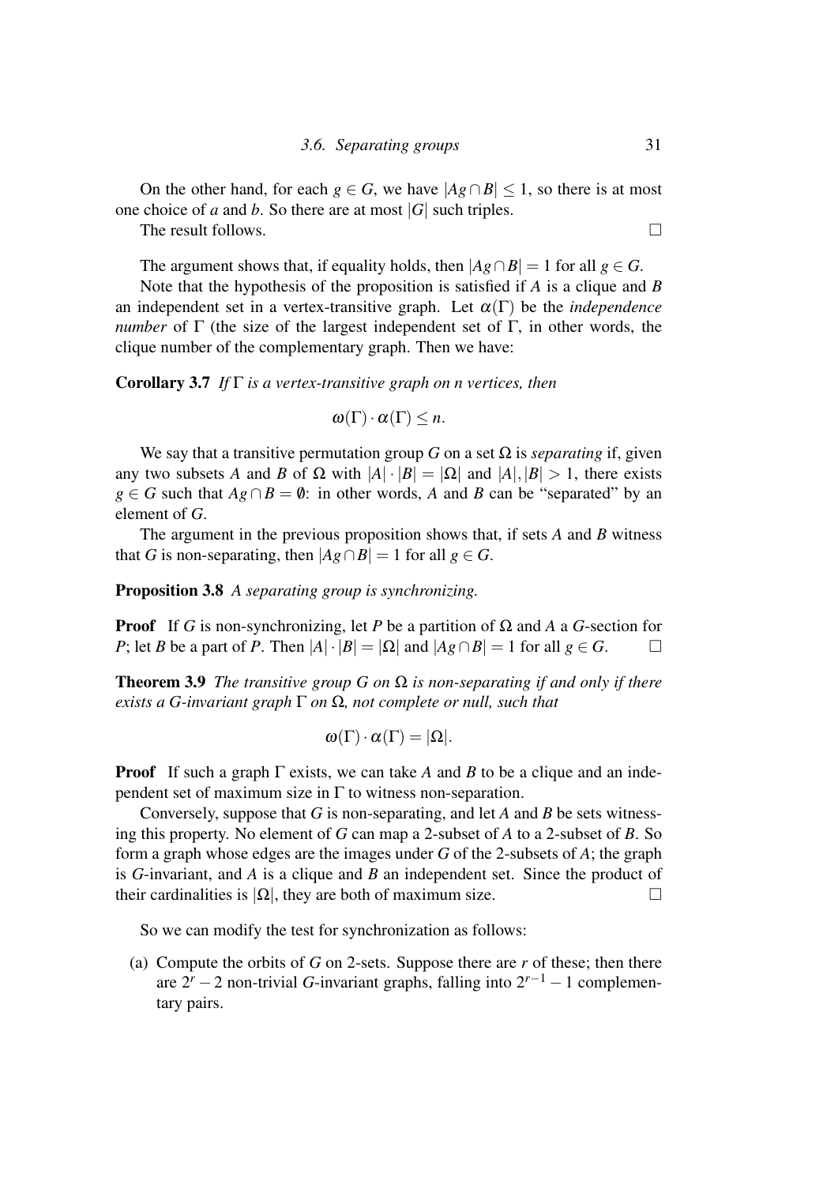On the other hand, for each $g \in G$, we have $|Ag \cap B| \leq 1$, so there is at most one choice of $a$ and $b$. So there are at most $|G|$ such triples.

The result follows. $\square$

The argument shows that, if equality holds, then $|Ag \cap B| = 1$ for all $g \in G$.

Note that the hypothesis of the proposition is satisfied if $A$ is a clique and $B$ an independent set in a vertex-transitive graph. Let $\alpha(\Gamma)$ be the *independence number* of $\Gamma$ (the size of the largest independent set of $\Gamma$, in other words, the clique number of the complementary graph. Then we have:

**Corollary 3.7** *If $\Gamma$ is a vertex-transitive graph on $n$ vertices, then*

$$\omega(\Gamma) \cdot \alpha(\Gamma) \leq n.$$

We say that a transitive permutation group $G$ on a set $\Omega$ is *separating* if, given any two subsets $A$ and $B$ of $\Omega$ with $|A| \cdot |B| = |\Omega|$ and $|A|, |B| > 1$, there exists $g \in G$ such that $Ag \cap B = \emptyset$: in other words, $A$ and $B$ can be "separated" by an element of $G$.

The argument in the previous proposition shows that, if sets $A$ and $B$ witness that $G$ is non-separating, then $|Ag \cap B| = 1$ for all $g \in G$.

**Proposition 3.8** *A separating group is synchronizing.*

**Proof** If $G$ is non-synchronizing, let $P$ be a partition of $\Omega$ and $A$ a $G$-section for $P$; let $B$ be a part of $P$. Then $|A| \cdot |B| = |\Omega|$ and $|Ag \cap B| = 1$ for all $g \in G$. $\square$

**Theorem 3.9** *The transitive group $G$ on $\Omega$ is non-separating if and only if there exists a $G$-invariant graph $\Gamma$ on $\Omega$, not complete or null, such that*

$$\omega(\Gamma) \cdot \alpha(\Gamma) = |\Omega|.$$

**Proof** If such a graph $\Gamma$ exists, we can take $A$ and $B$ to be a clique and an independent set of maximum size in $\Gamma$ to witness non-separation.

Conversely, suppose that $G$ is non-separating, and let $A$ and $B$ be sets witnessing this property. No element of $G$ can map a 2-subset of $A$ to a 2-subset of $B$. So form a graph whose edges are the images under $G$ of the 2-subsets of $A$; the graph is $G$-invariant, and $A$ is a clique and $B$ an independent set. Since the product of their cardinalities is $|\Omega|$, they are both of maximum size. $\square$

So we can modify the test for synchronization as follows:

(a) Compute the orbits of $G$ on 2-sets. Suppose there are $r$ of these; then there are $2^r - 2$ non-trivial $G$-invariant graphs, falling into $2^{r-1} - 1$ complementary pairs.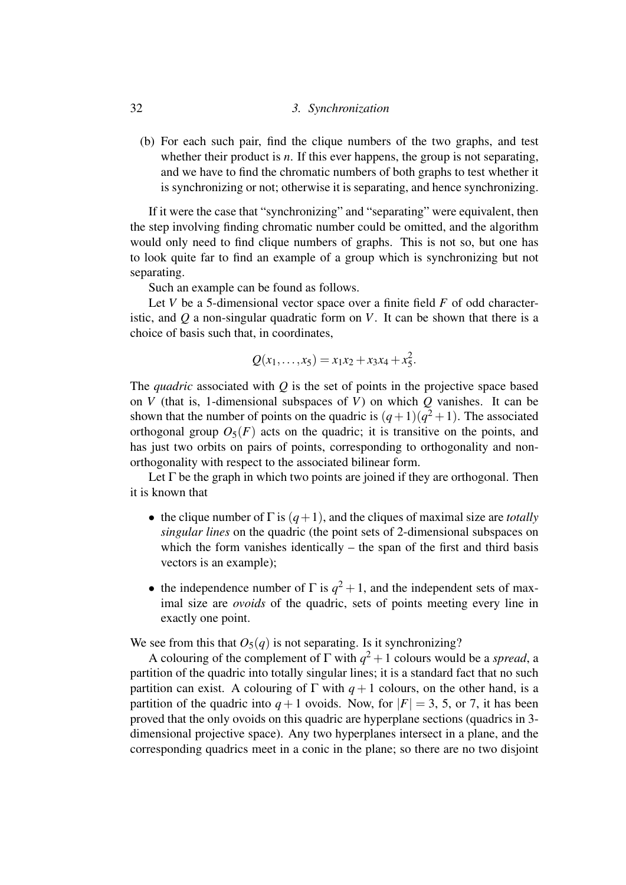(b) For each such pair, find the clique numbers of the two graphs, and test whether their product is $n$. If this ever happens, the group is not separating, and we have to find the chromatic numbers of both graphs to test whether it is synchronizing or not; otherwise it is separating, and hence synchronizing.

If it were the case that "synchronizing" and "separating" were equivalent, then the step involving finding chromatic number could be omitted, and the algorithm would only need to find clique numbers of graphs. This is not so, but one has to look quite far to find an example of a group which is synchronizing but not separating.

Such an example can be found as follows.

Let $V$ be a 5-dimensional vector space over a finite field $F$ of odd characteristic, and $Q$ a non-singular quadratic form on $V$. It can be shown that there is a choice of basis such that, in coordinates,

$$Q(x_1, \ldots, x_5) = x_1x_2 + x_3x_4 + x_5^2.$$

The *quadric* associated with $Q$ is the set of points in the projective space based on $V$ (that is, 1-dimensional subspaces of $V$) on which $Q$ vanishes. It can be shown that the number of points on the quadric is $(q+1)(q^2+1)$. The associated orthogonal group $O_5(F)$ acts on the quadric; it is transitive on the points, and has just two orbits on pairs of points, corresponding to orthogonality and non-orthogonality with respect to the associated bilinear form.

Let $\Gamma$ be the graph in which two points are joined if they are orthogonal. Then it is known that

- the clique number of $\Gamma$ is $(q+1)$, and the cliques of maximal size are *totally singular lines* on the quadric (the point sets of 2-dimensional subspaces on which the form vanishes identically – the span of the first and third basis vectors is an example);
- the independence number of $\Gamma$ is $q^2+1$, and the independent sets of maximal size are *ovoids* of the quadric, sets of points meeting every line in exactly one point.

We see from this that $O_5(q)$ is not separating. Is it synchronizing?

A colouring of the complement of $\Gamma$ with $q^2+1$ colours would be a *spread*, a partition of the quadric into totally singular lines; it is a standard fact that no such partition can exist. A colouring of $\Gamma$ with $q+1$ colours, on the other hand, is a partition of the quadric into $q+1$ ovoids. Now, for $|F| = 3$, 5, or 7, it has been proved that the only ovoids on this quadric are hyperplane sections (quadrics in 3-dimensional projective space). Any two hyperplanes intersect in a plane, and the corresponding quadrics meet in a conic in the plane; so there are no two disjoint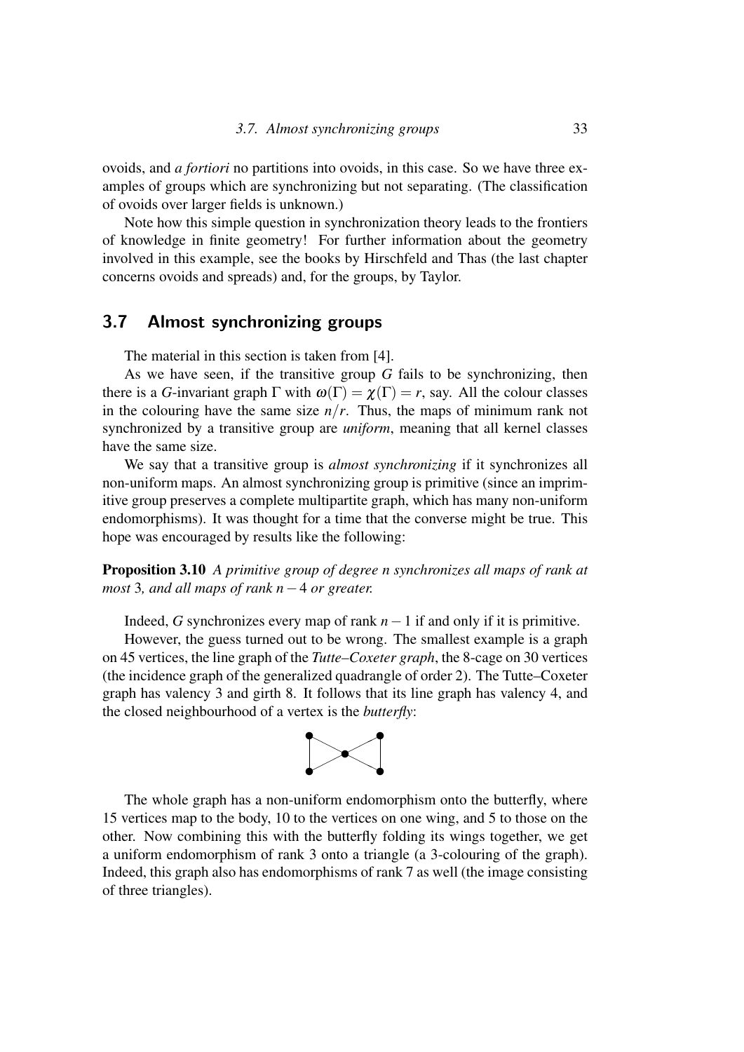ovoids, and *a fortiori* no partitions into ovoids, in this case. So we have three examples of groups which are synchronizing but not separating. (The classification of ovoids over larger fields is unknown.)

Note how this simple question in synchronization theory leads to the frontiers of knowledge in finite geometry! For further information about the geometry involved in this example, see the books by Hirschfeld and Thas (the last chapter concerns ovoids and spreads) and, for the groups, by Taylor.

## 3.7 Almost synchronizing groups

The material in this section is taken from [4].

As we have seen, if the transitive group $G$ fails to be synchronizing, then there is a $G$-invariant graph $\Gamma$ with $\omega(\Gamma) = \chi(\Gamma) = r$, say. All the colour classes in the colouring have the same size $n/r$. Thus, the maps of minimum rank not synchronized by a transitive group are *uniform*, meaning that all kernel classes have the same size.

We say that a transitive group is *almost synchronizing* if it synchronizes all non-uniform maps. An almost synchronizing group is primitive (since an imprimitive group preserves a complete multipartite graph, which has many non-uniform endomorphisms). It was thought for a time that the converse might be true. This hope was encouraged by results like the following:

**Proposition 3.10** *A primitive group of degree n synchronizes all maps of rank at most* 3*, and all maps of rank* $n-4$ *or greater.*

Indeed, $G$ synchronizes every map of rank $n-1$ if and only if it is primitive.

However, the guess turned out to be wrong. The smallest example is a graph on 45 vertices, the line graph of the *Tutte–Coxeter graph*, the 8-cage on 30 vertices (the incidence graph of the generalized quadrangle of order 2). The Tutte–Coxeter graph has valency 3 and girth 8. It follows that its line graph has valency 4, and the closed neighbourhood of a vertex is the *butterfly*:

The whole graph has a non-uniform endomorphism onto the butterfly, where 15 vertices map to the body, 10 to the vertices on one wing, and 5 to those on the other. Now combining this with the butterfly folding its wings together, we get a uniform endomorphism of rank 3 onto a triangle (a 3-colouring of the graph). Indeed, this graph also has endomorphisms of rank 7 as well (the image consisting of three triangles).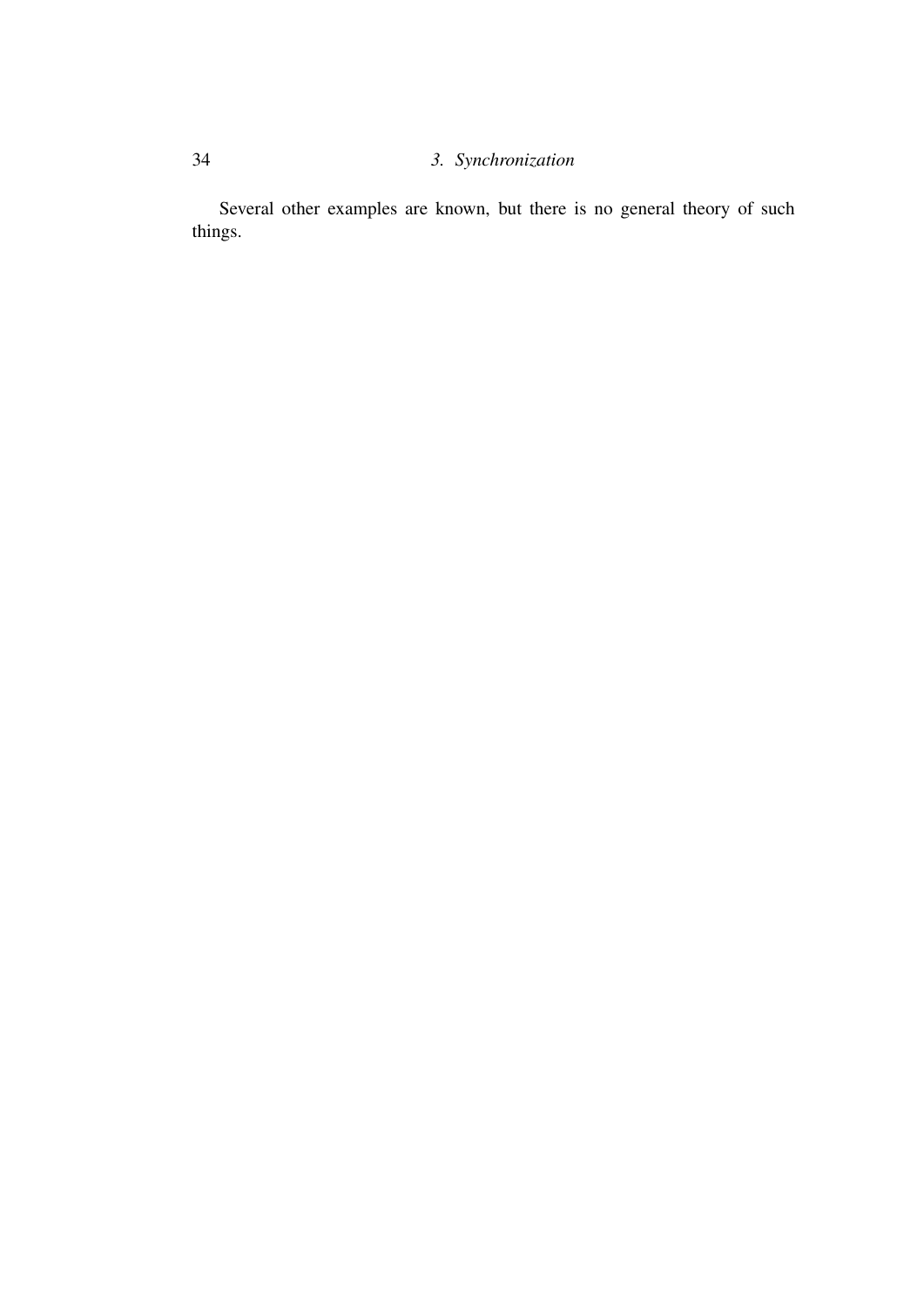Several other examples are known, but there is no general theory of such things.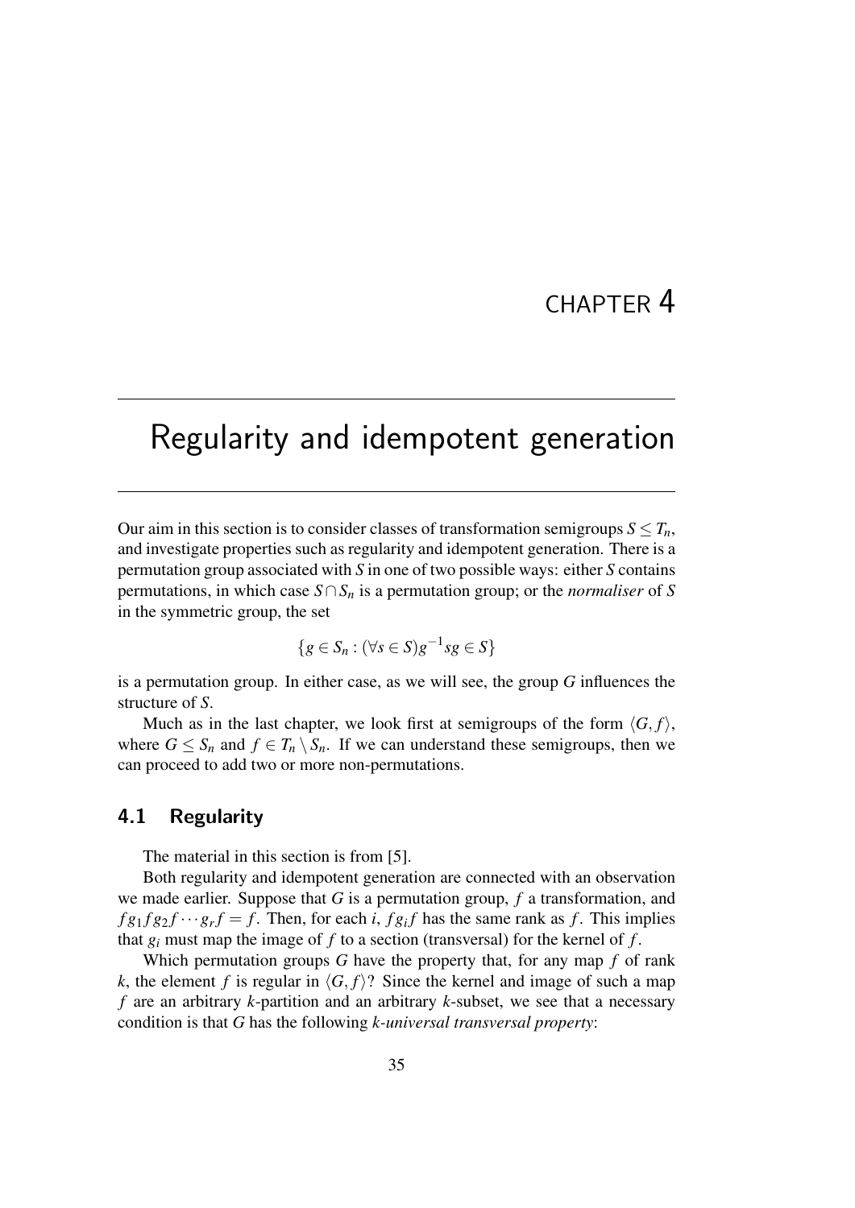# CHAPTER 4

# Regularity and idempotent generation

Our aim in this section is to consider classes of transformation semigroups $S \leq T_n$, and investigate properties such as regularity and idempotent generation. There is a permutation group associated with $S$ in one of two possible ways: either $S$ contains permutations, in which case $S \cap S_n$ is a permutation group; or the *normaliser* of $S$ in the symmetric group, the set

$$\{g \in S_n : (\forall s \in S) g^{-1} s g \in S\}$$

is a permutation group. In either case, as we will see, the group $G$ influences the structure of $S$.

Much as in the last chapter, we look first at semigroups of the form $\langle G, f \rangle$, where $G \leq S_n$ and $f \in T_n \setminus S_n$. If we can understand these semigroups, then we can proceed to add two or more non-permutations.

## 4.1 Regularity

The material in this section is from [5].

Both regularity and idempotent generation are connected with an observation we made earlier. Suppose that $G$ is a permutation group, $f$ a transformation, and $f g_1 f g_2 f \cdots g_r f = f$. Then, for each $i$, $f g_i f$ has the same rank as $f$. This implies that $g_i$ must map the image of $f$ to a section (transversal) for the kernel of $f$.

Which permutation groups $G$ have the property that, for any map $f$ of rank $k$, the element $f$ is regular in $\langle G, f \rangle$? Since the kernel and image of such a map $f$ are an arbitrary $k$-partition and an arbitrary $k$-subset, we see that a necessary condition is that $G$ has the following *$k$-universal transversal property*: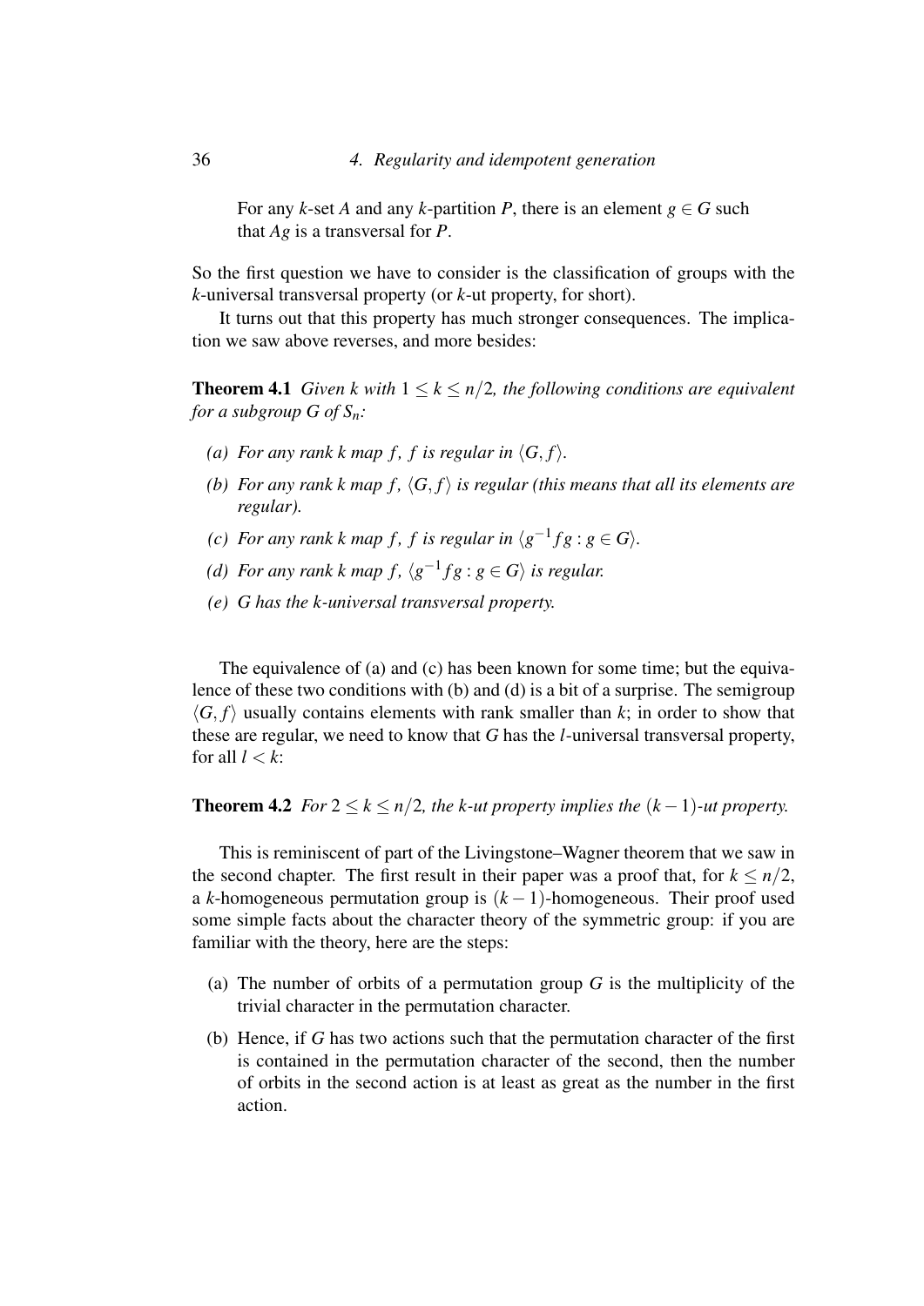For any $k$-set $A$ and any $k$-partition $P$, there is an element $g \in G$ such that $Ag$ is a transversal for $P$.

So the first question we have to consider is the classification of groups with the $k$-universal transversal property (or $k$-ut property, for short).

It turns out that this property has much stronger consequences. The implication we saw above reverses, and more besides:

**Theorem 4.1** *Given $k$ with $1 \leq k \leq n/2$, the following conditions are equivalent for a subgroup $G$ of $S_n$:*

*(a) For any rank $k$ map $f$, $f$ is regular in $\langle G, f \rangle$.*

*(b) For any rank $k$ map $f$, $\langle G, f \rangle$ is regular (this means that all its elements are regular).*

*(c) For any rank $k$ map $f$, $f$ is regular in $\langle g^{-1} f g : g \in G \rangle$.*

*(d) For any rank $k$ map $f$, $\langle g^{-1} f g : g \in G \rangle$ is regular.*

*(e) $G$ has the $k$-universal transversal property.*

The equivalence of (a) and (c) has been known for some time; but the equivalence of these two conditions with (b) and (d) is a bit of a surprise. The semigroup $\langle G, f \rangle$ usually contains elements with rank smaller than $k$; in order to show that these are regular, we need to know that $G$ has the $l$-universal transversal property, for all $l < k$:

**Theorem 4.2** *For $2 \leq k \leq n/2$, the $k$-ut property implies the $(k-1)$-ut property.*

This is reminiscent of part of the Livingstone–Wagner theorem that we saw in the second chapter. The first result in their paper was a proof that, for $k \leq n/2$, a $k$-homogeneous permutation group is $(k-1)$-homogeneous. Their proof used some simple facts about the character theory of the symmetric group: if you are familiar with the theory, here are the steps:

(a) The number of orbits of a permutation group $G$ is the multiplicity of the trivial character in the permutation character.

(b) Hence, if $G$ has two actions such that the permutation character of the first is contained in the permutation character of the second, then the number of orbits in the second action is at least as great as the number in the first action.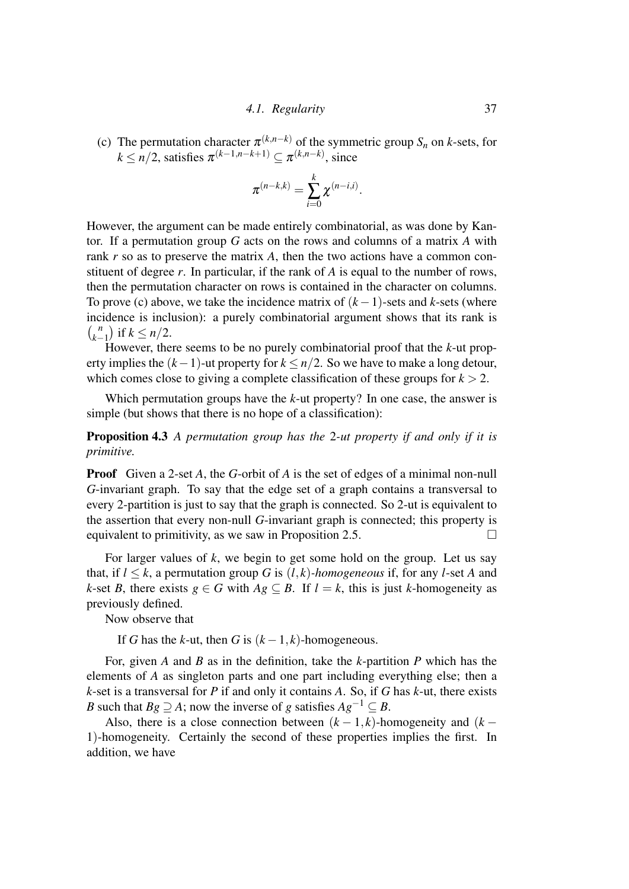(c) The permutation character $\pi^{(k,n-k)}$ of the symmetric group $S_n$ on $k$-sets, for $k \le n/2$, satisfies $\pi^{(k-1,n-k+1)} \subseteq \pi^{(k,n-k)}$, since

$$\pi^{(n-k,k)} = \sum_{i=0}^{k} \chi^{(n-i,i)}.$$

However, the argument can be made entirely combinatorial, as was done by Kantor. If a permutation group $G$ acts on the rows and columns of a matrix $A$ with rank $r$ so as to preserve the matrix $A$, then the two actions have a common constituent of degree $r$. In particular, if the rank of $A$ is equal to the number of rows, then the permutation character on rows is contained in the character on columns. To prove (c) above, we take the incidence matrix of $(k-1)$-sets and $k$-sets (where incidence is inclusion): a purely combinatorial argument shows that its rank is $\binom{n}{k-1}$ if $k \le n/2$.

However, there seems to be no purely combinatorial proof that the $k$-ut property implies the $(k-1)$-ut property for $k \le n/2$. So we have to make a long detour, which comes close to giving a complete classification of these groups for $k > 2$.

Which permutation groups have the $k$-ut property? In one case, the answer is simple (but shows that there is no hope of a classification):

**Proposition 4.3** *A permutation group has the 2-ut property if and only if it is primitive.*

**Proof** Given a 2-set $A$, the $G$-orbit of $A$ is the set of edges of a minimal non-null $G$-invariant graph. To say that the edge set of a graph contains a transversal to every 2-partition is just to say that the graph is connected. So 2-ut is equivalent to the assertion that every non-null $G$-invariant graph is connected; this property is equivalent to primitivity, as we saw in Proposition 2.5. □

For larger values of $k$, we begin to get some hold on the group. Let us say that, if $l \le k$, a permutation group $G$ is $(l,k)$-*homogeneous* if, for any $l$-set $A$ and $k$-set $B$, there exists $g \in G$ with $Ag \subseteq B$. If $l = k$, this is just $k$-homogeneity as previously defined.

Now observe that

If $G$ has the $k$-ut, then $G$ is $(k-1,k)$-homogeneous.

For, given $A$ and $B$ as in the definition, take the $k$-partition $P$ which has the elements of $A$ as singleton parts and one part including everything else; then a $k$-set is a transversal for $P$ if and only it contains $A$. So, if $G$ has $k$-ut, there exists $B$ such that $Bg \supseteq A$; now the inverse of $g$ satisfies $Ag^{-1} \subseteq B$.

Also, there is a close connection between $(k-1,k)$-homogeneity and $(k-1)$-homogeneity. Certainly the second of these properties implies the first. In addition, we have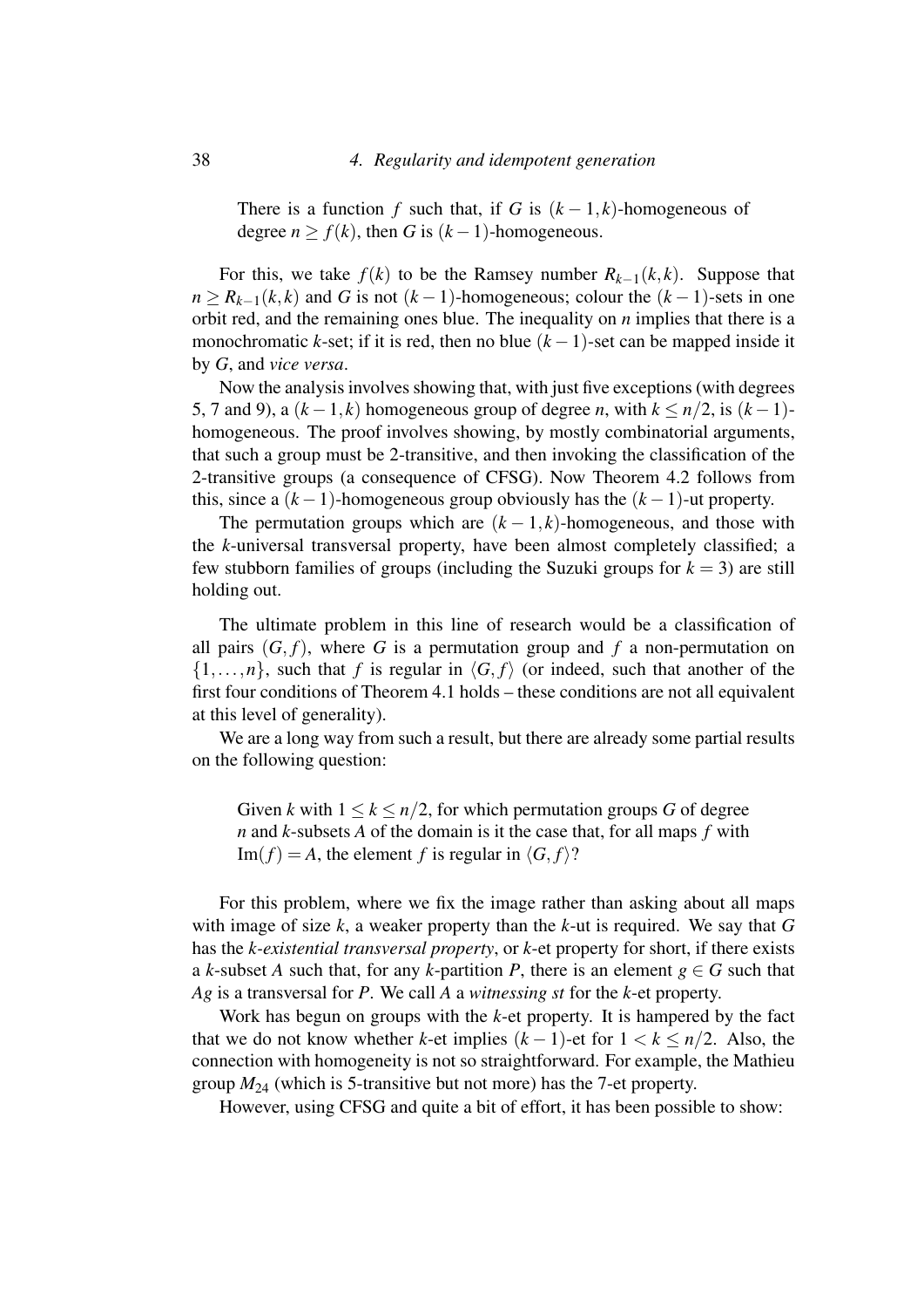There is a function $f$ such that, if $G$ is $(k-1,k)$-homogeneous of degree $n \geq f(k)$, then $G$ is $(k-1)$-homogeneous.

For this, we take $f(k)$ to be the Ramsey number $R_{k-1}(k,k)$. Suppose that $n \geq R_{k-1}(k,k)$ and $G$ is not $(k-1)$-homogeneous; colour the $(k-1)$-sets in one orbit red, and the remaining ones blue. The inequality on $n$ implies that there is a monochromatic $k$-set; if it is red, then no blue $(k-1)$-set can be mapped inside it by $G$, and *vice versa*.

Now the analysis involves showing that, with just five exceptions (with degrees 5, 7 and 9), a $(k-1,k)$ homogeneous group of degree $n$, with $k \leq n/2$, is $(k-1)$-homogeneous. The proof involves showing, by mostly combinatorial arguments, that such a group must be 2-transitive, and then invoking the classification of the 2-transitive groups (a consequence of CFSG). Now Theorem 4.2 follows from this, since a $(k-1)$-homogeneous group obviously has the $(k-1)$-ut property.

The permutation groups which are $(k-1,k)$-homogeneous, and those with the $k$-universal transversal property, have been almost completely classified; a few stubborn families of groups (including the Suzuki groups for $k=3$) are still holding out.

The ultimate problem in this line of research would be a classification of all pairs $(G,f)$, where $G$ is a permutation group and $f$ a non-permutation on $\{1,\ldots,n\}$, such that $f$ is regular in $\langle G,f\rangle$ (or indeed, such that another of the first four conditions of Theorem 4.1 holds – these conditions are not all equivalent at this level of generality).

We are a long way from such a result, but there are already some partial results on the following question:

> Given $k$ with $1 \leq k \leq n/2$, for which permutation groups $G$ of degree $n$ and $k$-subsets $A$ of the domain is it the case that, for all maps $f$ with $\mathrm{Im}(f) = A$, the element $f$ is regular in $\langle G,f\rangle$?

For this problem, where we fix the image rather than asking about all maps with image of size $k$, a weaker property than the $k$-ut is required. We say that $G$ has the *k-existential transversal property*, or $k$-et property for short, if there exists a $k$-subset $A$ such that, for any $k$-partition $P$, there is an element $g \in G$ such that $Ag$ is a transversal for $P$. We call $A$ a *witnessing st* for the $k$-et property.

Work has begun on groups with the $k$-et property. It is hampered by the fact that we do not know whether $k$-et implies $(k-1)$-et for $1 < k \leq n/2$. Also, the connection with homogeneity is not so straightforward. For example, the Mathieu group $M_{24}$ (which is 5-transitive but not more) has the 7-et property.

However, using CFSG and quite a bit of effort, it has been possible to show: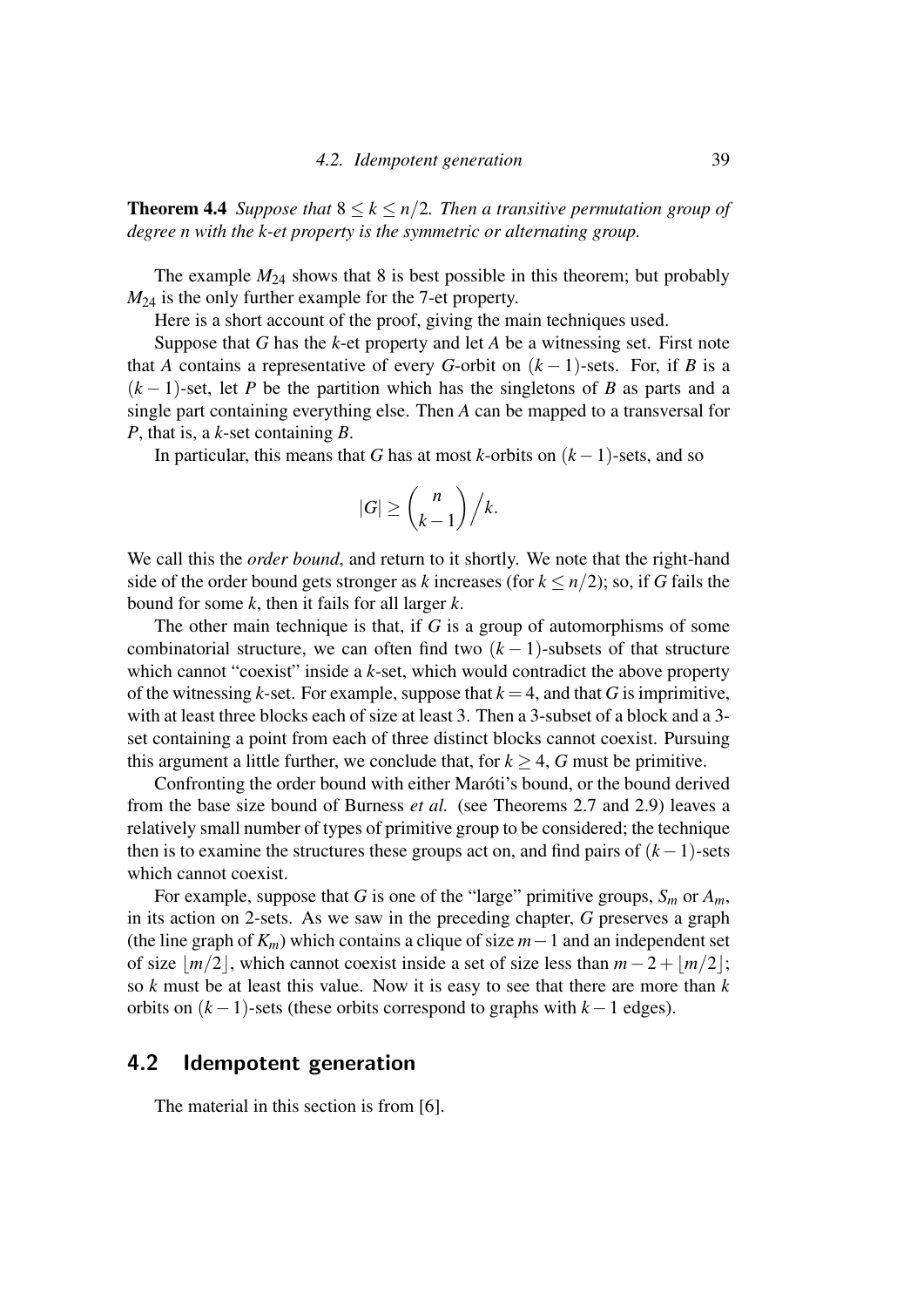**Theorem 4.4** *Suppose that $8 \leq k \leq n/2$. Then a transitive permutation group of degree n with the k-et property is the symmetric or alternating group.*

The example $M_{24}$ shows that 8 is best possible in this theorem; but probably $M_{24}$ is the only further example for the 7-et property.

Here is a short account of the proof, giving the main techniques used.

Suppose that $G$ has the $k$-et property and let $A$ be a witnessing set. First note that $A$ contains a representative of every $G$-orbit on $(k-1)$-sets. For, if $B$ is a $(k-1)$-set, let $P$ be the partition which has the singletons of $B$ as parts and a single part containing everything else. Then $A$ can be mapped to a transversal for $P$, that is, a $k$-set containing $B$.

In particular, this means that $G$ has at most $k$-orbits on $(k-1)$-sets, and so

$$|G| \geq \binom{n}{k-1} \Big/ k.$$

We call this the *order bound*, and return to it shortly. We note that the right-hand side of the order bound gets stronger as $k$ increases (for $k \leq n/2$); so, if $G$ fails the bound for some $k$, then it fails for all larger $k$.

The other main technique is that, if $G$ is a group of automorphisms of some combinatorial structure, we can often find two $(k-1)$-subsets of that structure which cannot "coexist" inside a $k$-set, which would contradict the above property of the witnessing $k$-set. For example, suppose that $k = 4$, and that $G$ is imprimitive, with at least three blocks each of size at least 3. Then a 3-subset of a block and a 3-set containing a point from each of three distinct blocks cannot coexist. Pursuing this argument a little further, we conclude that, for $k \geq 4$, $G$ must be primitive.

Confronting the order bound with either Maróti's bound, or the bound derived from the base size bound of Burness *et al.* (see Theorems 2.7 and 2.9) leaves a relatively small number of types of primitive group to be considered; the technique then is to examine the structures these groups act on, and find pairs of $(k-1)$-sets which cannot coexist.

For example, suppose that $G$ is one of the "large" primitive groups, $S_m$ or $A_m$, in its action on 2-sets. As we saw in the preceding chapter, $G$ preserves a graph (the line graph of $K_m$) which contains a clique of size $m-1$ and an independent set of size $\lfloor m/2 \rfloor$, which cannot coexist inside a set of size less than $m - 2 + \lfloor m/2 \rfloor$; so $k$ must be at least this value. Now it is easy to see that there are more than $k$ orbits on $(k-1)$-sets (these orbits correspond to graphs with $k-1$ edges).

## 4.2 Idempotent generation

The material in this section is from [6].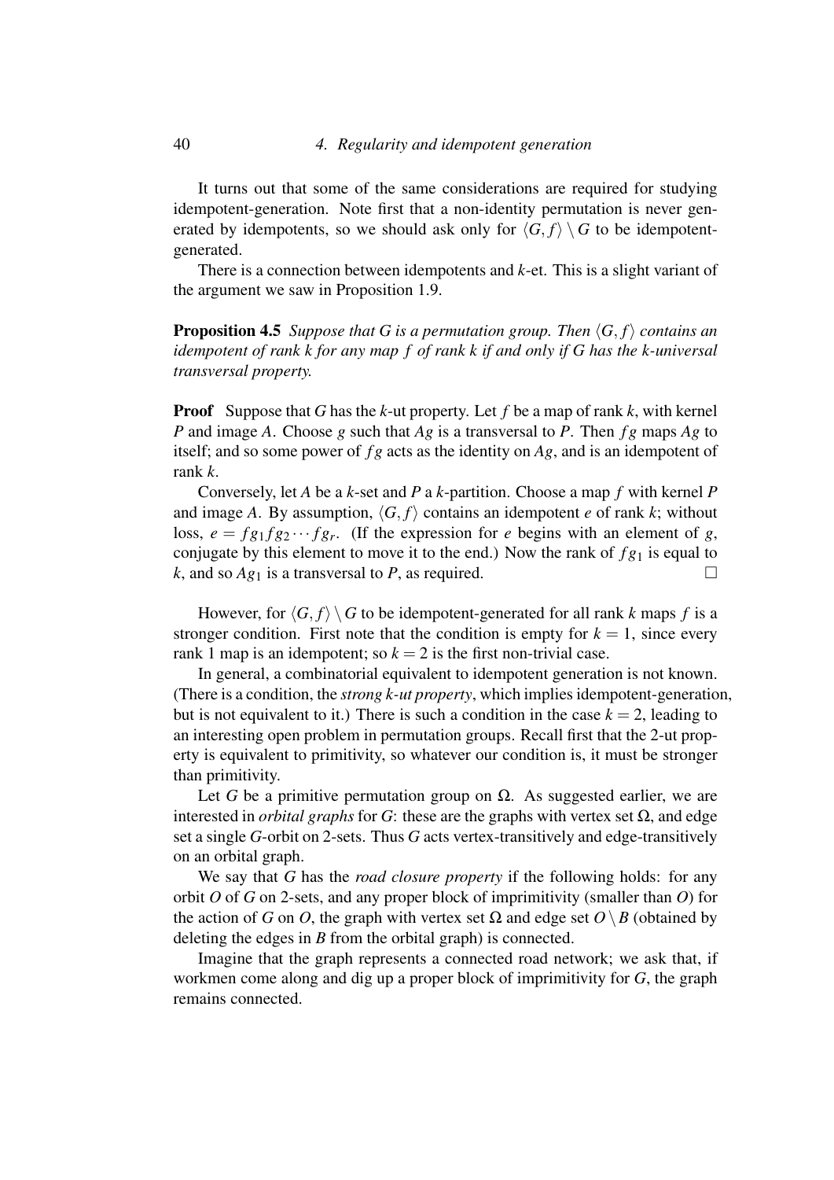It turns out that some of the same considerations are required for studying idempotent-generation. Note first that a non-identity permutation is never generated by idempotents, so we should ask only for $\langle G, f\rangle \setminus G$ to be idempotent-generated.

There is a connection between idempotents and $k$-et. This is a slight variant of the argument we saw in Proposition 1.9.

**Proposition 4.5** *Suppose that $G$ is a permutation group. Then $\langle G, f\rangle$ contains an idempotent of rank $k$ for any map $f$ of rank $k$ if and only if $G$ has the $k$-universal transversal property.*

**Proof** Suppose that $G$ has the $k$-ut property. Let $f$ be a map of rank $k$, with kernel $P$ and image $A$. Choose $g$ such that $Ag$ is a transversal to $P$. Then $fg$ maps $Ag$ to itself; and so some power of $fg$ acts as the identity on $Ag$, and is an idempotent of rank $k$.

Conversely, let $A$ be a $k$-set and $P$ a $k$-partition. Choose a map $f$ with kernel $P$ and image $A$. By assumption, $\langle G, f\rangle$ contains an idempotent $e$ of rank $k$; without loss, $e = fg_1fg_2\cdots fg_r$. (If the expression for $e$ begins with an element of $g$, conjugate by this element to move it to the end.) Now the rank of $fg_1$ is equal to $k$, and so $Ag_1$ is a transversal to $P$, as required. $\square$

However, for $\langle G, f\rangle \setminus G$ to be idempotent-generated for all rank $k$ maps $f$ is a stronger condition. First note that the condition is empty for $k = 1$, since every rank 1 map is an idempotent; so $k = 2$ is the first non-trivial case.

In general, a combinatorial equivalent to idempotent generation is not known. (There is a condition, the *strong $k$-ut property*, which implies idempotent-generation, but is not equivalent to it.) There is such a condition in the case $k = 2$, leading to an interesting open problem in permutation groups. Recall first that the 2-ut property is equivalent to primitivity, so whatever our condition is, it must be stronger than primitivity.

Let $G$ be a primitive permutation group on $\Omega$. As suggested earlier, we are interested in *orbital graphs* for $G$: these are the graphs with vertex set $\Omega$, and edge set a single $G$-orbit on 2-sets. Thus $G$ acts vertex-transitively and edge-transitively on an orbital graph.

We say that $G$ has the *road closure property* if the following holds: for any orbit $O$ of $G$ on 2-sets, and any proper block of imprimitivity (smaller than $O$) for the action of $G$ on $O$, the graph with vertex set $\Omega$ and edge set $O \setminus B$ (obtained by deleting the edges in $B$ from the orbital graph) is connected.

Imagine that the graph represents a connected road network; we ask that, if workmen come along and dig up a proper block of imprimitivity for $G$, the graph remains connected.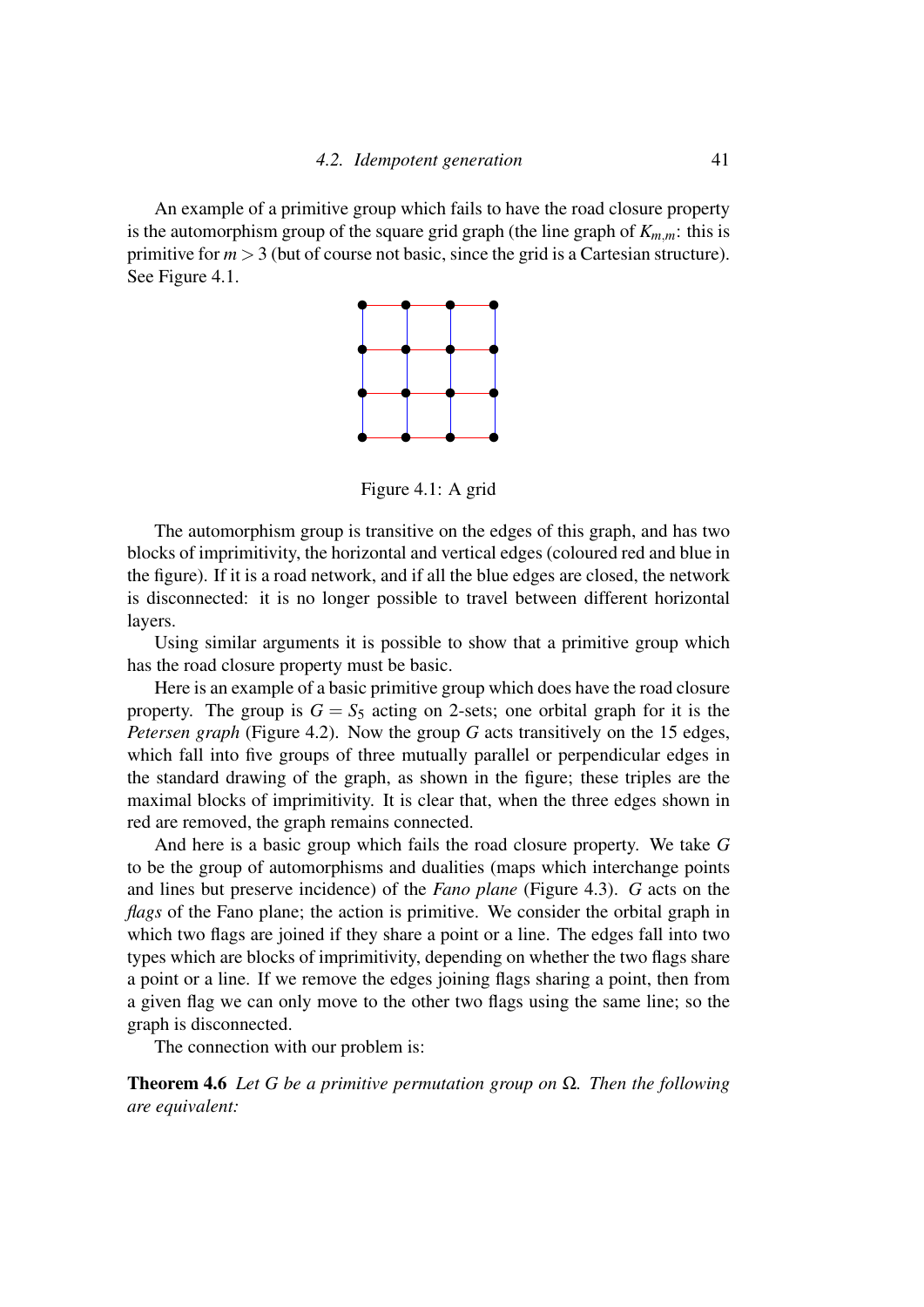An example of a primitive group which fails to have the road closure property is the automorphism group of the square grid graph (the line graph of $K_{m,m}$: this is primitive for $m > 3$ (but of course not basic, since the grid is a Cartesian structure). See Figure 4.1.

Figure 4.1: A grid

The automorphism group is transitive on the edges of this graph, and has two blocks of imprimitivity, the horizontal and vertical edges (coloured red and blue in the figure). If it is a road network, and if all the blue edges are closed, the network is disconnected: it is no longer possible to travel between different horizontal layers.

Using similar arguments it is possible to show that a primitive group which has the road closure property must be basic.

Here is an example of a basic primitive group which does have the road closure property. The group is $G = S_5$ acting on 2-sets; one orbital graph for it is the *Petersen graph* (Figure 4.2). Now the group $G$ acts transitively on the 15 edges, which fall into five groups of three mutually parallel or perpendicular edges in the standard drawing of the graph, as shown in the figure; these triples are the maximal blocks of imprimitivity. It is clear that, when the three edges shown in red are removed, the graph remains connected.

And here is a basic group which fails the road closure property. We take $G$ to be the group of automorphisms and dualities (maps which interchange points and lines but preserve incidence) of the *Fano plane* (Figure 4.3). $G$ acts on the *flags* of the Fano plane; the action is primitive. We consider the orbital graph in which two flags are joined if they share a point or a line. The edges fall into two types which are blocks of imprimitivity, depending on whether the two flags share a point or a line. If we remove the edges joining flags sharing a point, then from a given flag we can only move to the other two flags using the same line; so the graph is disconnected.

The connection with our problem is:

**Theorem 4.6** *Let $G$ be a primitive permutation group on $\Omega$. Then the following are equivalent:*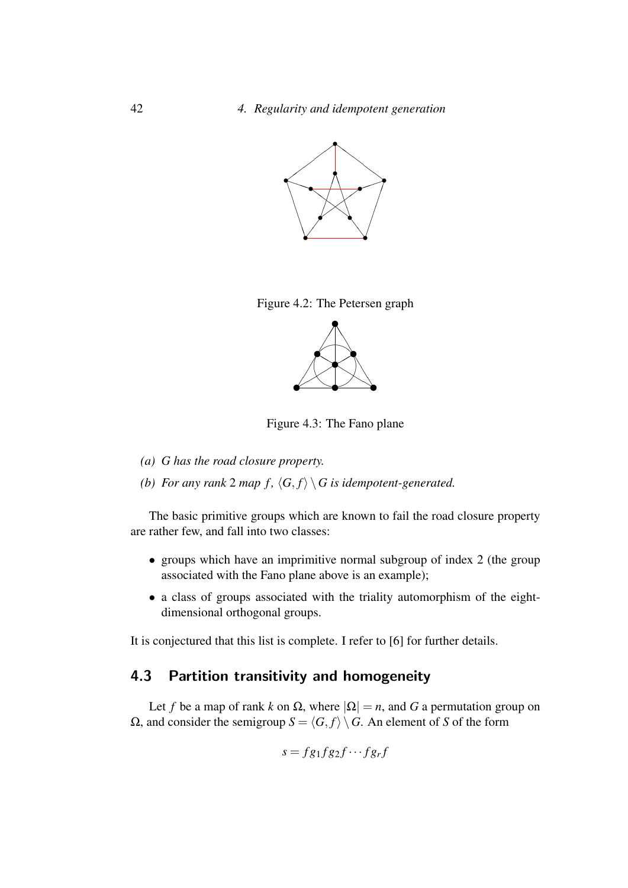Figure 4.2: The Petersen graph

Figure 4.3: The Fano plane

*(a) $G$ has the road closure property.*

*(b) For any rank 2 map $f$, $\langle G, f\rangle \setminus G$ is idempotent-generated.*

The basic primitive groups which are known to fail the road closure property are rather few, and fall into two classes:

- groups which have an imprimitive normal subgroup of index 2 (the group associated with the Fano plane above is an example);
- a class of groups associated with the triality automorphism of the eight-dimensional orthogonal groups.

It is conjectured that this list is complete. I refer to [6] for further details.

## 4.3 Partition transitivity and homogeneity

Let $f$ be a map of rank $k$ on $\Omega$, where $|\Omega| = n$, and $G$ a permutation group on $\Omega$, and consider the semigroup $S = \langle G, f\rangle \setminus G$. An element of $S$ of the form

$$s = fg_1fg_2f\cdots fg_rf$$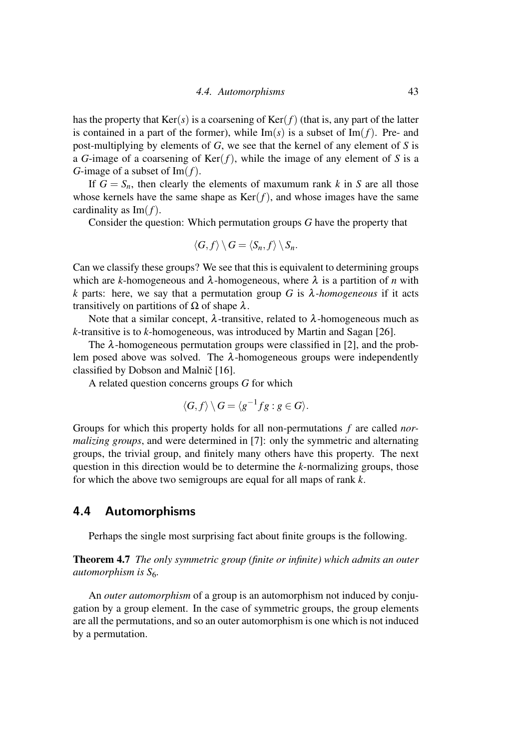has the property that $\mathrm{Ker}(s)$ is a coarsening of $\mathrm{Ker}(f)$ (that is, any part of the latter is contained in a part of the former), while $\mathrm{Im}(s)$ is a subset of $\mathrm{Im}(f)$. Pre- and post-multiplying by elements of $G$, we see that the kernel of any element of $S$ is a $G$-image of a coarsening of $\mathrm{Ker}(f)$, while the image of any element of $S$ is a $G$-image of a subset of $\mathrm{Im}(f)$.

If $G = S_n$, then clearly the elements of maxumum rank $k$ in $S$ are all those whose kernels have the same shape as $\mathrm{Ker}(f)$, and whose images have the same cardinality as $\mathrm{Im}(f)$.

Consider the question: Which permutation groups $G$ have the property that

$$\langle G, f\rangle \setminus G = \langle S_n, f\rangle \setminus S_n.$$

Can we classify these groups? We see that this is equivalent to determining groups which are $k$-homogeneous and $\lambda$-homogeneous, where $\lambda$ is a partition of $n$ with $k$ parts: here, we say that a permutation group $G$ is *$\lambda$-homogeneous* if it acts transitively on partitions of $\Omega$ of shape $\lambda$.

Note that a similar concept, $\lambda$-transitive, related to $\lambda$-homogeneous much as $k$-transitive is to $k$-homogeneous, was introduced by Martin and Sagan [26].

The $\lambda$-homogeneous permutation groups were classified in [2], and the problem posed above was solved. The $\lambda$-homogeneous groups were independently classified by Dobson and Malnič [16].

A related question concerns groups $G$ for which

$$\langle G, f\rangle \setminus G = \langle g^{-1} f g : g \in G\rangle.$$

Groups for which this property holds for all non-permutations $f$ are called *normalizing groups*, and were determined in [7]: only the symmetric and alternating groups, the trivial group, and finitely many others have this property. The next question in this direction would be to determine the $k$-normalizing groups, those for which the above two semigroups are equal for all maps of rank $k$.

## 4.4 Automorphisms

Perhaps the single most surprising fact about finite groups is the following.

**Theorem 4.7** *The only symmetric group (finite or infinite) which admits an outer automorphism is $S_6$.*

An *outer automorphism* of a group is an automorphism not induced by conjugation by a group element. In the case of symmetric groups, the group elements are all the permutations, and so an outer automorphism is one which is not induced by a permutation.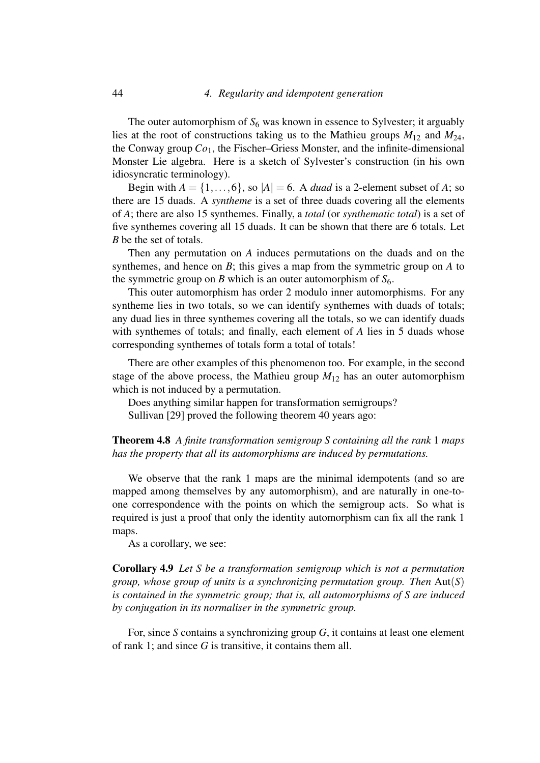The outer automorphism of $S_6$ was known in essence to Sylvester; it arguably lies at the root of constructions taking us to the Mathieu groups $M_{12}$ and $M_{24}$, the Conway group $Co_1$, the Fischer–Griess Monster, and the infinite-dimensional Monster Lie algebra. Here is a sketch of Sylvester's construction (in his own idiosyncratic terminology).

Begin with $A = \{1, \ldots, 6\}$, so $|A| = 6$. A *duad* is a 2-element subset of $A$; so there are 15 duads. A *syntheme* is a set of three duads covering all the elements of $A$; there are also 15 synthemes. Finally, a *total* (or *synthematic total*) is a set of five synthemes covering all 15 duads. It can be shown that there are 6 totals. Let $B$ be the set of totals.

Then any permutation on $A$ induces permutations on the duads and on the synthemes, and hence on $B$; this gives a map from the symmetric group on $A$ to the symmetric group on $B$ which is an outer automorphism of $S_6$.

This outer automorphism has order 2 modulo inner automorphisms. For any syntheme lies in two totals, so we can identify synthemes with duads of totals; any duad lies in three synthemes covering all the totals, so we can identify duads with synthemes of totals; and finally, each element of $A$ lies in 5 duads whose corresponding synthemes of totals form a total of totals!

There are other examples of this phenomenon too. For example, in the second stage of the above process, the Mathieu group $M_{12}$ has an outer automorphism which is not induced by a permutation.

Does anything similar happen for transformation semigroups?

Sullivan [29] proved the following theorem 40 years ago:

**Theorem 4.8** *A finite transformation semigroup $S$ containing all the rank 1 maps has the property that all its automorphisms are induced by permutations.*

We observe that the rank 1 maps are the minimal idempotents (and so are mapped among themselves by any automorphism), and are naturally in one-to-one correspondence with the points on which the semigroup acts. So what is required is just a proof that only the identity automorphism can fix all the rank 1 maps.

As a corollary, we see:

**Corollary 4.9** *Let $S$ be a transformation semigroup which is not a permutation group, whose group of units is a synchronizing permutation group. Then $\mathrm{Aut}(S)$ is contained in the symmetric group; that is, all automorphisms of $S$ are induced by conjugation in its normaliser in the symmetric group.*

For, since $S$ contains a synchronizing group $G$, it contains at least one element of rank 1; and since $G$ is transitive, it contains them all.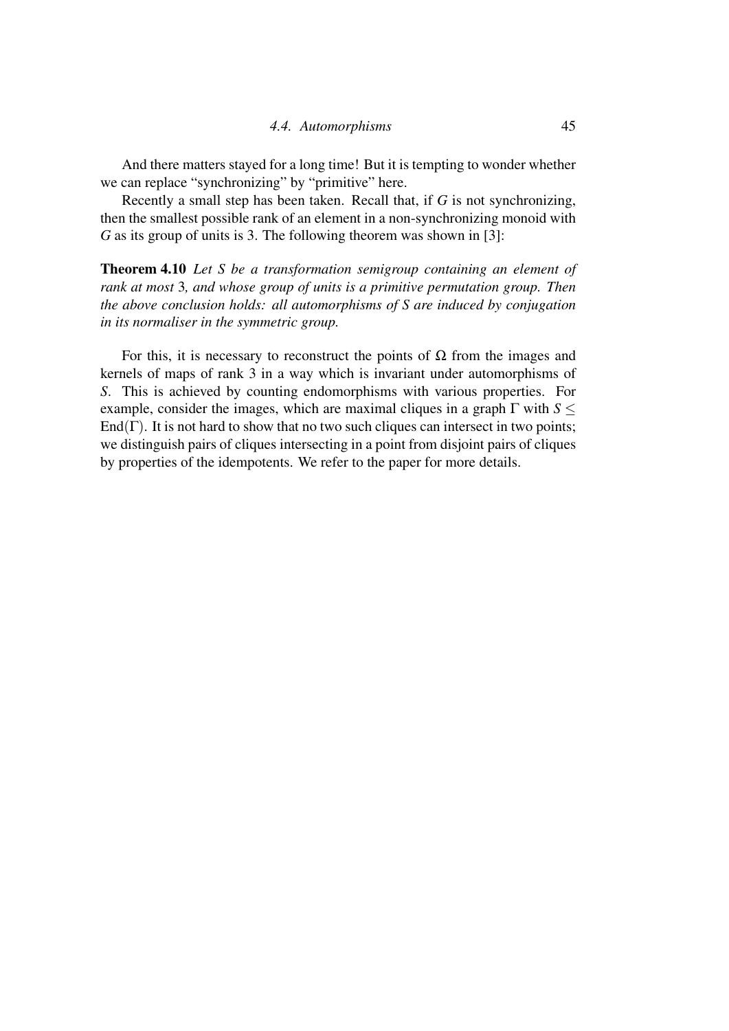And there matters stayed for a long time! But it is tempting to wonder whether we can replace "synchronizing" by "primitive" here.

Recently a small step has been taken. Recall that, if $G$ is not synchronizing, then the smallest possible rank of an element in a non-synchronizing monoid with $G$ as its group of units is 3. The following theorem was shown in [3]:

**Theorem 4.10** *Let $S$ be a transformation semigroup containing an element of rank at most* 3*, and whose group of units is a primitive permutation group. Then the above conclusion holds: all automorphisms of $S$ are induced by conjugation in its normaliser in the symmetric group.*

For this, it is necessary to reconstruct the points of $\Omega$ from the images and kernels of maps of rank 3 in a way which is invariant under automorphisms of $S$. This is achieved by counting endomorphisms with various properties. For example, consider the images, which are maximal cliques in a graph $\Gamma$ with $S \leq \mathrm{End}(\Gamma)$. It is not hard to show that no two such cliques can intersect in two points; we distinguish pairs of cliques intersecting in a point from disjoint pairs of cliques by properties of the idempotents. We refer to the paper for more details.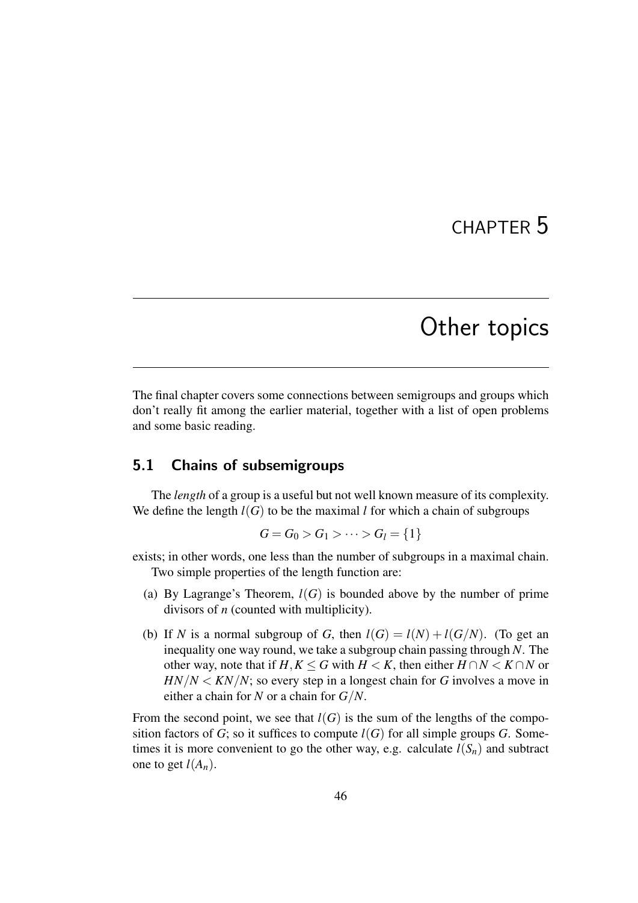# CHAPTER 5

# Other topics

The final chapter covers some connections between semigroups and groups which don't really fit among the earlier material, together with a list of open problems and some basic reading.

## 5.1 Chains of subsemigroups

The *length* of a group is a useful but not well known measure of its complexity. We define the length $l(G)$ to be the maximal $l$ for which a chain of subgroups

$$G = G_0 > G_1 > \cdots > G_l = \{1\}$$

exists; in other words, one less than the number of subgroups in a maximal chain.

Two simple properties of the length function are:

(a) By Lagrange's Theorem, $l(G)$ is bounded above by the number of prime divisors of $n$ (counted with multiplicity).

(b) If $N$ is a normal subgroup of $G$, then $l(G) = l(N) + l(G/N)$. (To get an inequality one way round, we take a subgroup chain passing through $N$. The other way, note that if $H, K \leq G$ with $H < K$, then either $H \cap N < K \cap N$ or $HN/N < KN/N$; so every step in a longest chain for $G$ involves a move in either a chain for $N$ or a chain for $G/N$.

From the second point, we see that $l(G)$ is the sum of the lengths of the composition factors of $G$; so it suffices to compute $l(G)$ for all simple groups $G$. Sometimes it is more convenient to go the other way, e.g. calculate $l(S_n)$ and subtract one to get $l(A_n)$.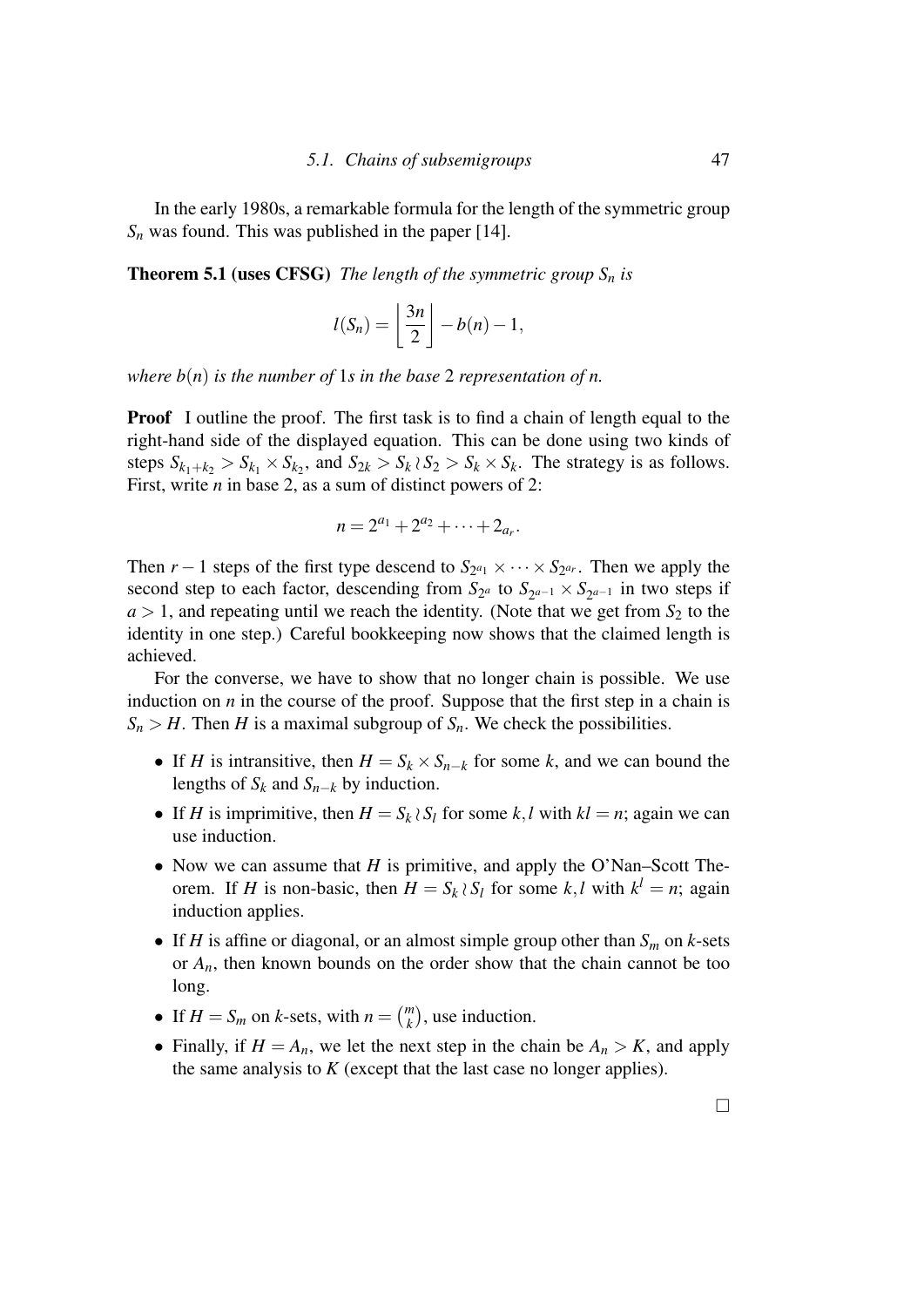In the early 1980s, a remarkable formula for the length of the symmetric group $S_n$ was found. This was published in the paper [14].

**Theorem 5.1 (uses CFSG)** *The length of the symmetric group $S_n$ is*

$$l(S_n) = \left\lfloor \frac{3n}{2} \right\rfloor - b(n) - 1,$$

*where $b(n)$ is the number of* 1*s in the base* 2 *representation of $n$.*

**Proof** I outline the proof. The first task is to find a chain of length equal to the right-hand side of the displayed equation. This can be done using two kinds of steps $S_{k_1+k_2} > S_{k_1} \times S_{k_2}$, and $S_{2k} > S_k \wr S_2 > S_k \times S_k$. The strategy is as follows. First, write $n$ in base 2, as a sum of distinct powers of 2:

$$n = 2^{a_1} + 2^{a_2} + \cdots + 2_{a_r}.$$

Then $r-1$ steps of the first type descend to $S_{2^{a_1}} \times \cdots \times S_{2^{a_r}}$. Then we apply the second step to each factor, descending from $S_{2^a}$ to $S_{2^{a-1}} \times S_{2^{a-1}}$ in two steps if $a > 1$, and repeating until we reach the identity. (Note that we get from $S_2$ to the identity in one step.) Careful bookkeeping now shows that the claimed length is achieved.

For the converse, we have to show that no longer chain is possible. We use induction on $n$ in the course of the proof. Suppose that the first step in a chain is $S_n > H$. Then $H$ is a maximal subgroup of $S_n$. We check the possibilities.

- If $H$ is intransitive, then $H = S_k \times S_{n-k}$ for some $k$, and we can bound the lengths of $S_k$ and $S_{n-k}$ by induction.
- If $H$ is imprimitive, then $H = S_k \wr S_l$ for some $k, l$ with $kl = n$; again we can use induction.
- Now we can assume that $H$ is primitive, and apply the O'Nan–Scott Theorem. If $H$ is non-basic, then $H = S_k \wr S_l$ for some $k, l$ with $k^l = n$; again induction applies.
- If $H$ is affine or diagonal, or an almost simple group other than $S_m$ on $k$-sets or $A_n$, then known bounds on the order show that the chain cannot be too long.
- If $H = S_m$ on $k$-sets, with $n = \binom{m}{k}$, use induction.
- Finally, if $H = A_n$, we let the next step in the chain be $A_n > K$, and apply the same analysis to $K$ (except that the last case no longer applies).

□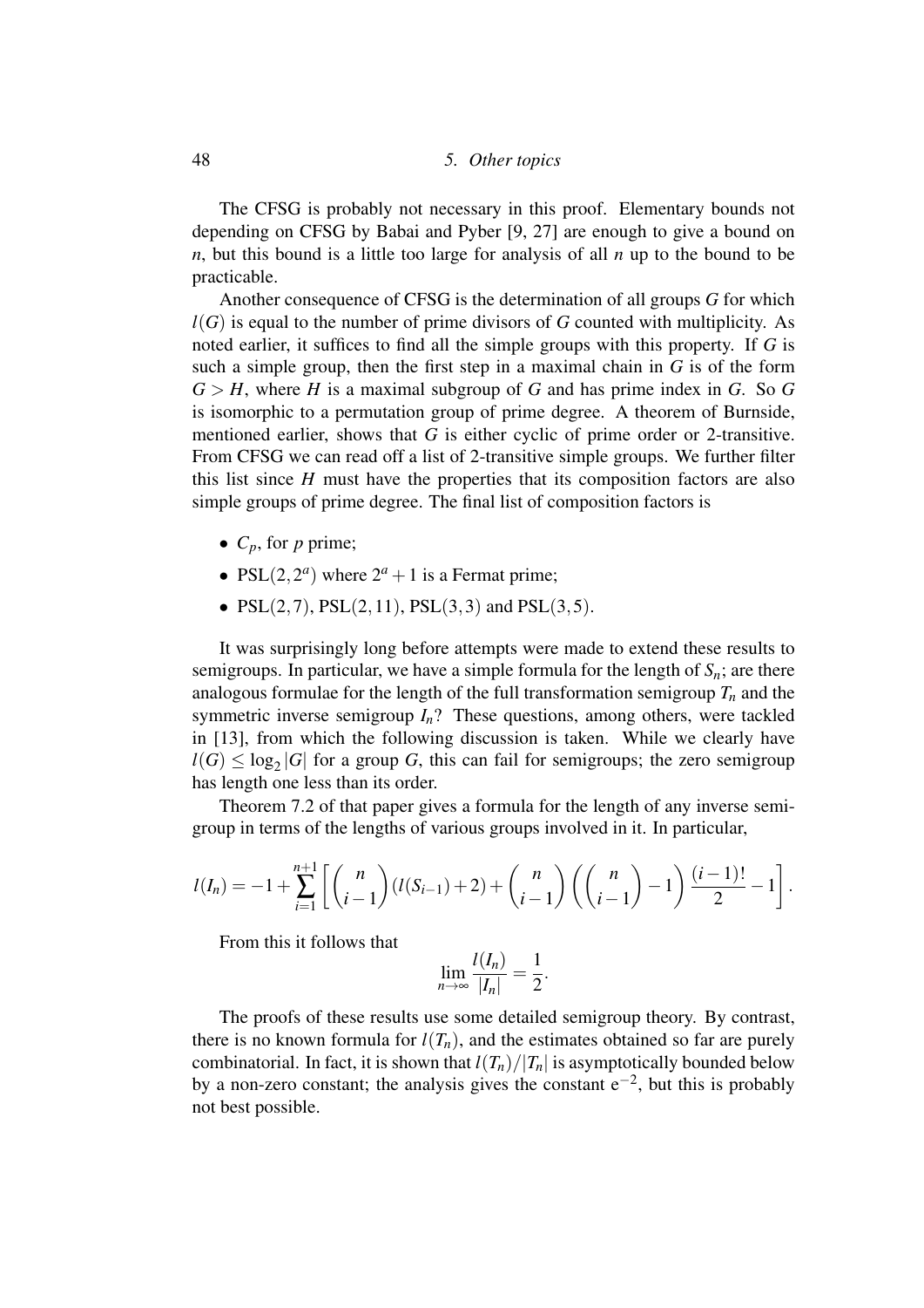The CFSG is probably not necessary in this proof. Elementary bounds not depending on CFSG by Babai and Pyber [9, 27] are enough to give a bound on $n$, but this bound is a little too large for analysis of all $n$ up to the bound to be practicable.

Another consequence of CFSG is the determination of all groups $G$ for which $l(G)$ is equal to the number of prime divisors of $G$ counted with multiplicity. As noted earlier, it suffices to find all the simple groups with this property. If $G$ is such a simple group, then the first step in a maximal chain in $G$ is of the form $G > H$, where $H$ is a maximal subgroup of $G$ and has prime index in $G$. So $G$ is isomorphic to a permutation group of prime degree. A theorem of Burnside, mentioned earlier, shows that $G$ is either cyclic of prime order or 2-transitive. From CFSG we can read off a list of 2-transitive simple groups. We further filter this list since $H$ must have the properties that its composition factors are also simple groups of prime degree. The final list of composition factors is

- $C_p$, for $p$ prime;
- $\mathrm{PSL}(2,2^a)$ where $2^a+1$ is a Fermat prime;
- $\mathrm{PSL}(2,7)$, $\mathrm{PSL}(2,11)$, $\mathrm{PSL}(3,3)$ and $\mathrm{PSL}(3,5)$.

It was surprisingly long before attempts were made to extend these results to semigroups. In particular, we have a simple formula for the length of $S_n$; are there analogous formulae for the length of the full transformation semigroup $T_n$ and the symmetric inverse semigroup $I_n$? These questions, among others, were tackled in [13], from which the following discussion is taken. While we clearly have $l(G) \leq \log_2 |G|$ for a group $G$, this can fail for semigroups; the zero semigroup has length one less than its order.

Theorem 7.2 of that paper gives a formula for the length of any inverse semigroup in terms of the lengths of various groups involved in it. In particular,

$$l(I_n) = -1 + \sum_{i=1}^{n+1} \left[ \binom{n}{i-1} (l(S_{i-1})+2) + \binom{n}{i-1} \left( \binom{n}{i-1} - 1 \right) \frac{(i-1)!}{2} - 1 \right].$$

From this it follows that

$$\lim_{n\to\infty} \frac{l(I_n)}{|I_n|} = \frac{1}{2}.$$

The proofs of these results use some detailed semigroup theory. By contrast, there is no known formula for $l(T_n)$, and the estimates obtained so far are purely combinatorial. In fact, it is shown that $l(T_n)/|T_n|$ is asymptotically bounded below by a non-zero constant; the analysis gives the constant $\mathrm{e}^{-2}$, but this is probably not best possible.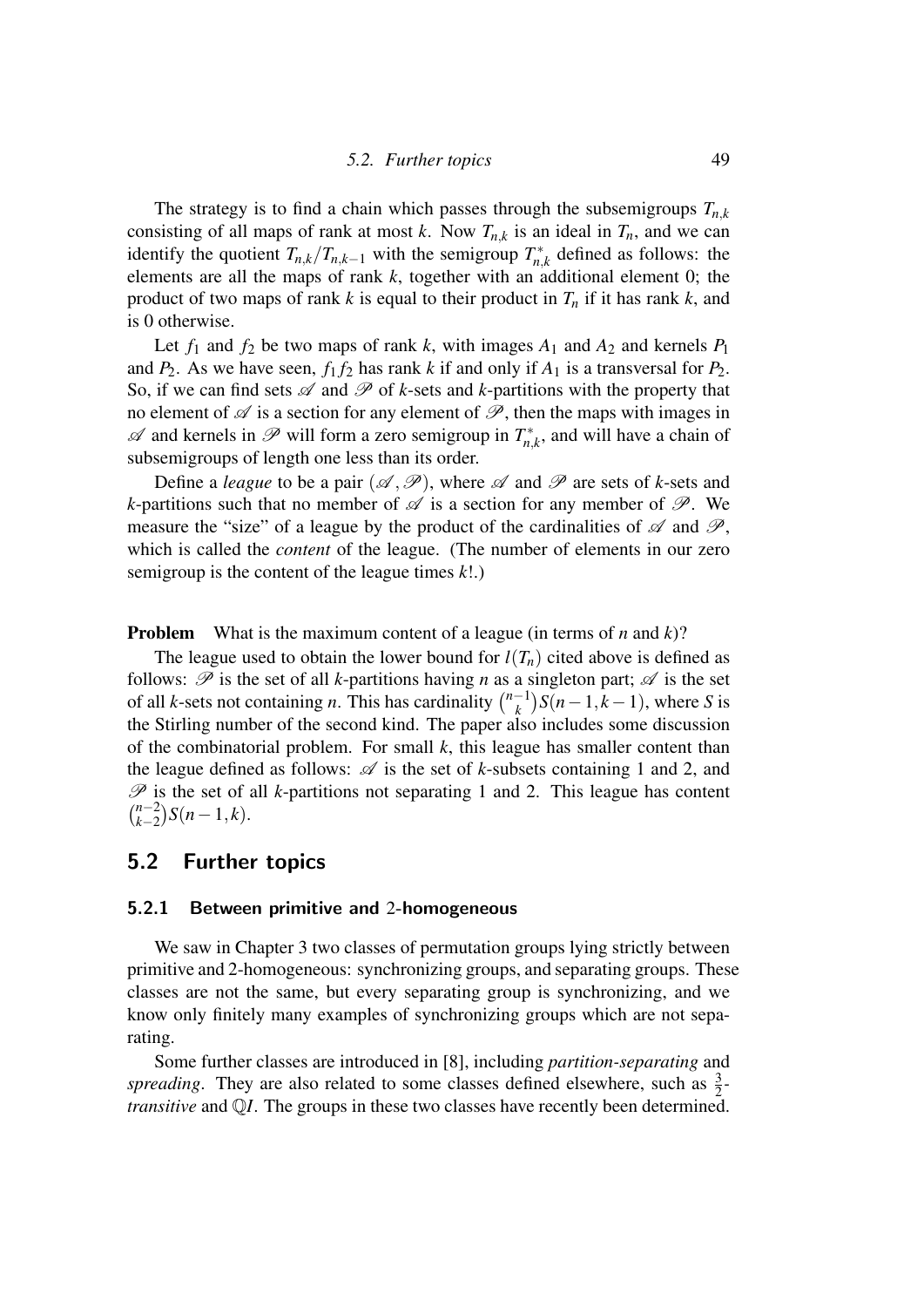The strategy is to find a chain which passes through the subsemigroups $T_{n,k}$ consisting of all maps of rank at most $k$. Now $T_{n,k}$ is an ideal in $T_n$, and we can identify the quotient $T_{n,k}/T_{n,k-1}$ with the semigroup $T^*_{n,k}$ defined as follows: the elements are all the maps of rank $k$, together with an additional element 0; the product of two maps of rank $k$ is equal to their product in $T_n$ if it has rank $k$, and is 0 otherwise.

Let $f_1$ and $f_2$ be two maps of rank $k$, with images $A_1$ and $A_2$ and kernels $P_1$ and $P_2$. As we have seen, $f_1 f_2$ has rank $k$ if and only if $A_1$ is a transversal for $P_2$. So, if we can find sets $\mathscr{A}$ and $\mathscr{P}$ of $k$-sets and $k$-partitions with the property that no element of $\mathscr{A}$ is a section for any element of $\mathscr{P}$, then the maps with images in $\mathscr{A}$ and kernels in $\mathscr{P}$ will form a zero semigroup in $T^*_{n,k}$, and will have a chain of subsemigroups of length one less than its order.

Define a *league* to be a pair $(\mathscr{A}, \mathscr{P})$, where $\mathscr{A}$ and $\mathscr{P}$ are sets of $k$-sets and $k$-partitions such that no member of $\mathscr{A}$ is a section for any member of $\mathscr{P}$. We measure the "size" of a league by the product of the cardinalities of $\mathscr{A}$ and $\mathscr{P}$, which is called the *content* of the league. (The number of elements in our zero semigroup is the content of the league times $k!$.)

**Problem** What is the maximum content of a league (in terms of $n$ and $k$)?

The league used to obtain the lower bound for $l(T_n)$ cited above is defined as follows: $\mathscr{P}$ is the set of all $k$-partitions having $n$ as a singleton part; $\mathscr{A}$ is the set of all $k$-sets not containing $n$. This has cardinality $\binom{n-1}{k} S(n-1, k-1)$, where $S$ is the Stirling number of the second kind. The paper also includes some discussion of the combinatorial problem. For small $k$, this league has smaller content than the league defined as follows: $\mathscr{A}$ is the set of $k$-subsets containing 1 and 2, and $\mathscr{P}$ is the set of all $k$-partitions not separating 1 and 2. This league has content $\binom{n-2}{k-2} S(n-1, k)$.

## 5.2 Further topics

### 5.2.1 Between primitive and 2-homogeneous

We saw in Chapter 3 two classes of permutation groups lying strictly between primitive and 2-homogeneous: synchronizing groups, and separating groups. These classes are not the same, but every separating group is synchronizing, and we know only finitely many examples of synchronizing groups which are not separating.

Some further classes are introduced in [8], including *partition-separating* and *spreading*. They are also related to some classes defined elsewhere, such as $\frac{3}{2}$-*transitive* and $\mathbb{Q}I$. The groups in these two classes have recently been determined.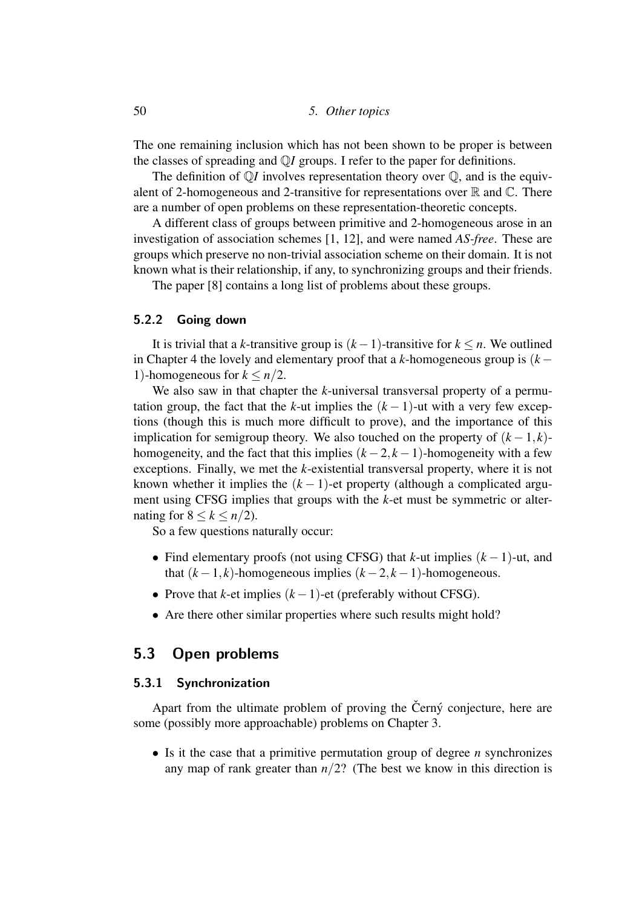The one remaining inclusion which has not been shown to be proper is between the classes of spreading and $\mathbb{Q}I$ groups. I refer to the paper for definitions.

The definition of $\mathbb{Q}I$ involves representation theory over $\mathbb{Q}$, and is the equivalent of 2-homogeneous and 2-transitive for representations over $\mathbb{R}$ and $\mathbb{C}$. There are a number of open problems on these representation-theoretic concepts.

A different class of groups between primitive and 2-homogeneous arose in an investigation of association schemes [1, 12], and were named *AS-free*. These are groups which preserve no non-trivial association scheme on their domain. It is not known what is their relationship, if any, to synchronizing groups and their friends.

The paper [8] contains a long list of problems about these groups.

### 5.2.2 Going down

It is trivial that a $k$-transitive group is $(k-1)$-transitive for $k \leq n$. We outlined in Chapter 4 the lovely and elementary proof that a $k$-homogeneous group is $(k-1)$-homogeneous for $k \leq n/2$.

We also saw in that chapter the $k$-universal transversal property of a permutation group, the fact that the $k$-ut implies the $(k-1)$-ut with a very few exceptions (though this is much more difficult to prove), and the importance of this implication for semigroup theory. We also touched on the property of $(k-1,k)$-homogeneity, and the fact that this implies $(k-2,k-1)$-homogeneity with a few exceptions. Finally, we met the $k$-existential transversal property, where it is not known whether it implies the $(k-1)$-et property (although a complicated argument using CFSG implies that groups with the $k$-et must be symmetric or alternating for $8 \leq k \leq n/2$).

So a few questions naturally occur:

- Find elementary proofs (not using CFSG) that $k$-ut implies $(k-1)$-ut, and that $(k-1,k)$-homogeneous implies $(k-2,k-1)$-homogeneous.
- Prove that $k$-et implies $(k-1)$-et (preferably without CFSG).
- Are there other similar properties where such results might hold?

## 5.3 Open problems

### 5.3.1 Synchronization

Apart from the ultimate problem of proving the Černý conjecture, here are some (possibly more approachable) problems on Chapter 3.

- Is it the case that a primitive permutation group of degree $n$ synchronizes any map of rank greater than $n/2$? (The best we know in this direction is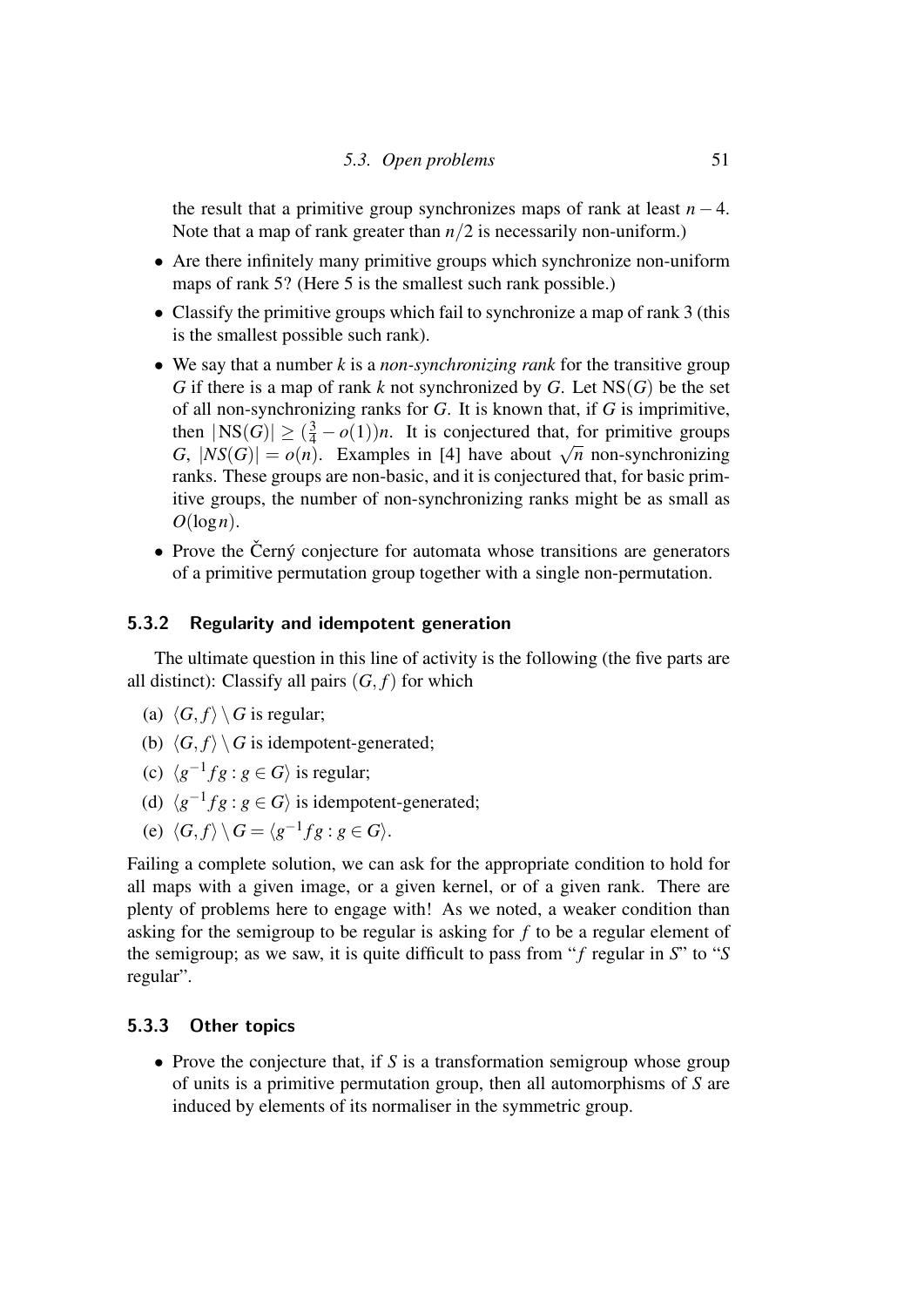the result that a primitive group synchronizes maps of rank at least $n-4$. Note that a map of rank greater than $n/2$ is necessarily non-uniform.)

- Are there infinitely many primitive groups which synchronize non-uniform maps of rank 5? (Here 5 is the smallest such rank possible.)
- Classify the primitive groups which fail to synchronize a map of rank 3 (this is the smallest possible such rank).
- We say that a number $k$ is a *non-synchronizing rank* for the transitive group $G$ if there is a map of rank $k$ not synchronized by $G$. Let $\mathrm{NS}(G)$ be the set of all non-synchronizing ranks for $G$. It is known that, if $G$ is imprimitive, then $|\mathrm{NS}(G)| \geq (\frac{3}{4} - o(1))n$. It is conjectured that, for primitive groups $G$, $|NS(G)| = o(n)$. Examples in [4] have about $\sqrt{n}$ non-synchronizing ranks. These groups are non-basic, and it is conjectured that, for basic primitive groups, the number of non-synchronizing ranks might be as small as $O(\log n)$.
- Prove the Černý conjecture for automata whose transitions are generators of a primitive permutation group together with a single non-permutation.

### 5.3.2 Regularity and idempotent generation

The ultimate question in this line of activity is the following (the five parts are all distinct): Classify all pairs $(G, f)$ for which

(a) $\langle G, f\rangle \setminus G$ is regular;

(b) $\langle G, f\rangle \setminus G$ is idempotent-generated;

(c) $\langle g^{-1}fg : g \in G\rangle$ is regular;

(d) $\langle g^{-1}fg : g \in G\rangle$ is idempotent-generated;

(e) $\langle G, f\rangle \setminus G = \langle g^{-1}fg : g \in G\rangle$.

Failing a complete solution, we can ask for the appropriate condition to hold for all maps with a given image, or a given kernel, or of a given rank. There are plenty of problems here to engage with! As we noted, a weaker condition than asking for the semigroup to be regular is asking for $f$ to be a regular element of the semigroup; as we saw, it is quite difficult to pass from "$f$ regular in $S$" to "$S$ regular".

### 5.3.3 Other topics

- Prove the conjecture that, if $S$ is a transformation semigroup whose group of units is a primitive permutation group, then all automorphisms of $S$ are induced by elements of its normaliser in the symmetric group.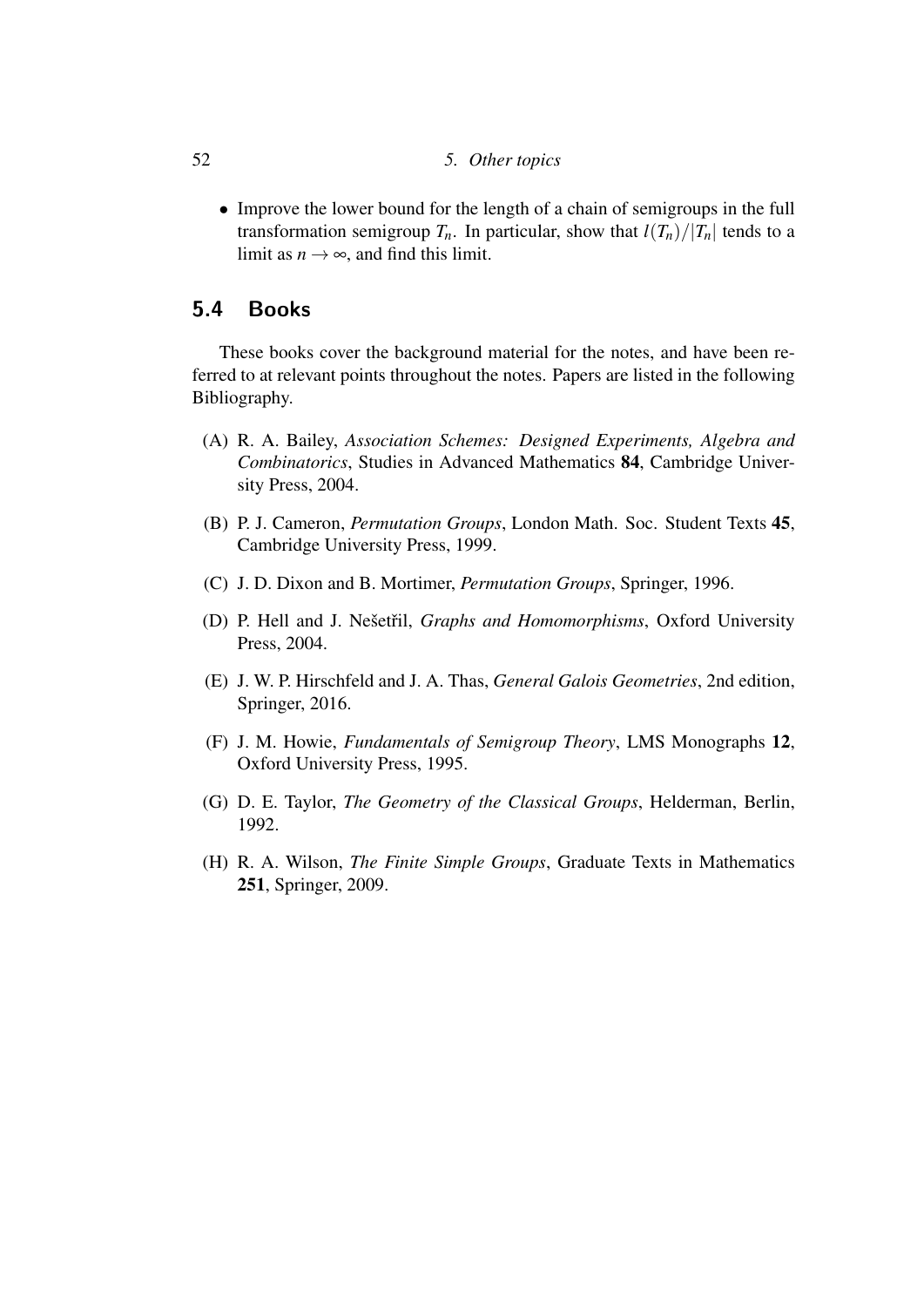- Improve the lower bound for the length of a chain of semigroups in the full transformation semigroup $T_n$. In particular, show that $l(T_n)/|T_n|$ tends to a limit as $n \to \infty$, and find this limit.

## 5.4 Books

These books cover the background material for the notes, and have been referred to at relevant points throughout the notes. Papers are listed in the following Bibliography.

(A) R. A. Bailey, *Association Schemes: Designed Experiments, Algebra and Combinatorics*, Studies in Advanced Mathematics **84**, Cambridge University Press, 2004.

(B) P. J. Cameron, *Permutation Groups*, London Math. Soc. Student Texts **45**, Cambridge University Press, 1999.

(C) J. D. Dixon and B. Mortimer, *Permutation Groups*, Springer, 1996.

(D) P. Hell and J. Nešetřil, *Graphs and Homomorphisms*, Oxford University Press, 2004.

(E) J. W. P. Hirschfeld and J. A. Thas, *General Galois Geometries*, 2nd edition, Springer, 2016.

(F) J. M. Howie, *Fundamentals of Semigroup Theory*, LMS Monographs **12**, Oxford University Press, 1995.

(G) D. E. Taylor, *The Geometry of the Classical Groups*, Helderman, Berlin, 1992.

(H) R. A. Wilson, *The Finite Simple Groups*, Graduate Texts in Mathematics **251**, Springer, 2009.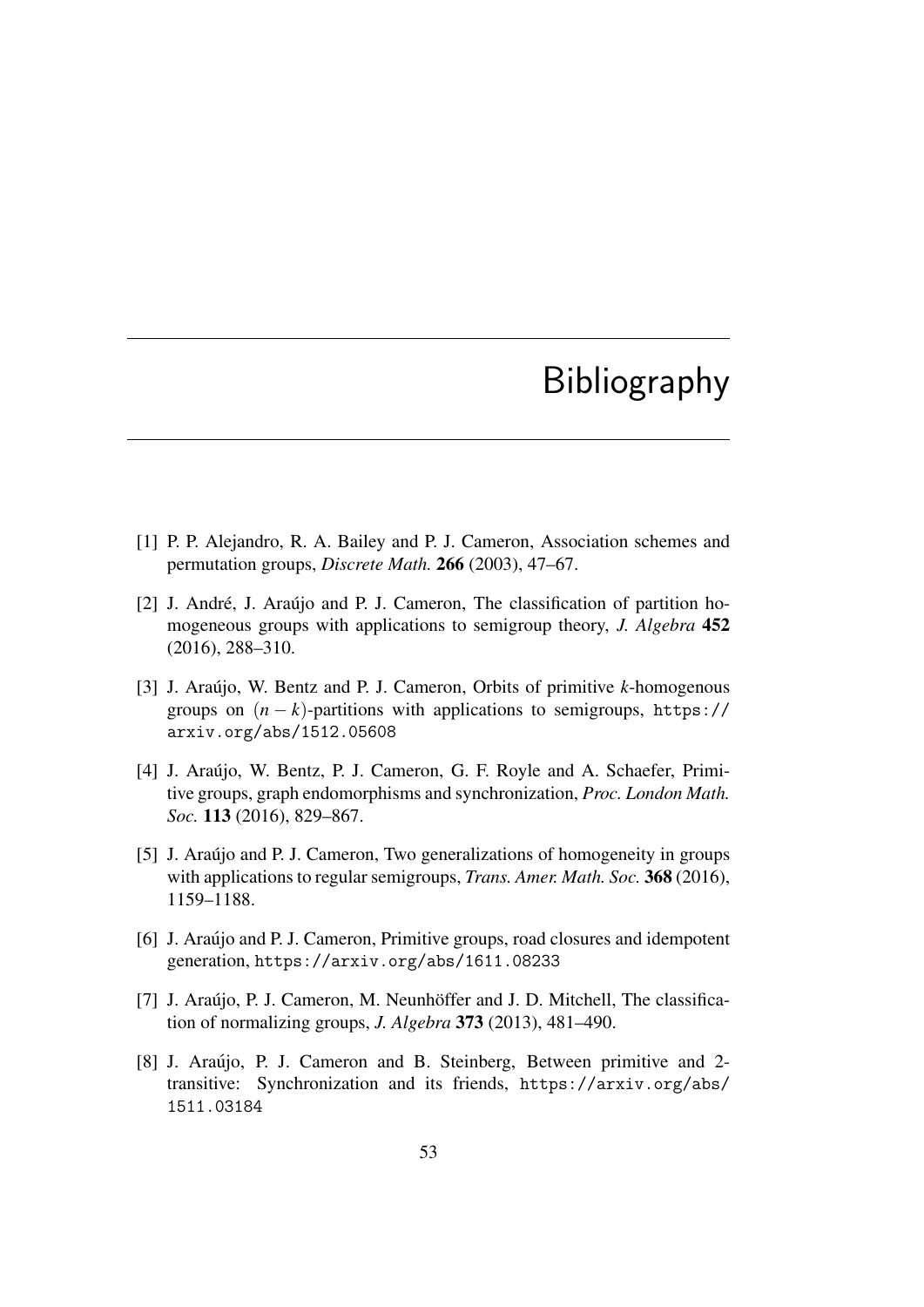# Bibliography

[1] P. P. Alejandro, R. A. Bailey and P. J. Cameron, Association schemes and permutation groups, *Discrete Math.* **266** (2003), 47–67.

[2] J. André, J. Araújo and P. J. Cameron, The classification of partition homogeneous groups with applications to semigroup theory, *J. Algebra* **452** (2016), 288–310.

[3] J. Araújo, W. Bentz and P. J. Cameron, Orbits of primitive $k$-homogenous groups on $(n-k)$-partitions with applications to semigroups, `https://arxiv.org/abs/1512.05608`

[4] J. Araújo, W. Bentz, P. J. Cameron, G. F. Royle and A. Schaefer, Primitive groups, graph endomorphisms and synchronization, *Proc. London Math. Soc.* **113** (2016), 829–867.

[5] J. Araújo and P. J. Cameron, Two generalizations of homogeneity in groups with applications to regular semigroups, *Trans. Amer. Math. Soc.* **368** (2016), 1159–1188.

[6] J. Araújo and P. J. Cameron, Primitive groups, road closures and idempotent generation, `https://arxiv.org/abs/1611.08233`

[7] J. Araújo, P. J. Cameron, M. Neunhöffer and J. D. Mitchell, The classification of normalizing groups, *J. Algebra* **373** (2013), 481–490.

[8] J. Araújo, P. J. Cameron and B. Steinberg, Between primitive and 2-transitive: Synchronization and its friends, `https://arxiv.org/abs/1511.03184`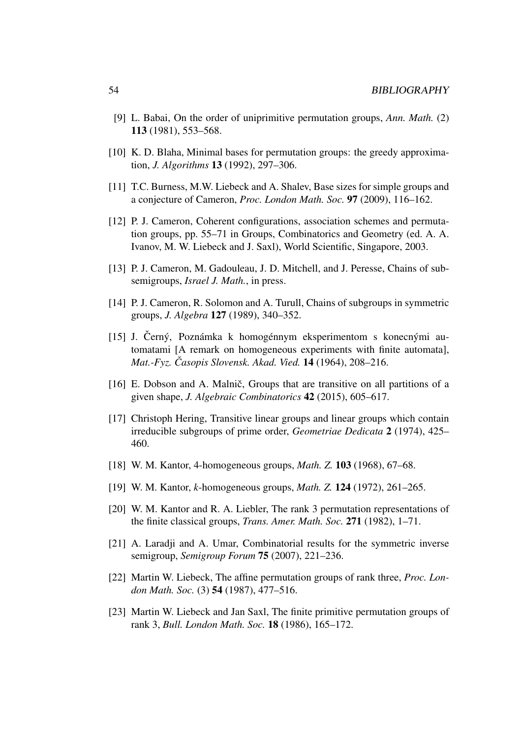[9] L. Babai, On the order of uniprimitive permutation groups, *Ann. Math.* (2) **113** (1981), 553–568.

[10] K. D. Blaha, Minimal bases for permutation groups: the greedy approximation, *J. Algorithms* **13** (1992), 297–306.

[11] T.C. Burness, M.W. Liebeck and A. Shalev, Base sizes for simple groups and a conjecture of Cameron, *Proc. London Math. Soc.* **97** (2009), 116–162.

[12] P. J. Cameron, Coherent configurations, association schemes and permutation groups, pp. 55–71 in Groups, Combinatorics and Geometry (ed. A. A. Ivanov, M. W. Liebeck and J. Saxl), World Scientific, Singapore, 2003.

[13] P. J. Cameron, M. Gadouleau, J. D. Mitchell, and J. Peresse, Chains of subsemigroups, *Israel J. Math.*, in press.

[14] P. J. Cameron, R. Solomon and A. Turull, Chains of subgroups in symmetric groups, *J. Algebra* **127** (1989), 340–352.

[15] J. Černý, Poznámka k homogénnym eksperimentom s konecnými automatami [A remark on homogeneous experiments with finite automata], *Mat.-Fyz. Časopis Slovensk. Akad. Vied.* **14** (1964), 208–216.

[16] E. Dobson and A. Malnič, Groups that are transitive on all partitions of a given shape, *J. Algebraic Combinatorics* **42** (2015), 605–617.

[17] Christoph Hering, Transitive linear groups and linear groups which contain irreducible subgroups of prime order, *Geometriae Dedicata* **2** (1974), 425–460.

[18] W. M. Kantor, 4-homogeneous groups, *Math. Z.* **103** (1968), 67–68.

[19] W. M. Kantor, *k*-homogeneous groups, *Math. Z.* **124** (1972), 261–265.

[20] W. M. Kantor and R. A. Liebler, The rank 3 permutation representations of the finite classical groups, *Trans. Amer. Math. Soc.* **271** (1982), 1–71.

[21] A. Laradji and A. Umar, Combinatorial results for the symmetric inverse semigroup, *Semigroup Forum* **75** (2007), 221–236.

[22] Martin W. Liebeck, The affine permutation groups of rank three, *Proc. London Math. Soc.* (3) **54** (1987), 477–516.

[23] Martin W. Liebeck and Jan Saxl, The finite primitive permutation groups of rank 3, *Bull. London Math. Soc.* **18** (1986), 165–172.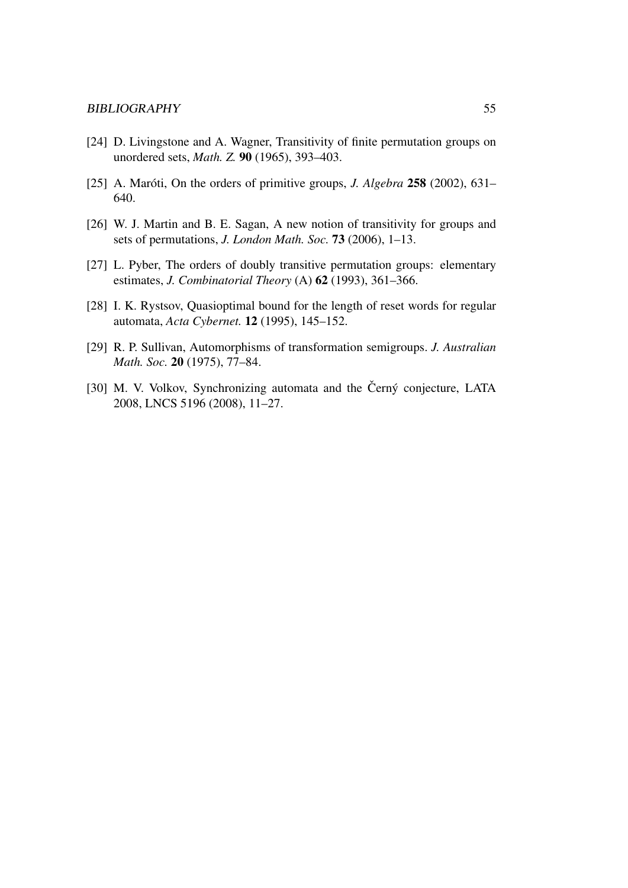[24] D. Livingstone and A. Wagner, Transitivity of finite permutation groups on unordered sets, *Math. Z.* **90** (1965), 393–403.

[25] A. Maróti, On the orders of primitive groups, *J. Algebra* **258** (2002), 631–640.

[26] W. J. Martin and B. E. Sagan, A new notion of transitivity for groups and sets of permutations, *J. London Math. Soc.* **73** (2006), 1–13.

[27] L. Pyber, The orders of doubly transitive permutation groups: elementary estimates, *J. Combinatorial Theory* (A) **62** (1993), 361–366.

[28] I. K. Rystsov, Quasioptimal bound for the length of reset words for regular automata, *Acta Cybernet.* **12** (1995), 145–152.

[29] R. P. Sullivan, Automorphisms of transformation semigroups. *J. Australian Math. Soc.* **20** (1975), 77–84.

[30] M. V. Volkov, Synchronizing automata and the Černý conjecture, LATA 2008, LNCS 5196 (2008), 11–27.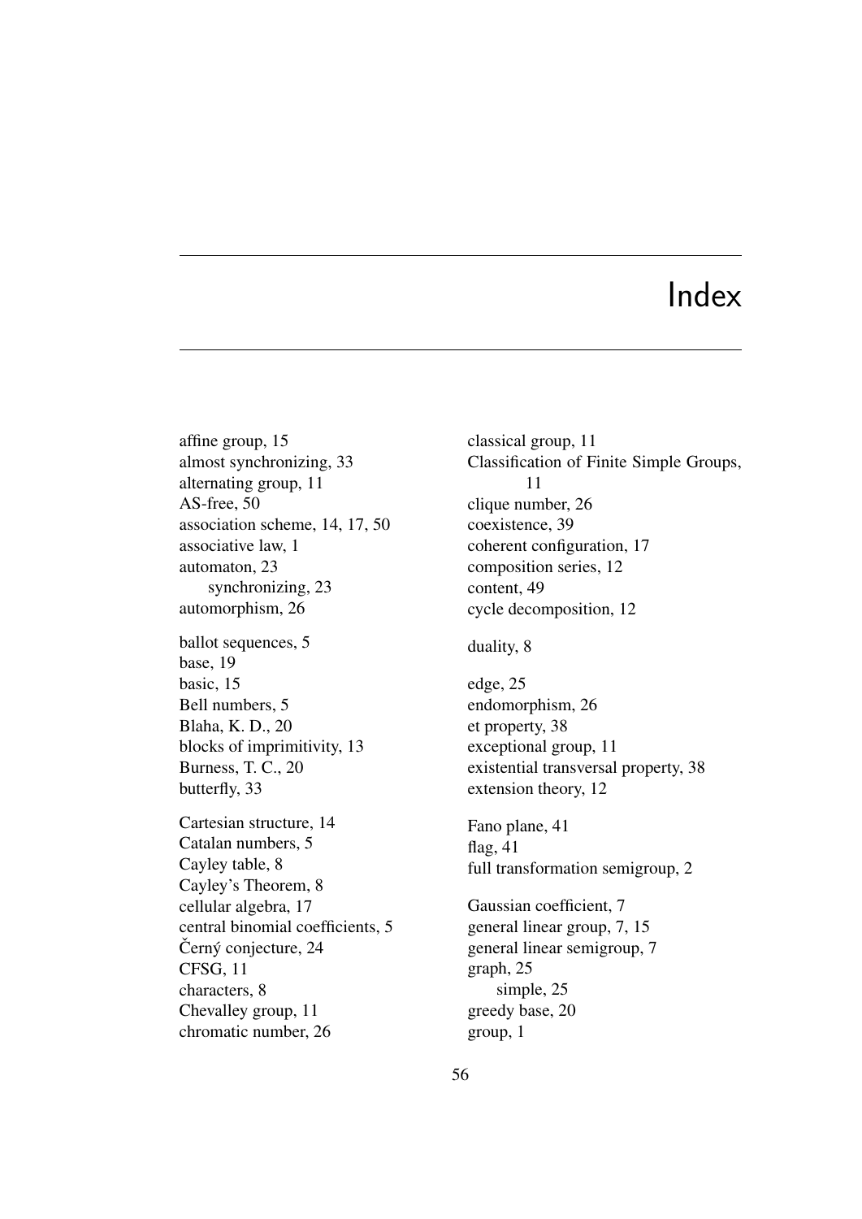# Index

affine group, 15
almost synchronizing, 33
alternating group, 11
AS-free, 50
association scheme, 14, 17, 50
associative law, 1
automaton, 23
  synchronizing, 23
automorphism, 26

ballot sequences, 5
base, 19
basic, 15
Bell numbers, 5
Blaha, K. D., 20
blocks of imprimitivity, 13
Burness, T. C., 20
butterfly, 33

Cartesian structure, 14
Catalan numbers, 5
Cayley table, 8
Cayley's Theorem, 8
cellular algebra, 17
central binomial coefficients, 5
Černý conjecture, 24
CFSG, 11
characters, 8
Chevalley group, 11
chromatic number, 26

classical group, 11
Classification of Finite Simple Groups, 11
clique number, 26
coexistence, 39
coherent configuration, 17
composition series, 12
content, 49
cycle decomposition, 12

duality, 8

edge, 25
endomorphism, 26
et property, 38
exceptional group, 11
existential transversal property, 38
extension theory, 12

Fano plane, 41
flag, 41
full transformation semigroup, 2

Gaussian coefficient, 7
general linear group, 7, 15
general linear semigroup, 7
graph, 25
  simple, 25
greedy base, 20
group, 1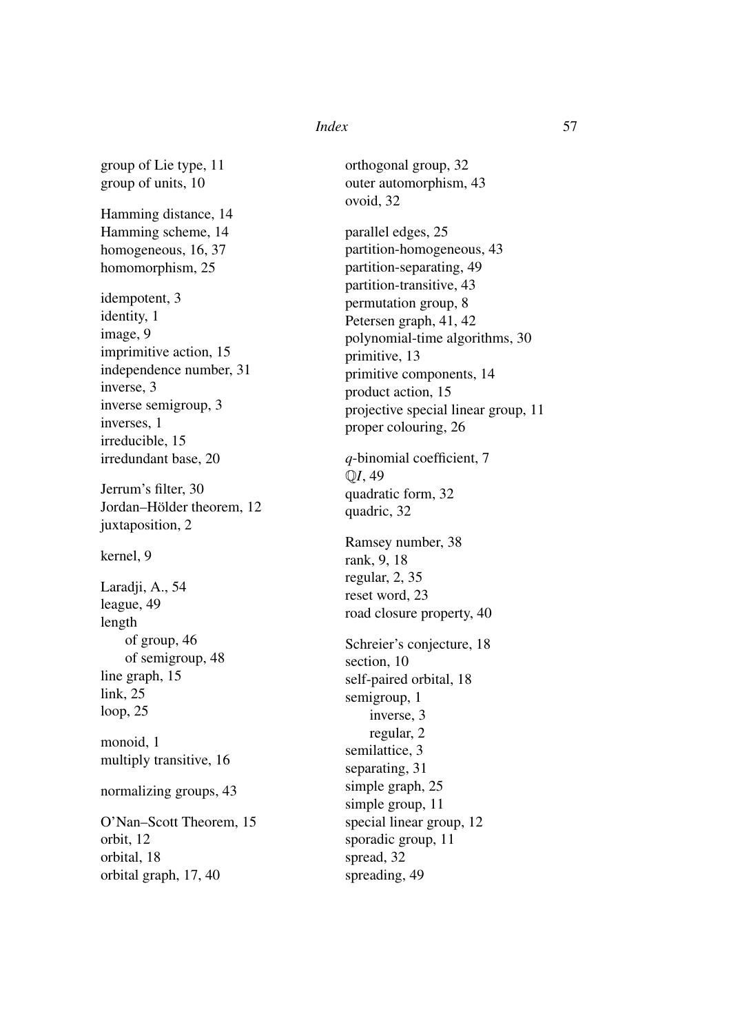group of Lie type, 11
group of units, 10

Hamming distance, 14
Hamming scheme, 14
homogeneous, 16, 37
homomorphism, 25

idempotent, 3
identity, 1
image, 9
imprimitive action, 15
independence number, 31
inverse, 3
inverse semigroup, 3
inverses, 1
irreducible, 15
irredundant base, 20

Jerrum's filter, 30
Jordan–Hölder theorem, 12
juxtaposition, 2

kernel, 9

Laradji, A., 54
league, 49
length
  of group, 46
  of semigroup, 48
line graph, 15
link, 25
loop, 25

monoid, 1
multiply transitive, 16

normalizing groups, 43

O'Nan–Scott Theorem, 15
orbit, 12
orbital, 18
orbital graph, 17, 40

orthogonal group, 32
outer automorphism, 43
ovoid, 32

parallel edges, 25
partition-homogeneous, 43
partition-separating, 49
partition-transitive, 43
permutation group, 8
Petersen graph, 41, 42
polynomial-time algorithms, 30
primitive, 13
primitive components, 14
product action, 15
projective special linear group, 11
proper colouring, 26

$q$-binomial coefficient, 7
$\mathbb{Q}I$, 49
quadratic form, 32
quadric, 32

Ramsey number, 38
rank, 9, 18
regular, 2, 35
reset word, 23
road closure property, 40

Schreier's conjecture, 18
section, 10
self-paired orbital, 18
semigroup, 1
  inverse, 3
  regular, 2
semilattice, 3
separating, 31
simple graph, 25
simple group, 11
special linear group, 12
sporadic group, 11
spread, 32
spreading, 49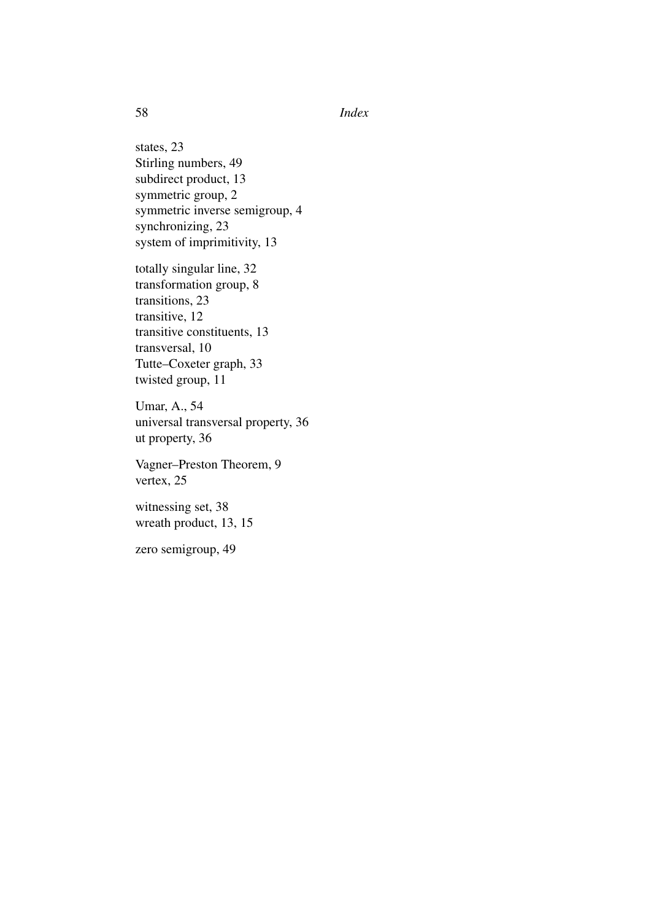states, 23
Stirling numbers, 49
subdirect product, 13
symmetric group, 2
symmetric inverse semigroup, 4
synchronizing, 23
system of imprimitivity, 13

totally singular line, 32
transformation group, 8
transitions, 23
transitive, 12
transitive constituents, 13
transversal, 10
Tutte–Coxeter graph, 33
twisted group, 11

Umar, A., 54
universal transversal property, 36
ut property, 36

Vagner–Preston Theorem, 9
vertex, 25

witnessing set, 38
wreath product, 13, 15

zero semigroup, 49